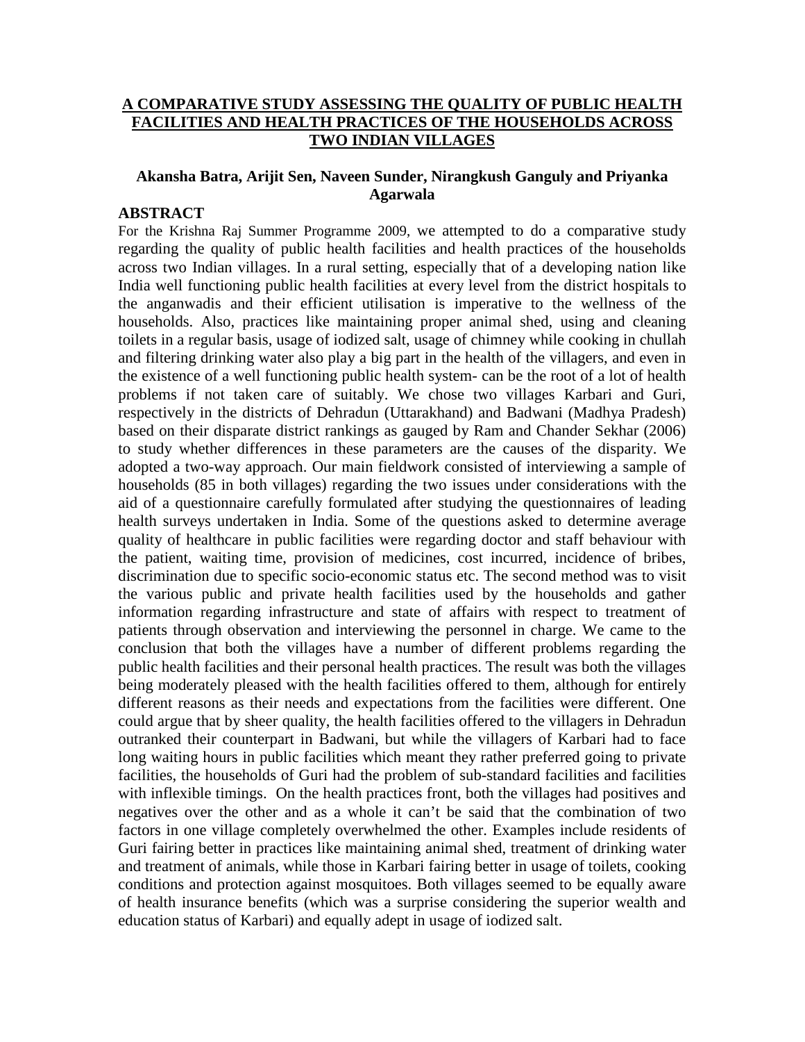# A COMPARATIVE STUDY ASSESSING THE QUALITY OF PUBLIC HEALTH FACILITIES AND HEALTH PRACTICES OF THE HOUSEHOLDS ACROSS TWO INDIAN VILLAGES

**Akansha Batra, Arijit Sen, Naveen Sunder, Nirangkush Ganguly and Priyanka Agarwala**

## ABSTRACT

For the Krishna Raj Summer Programme 2009, we attempted to do a comparative study regarding the quality of public health facilities and health practices of the households across two Indian villages. In a rural setting, especially that of a developing nation like India well functioning public health facilities at every level from the district hospitals to the anganwadis and their efficient utilisation is imperative to the wellness of the households. Also, practices like maintaining proper animal shed, using and cleaning toilets in a regular basis, usage of iodized salt, usage of chimney while cooking in chullah and filtering drinking water also play a big part in the health of the villagers, and even in the existence of a well functioning public health system- can be the root of a lot of health problems if not taken care of suitably. We chose two villages Karbari and Guri, respectively in the districts of Dehradun (Uttarakhand) and Badwani (Madhya Pradesh) based on their disparate district rankings as gauged by Ram and Chander Sekhar (2006) to study whether differences in these parameters are the causes of the disparity. We adopted a two-way approach. Our main fieldwork consisted of interviewing a sample of households (85 in both villages) regarding the two issues under considerations with the aid of a questionnaire carefully formulated after studying the questionnaires of leading health surveys undertaken in India. Some of the questions asked to determine average quality of healthcare in public facilities were regarding doctor and staff behaviour with the patient, waiting time, provision of medicines, cost incurred, incidence of bribes, discrimination due to specific socio-economic status etc. The second method was to visit the various public and private health facilities used by the households and gather information regarding infrastructure and state of affairs with respect to treatment of patients through observation and interviewing the personnel in charge. We came to the conclusion that both the villages have a number of different problems regarding the public health facilities and their personal health practices. The result was both the villages being moderately pleased with the health facilities offered to them, although for entirely different reasons as their needs and expectations from the facilities were different. One could argue that by sheer quality, the health facilities offered to the villagers in Dehradun outranked their counterpart in Badwani, but while the villagers of Karbari had to face long waiting hours in public facilities which meant they rather preferred going to private facilities, the households of Guri had the problem of sub-standard facilities and facilities with inflexible timings. On the health practices front, both the villages had positives and negatives over the other and as a whole it can't be said that the combination of two factors in one village completely overwhelmed the other. Examples include residents of Guri fairing better in practices like maintaining animal shed, treatment of drinking water and treatment of animals, while those in Karbari fairing better in usage of toilets, cooking conditions and protection against mosquitoes. Both villages seemed to be equally aware of health insurance benefits (which was a surprise considering the superior wealth and education status of Karbari) and equally adept in usage of iodized salt.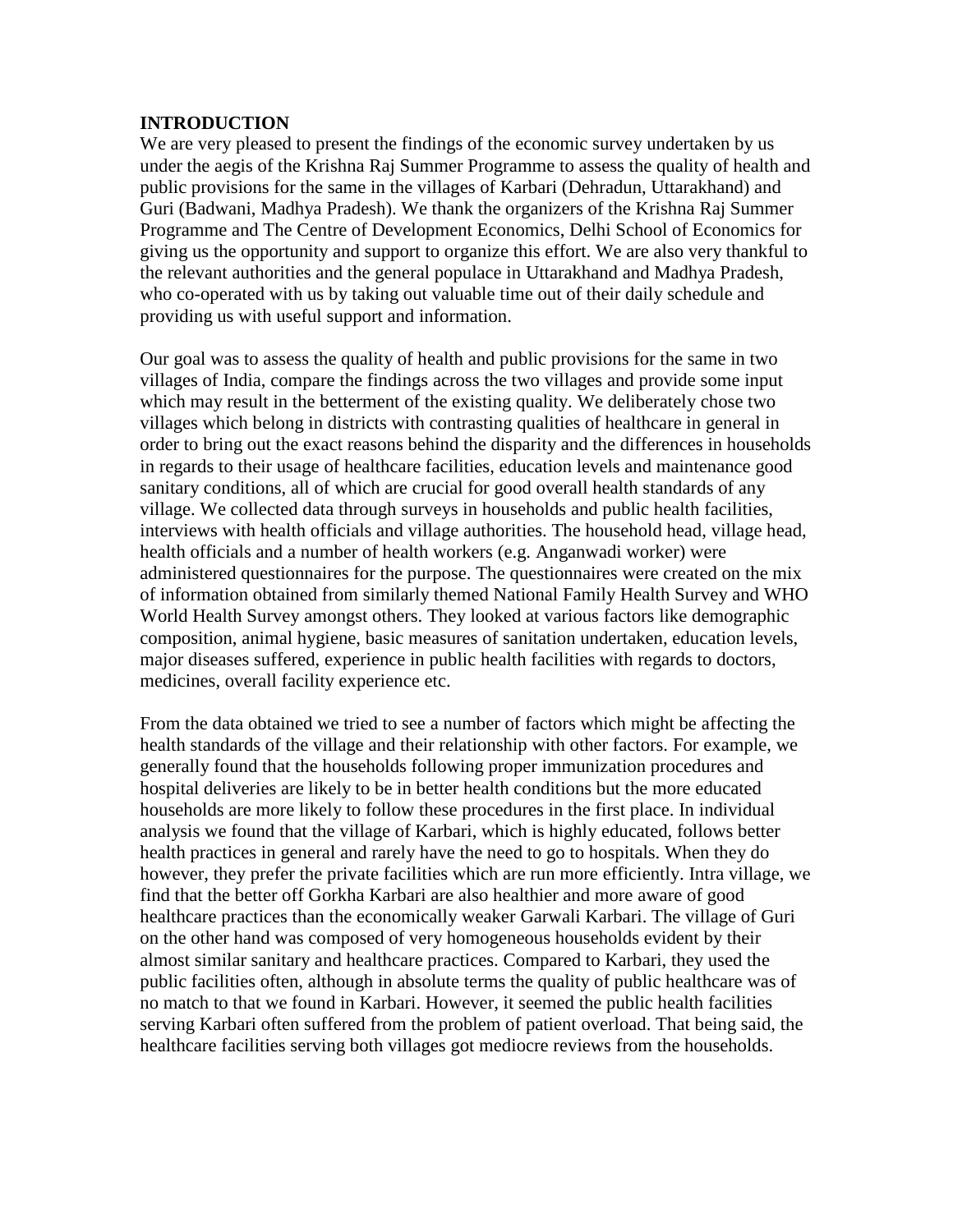## INTRODUCTION

We are very pleased to present the findings of the economic survey undertaken by us under the aegis of the Krishna Raj Summer Programme to assess the quality of health and public provisions for the same in the villages of Karbari (Dehradun, Uttarakhand) and Guri (Badwani, Madhya Pradesh). We thank the organizers of the Krishna Raj Summer Programme and The Centre of Development Economics, Delhi School of Economics for giving us the opportunity and support to organize this effort. We are also very thankful to the relevant authorities and the general populace in Uttarakhand and Madhya Pradesh, who co-operated with us by taking out valuable time out of their daily schedule and providing us with useful support and information.

Our goal was to assess the quality of health and public provisions for the same in two villages of India, compare the findings across the two villages and provide some input which may result in the betterment of the existing quality. We deliberately chose two villages which belong in districts with contrasting qualities of healthcare in general in order to bring out the exact reasons behind the disparity and the differences in households in regards to their usage of healthcare facilities, education levels and maintenance good sanitary conditions, all of which are crucial for good overall health standards of any village. We collected data through surveys in households and public health facilities, interviews with health officials and village authorities. The household head, village head, health officials and a number of health workers (e.g. Anganwadi worker) were administered questionnaires for the purpose. The questionnaires were created on the mix of information obtained from similarly themed National Family Health Survey and WHO World Health Survey amongst others. They looked at various factors like demographic composition, animal hygiene, basic measures of sanitation undertaken, education levels, major diseases suffered, experience in public health facilities with regards to doctors, medicines, overall facility experience etc.

From the data obtained we tried to see a number of factors which might be affecting the health standards of the village and their relationship with other factors. For example, we generally found that the households following proper immunization procedures and hospital deliveries are likely to be in better health conditions but the more educated households are more likely to follow these procedures in the first place. In individual analysis we found that the village of Karbari, which is highly educated, follows better health practices in general and rarely have the need to go to hospitals. When they do however, they prefer the private facilities which are run more efficiently. Intra village, we find that the better off Gorkha Karbari are also healthier and more aware of good healthcare practices than the economically weaker Garwali Karbari. The village of Guri on the other hand was composed of very homogeneous households evident by their almost similar sanitary and healthcare practices. Compared to Karbari, they used the public facilities often, although in absolute terms the quality of public healthcare was of no match to that we found in Karbari. However, it seemed the public health facilities serving Karbari often suffered from the problem of patient overload. That being said, the healthcare facilities serving both villages got mediocre reviews from the households.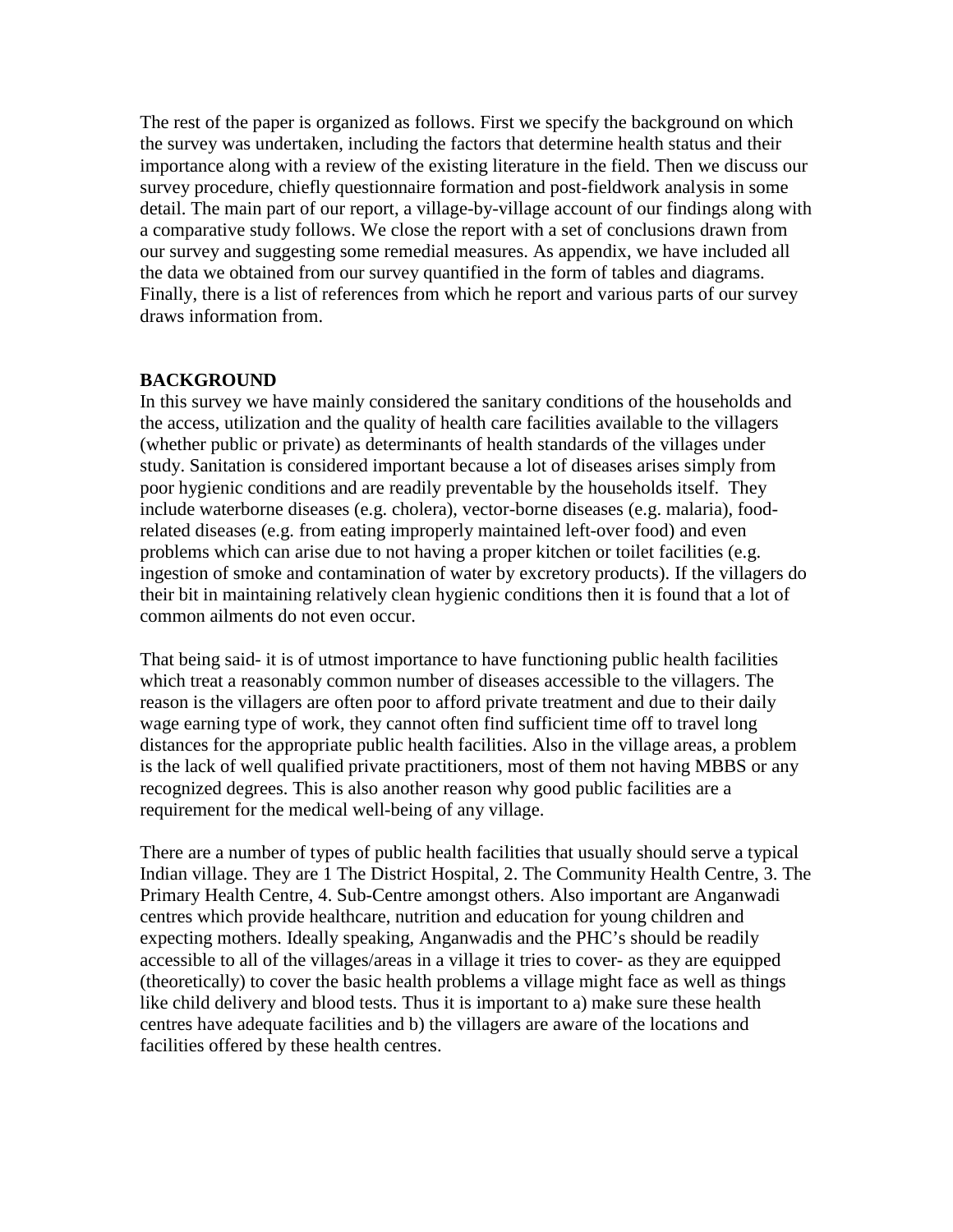The rest of the paper is organized as follows. First we specify the background on which the survey was undertaken, including the factors that determine health status and their importance along with a review of the existing literature in the field. Then we discuss our survey procedure, chiefly questionnaire formation and post-fieldwork analysis in some detail. The main part of our report, a village-by-village account of our findings along with a comparative study follows. We close the report with a set of conclusions drawn from our survey and suggesting some remedial measures. As appendix, we have included all the data we obtained from our survey quantified in the form of tables and diagrams. Finally, there is a list of references from which he report and various parts of our survey draws information from.

## BACKGROUND

In this survey we have mainly considered the sanitary conditions of the households and the access, utilization and the quality of health care facilities available to the villagers (whether public or private) as determinants of health standards of the villages under study. Sanitation is considered important because a lot of diseases arises simply from poor hygienic conditions and are readily preventable by the households itself. They include waterborne diseases (e.g. cholera), vector-borne diseases (e.g. malaria), food-related diseases (e.g. from eating improperly maintained left-over food) and even problems which can arise due to not having a proper kitchen or toilet facilities (e.g. ingestion of smoke and contamination of water by excretory products). If the villagers do their bit in maintaining relatively clean hygienic conditions then it is found that a lot of common ailments do not even occur.

That being said- it is of utmost importance to have functioning public health facilities which treat a reasonably common number of diseases accessible to the villagers. The reason is the villagers are often poor to afford private treatment and due to their daily wage earning type of work, they cannot often find sufficient time off to travel long distances for the appropriate public health facilities. Also in the village areas, a problem is the lack of well qualified private practitioners, most of them not having MBBS or any recognized degrees. This is also another reason why good public facilities are a requirement for the medical well-being of any village.

There are a number of types of public health facilities that usually should serve a typical Indian village. They are 1 The District Hospital, 2. The Community Health Centre, 3. The Primary Health Centre, 4. Sub-Centre amongst others. Also important are Anganwadi centres which provide healthcare, nutrition and education for young children and expecting mothers. Ideally speaking, Anganwadis and the PHC's should be readily accessible to all of the villages/areas in a village it tries to cover- as they are equipped (theoretically) to cover the basic health problems a village might face as well as things like child delivery and blood tests. Thus it is important to a) make sure these health centres have adequate facilities and b) the villagers are aware of the locations and facilities offered by these health centres.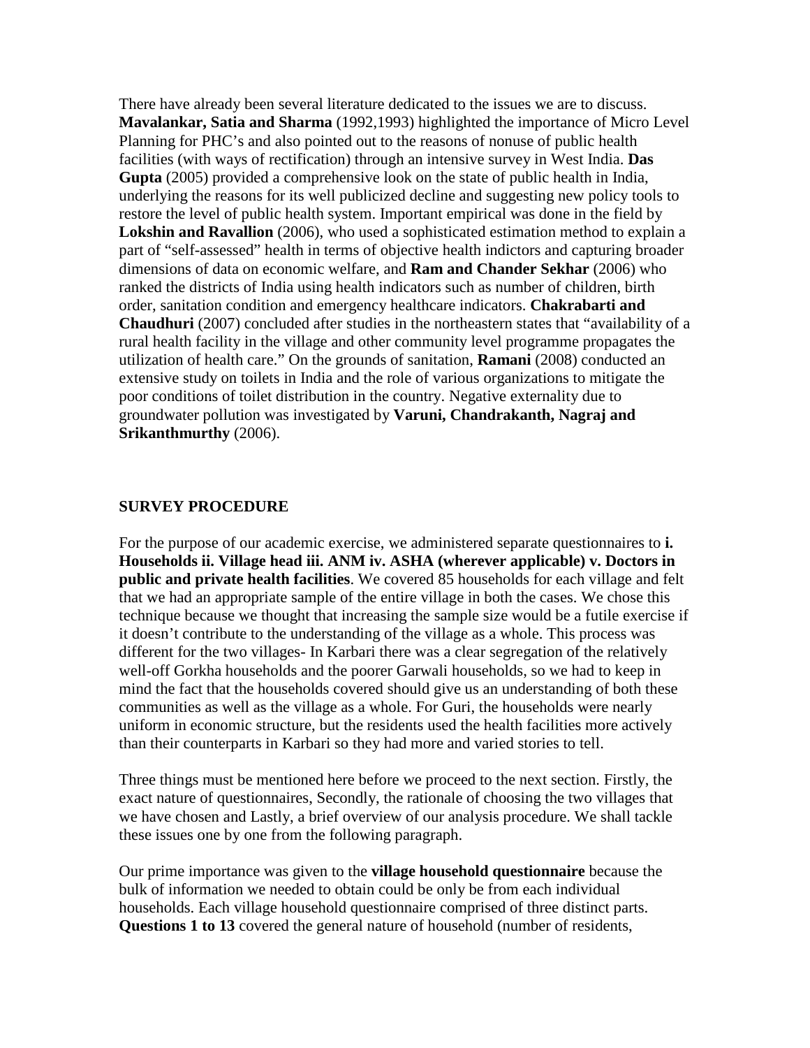There have already been several literature dedicated to the issues we are to discuss. **Mavalankar, Satia and Sharma** (1992,1993) highlighted the importance of Micro Level Planning for PHC's and also pointed out to the reasons of nonuse of public health facilities (with ways of rectification) through an intensive survey in West India. **Das Gupta** (2005) provided a comprehensive look on the state of public health in India, underlying the reasons for its well publicized decline and suggesting new policy tools to restore the level of public health system. Important empirical was done in the field by **Lokshin and Ravallion** (2006), who used a sophisticated estimation method to explain a part of "self-assessed" health in terms of objective health indictors and capturing broader dimensions of data on economic welfare, and **Ram and Chander Sekhar** (2006) who ranked the districts of India using health indicators such as number of children, birth order, sanitation condition and emergency healthcare indicators. **Chakrabarti and Chaudhuri** (2007) concluded after studies in the northeastern states that "availability of a rural health facility in the village and other community level programme propagates the utilization of health care." On the grounds of sanitation, **Ramani** (2008) conducted an extensive study on toilets in India and the role of various organizations to mitigate the poor conditions of toilet distribution in the country. Negative externality due to groundwater pollution was investigated by **Varuni, Chandrakanth, Nagraj and Srikanthmurthy** (2006).

## SURVEY PROCEDURE

For the purpose of our academic exercise, we administered separate questionnaires to **i. Households ii. Village head iii. ANM iv. ASHA (wherever applicable) v. Doctors in public and private health facilities**. We covered 85 households for each village and felt that we had an appropriate sample of the entire village in both the cases. We chose this technique because we thought that increasing the sample size would be a futile exercise if it doesn't contribute to the understanding of the village as a whole. This process was different for the two villages- In Karbari there was a clear segregation of the relatively well-off Gorkha households and the poorer Garwali households, so we had to keep in mind the fact that the households covered should give us an understanding of both these communities as well as the village as a whole. For Guri, the households were nearly uniform in economic structure, but the residents used the health facilities more actively than their counterparts in Karbari so they had more and varied stories to tell.

Three things must be mentioned here before we proceed to the next section. Firstly, the exact nature of questionnaires, Secondly, the rationale of choosing the two villages that we have chosen and Lastly, a brief overview of our analysis procedure. We shall tackle these issues one by one from the following paragraph.

Our prime importance was given to the **village household questionnaire** because the bulk of information we needed to obtain could be only be from each individual households. Each village household questionnaire comprised of three distinct parts. **Questions 1 to 13** covered the general nature of household (number of residents,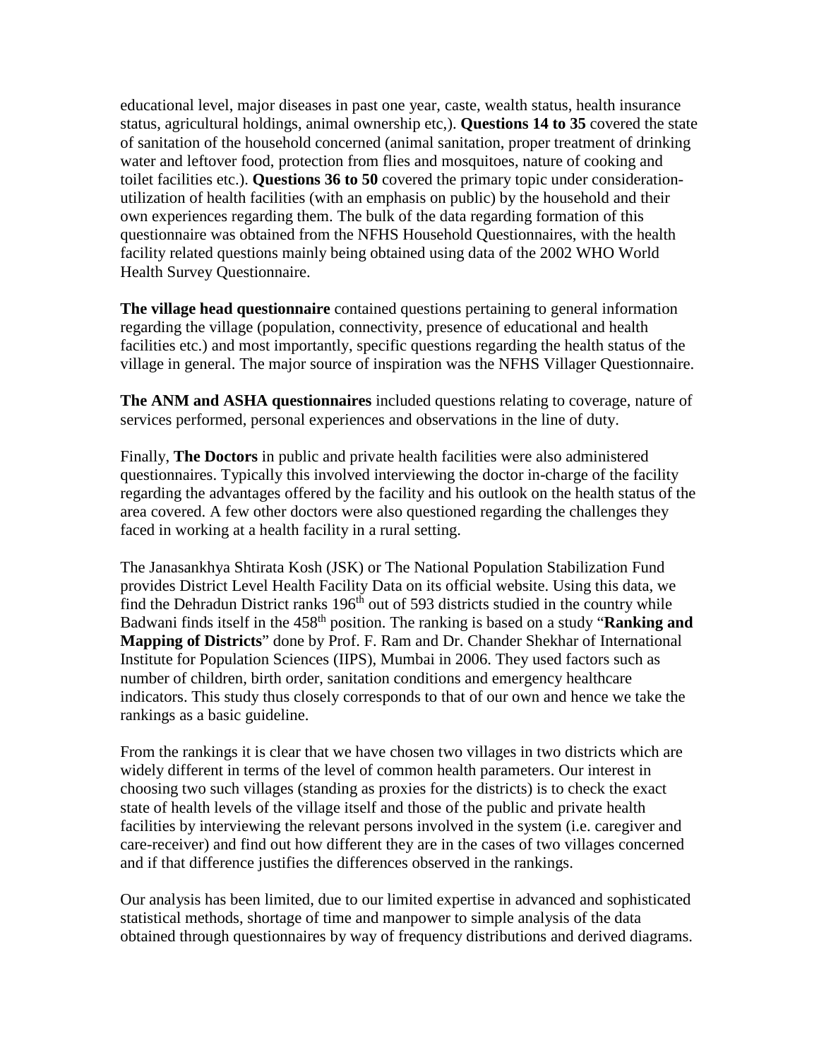educational level, major diseases in past one year, caste, wealth status, health insurance status, agricultural holdings, animal ownership etc,). **Questions 14 to 35** covered the state of sanitation of the household concerned (animal sanitation, proper treatment of drinking water and leftover food, protection from flies and mosquitoes, nature of cooking and toilet facilities etc.). **Questions 36 to 50** covered the primary topic under consideration- utilization of health facilities (with an emphasis on public) by the household and their own experiences regarding them. The bulk of the data regarding formation of this questionnaire was obtained from the NFHS Household Questionnaires, with the health facility related questions mainly being obtained using data of the 2002 WHO World Health Survey Questionnaire.

**The village head questionnaire** contained questions pertaining to general information regarding the village (population, connectivity, presence of educational and health facilities etc.) and most importantly, specific questions regarding the health status of the village in general. The major source of inspiration was the NFHS Villager Questionnaire.

**The ANM and ASHA questionnaires** included questions relating to coverage, nature of services performed, personal experiences and observations in the line of duty.

Finally, **The Doctors** in public and private health facilities were also administered questionnaires. Typically this involved interviewing the doctor in-charge of the facility regarding the advantages offered by the facility and his outlook on the health status of the area covered. A few other doctors were also questioned regarding the challenges they faced in working at a health facility in a rural setting.

The Janasankhya Shtirata Kosh (JSK) or The National Population Stabilization Fund provides District Level Health Facility Data on its official website. Using this data, we find the Dehradun District ranks 196th out of 593 districts studied in the country while Badwani finds itself in the 458th position. The ranking is based on a study "**Ranking and Mapping of Districts**" done by Prof. F. Ram and Dr. Chander Shekhar of International Institute for Population Sciences (IIPS), Mumbai in 2006. They used factors such as number of children, birth order, sanitation conditions and emergency healthcare indicators. This study thus closely corresponds to that of our own and hence we take the rankings as a basic guideline.

From the rankings it is clear that we have chosen two villages in two districts which are widely different in terms of the level of common health parameters. Our interest in choosing two such villages (standing as proxies for the districts) is to check the exact state of health levels of the village itself and those of the public and private health facilities by interviewing the relevant persons involved in the system (i.e. caregiver and care-receiver) and find out how different they are in the cases of two villages concerned and if that difference justifies the differences observed in the rankings.

Our analysis has been limited, due to our limited expertise in advanced and sophisticated statistical methods, shortage of time and manpower to simple analysis of the data obtained through questionnaires by way of frequency distributions and derived diagrams.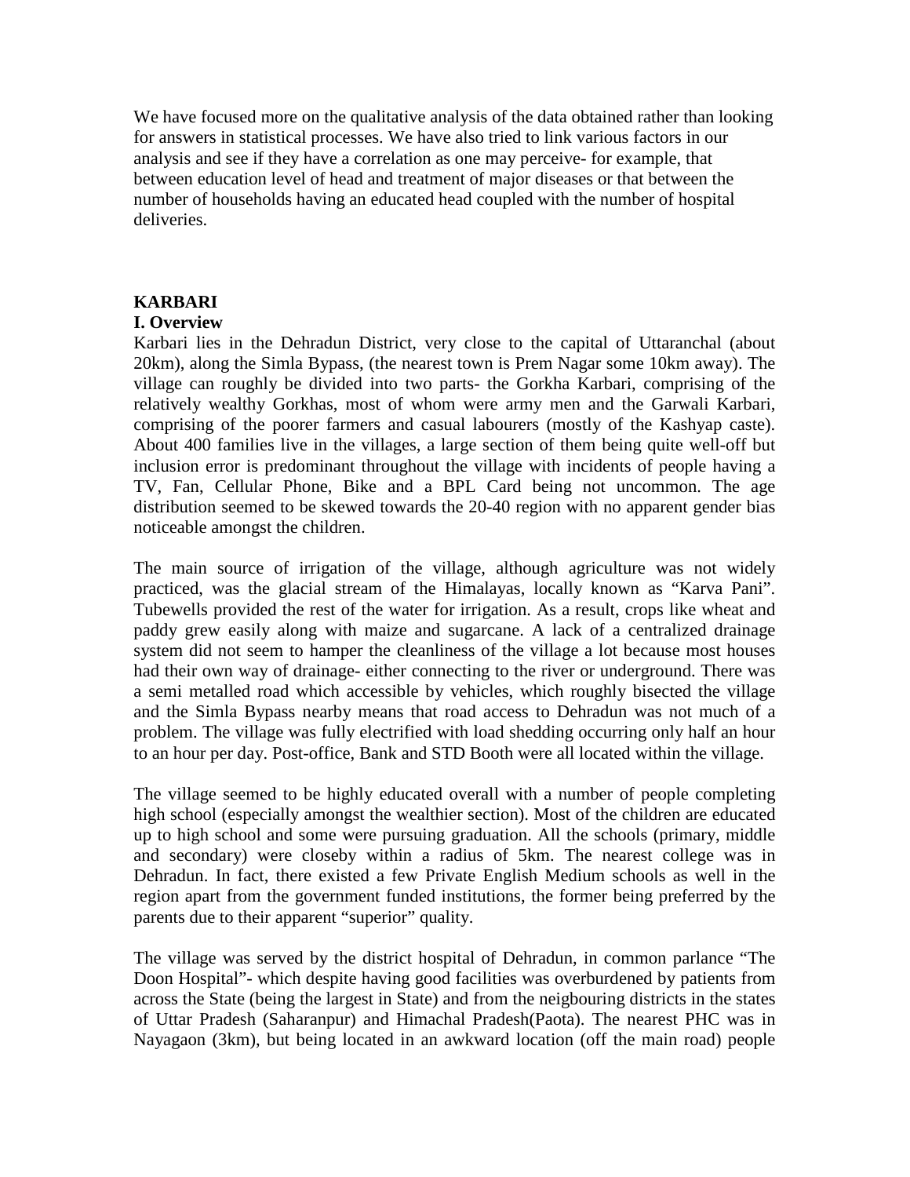We have focused more on the qualitative analysis of the data obtained rather than looking for answers in statistical processes. We have also tried to link various factors in our analysis and see if they have a correlation as one may perceive- for example, that between education level of head and treatment of major diseases or that between the number of households having an educated head coupled with the number of hospital deliveries.

## KARBARI

### I. Overview

Karbari lies in the Dehradun District, very close to the capital of Uttaranchal (about 20km), along the Simla Bypass, (the nearest town is Prem Nagar some 10km away). The village can roughly be divided into two parts- the Gorkha Karbari, comprising of the relatively wealthy Gorkhas, most of whom were army men and the Garwali Karbari, comprising of the poorer farmers and casual labourers (mostly of the Kashyap caste). About 400 families live in the villages, a large section of them being quite well-off but inclusion error is predominant throughout the village with incidents of people having a TV, Fan, Cellular Phone, Bike and a BPL Card being not uncommon. The age distribution seemed to be skewed towards the 20-40 region with no apparent gender bias noticeable amongst the children.

The main source of irrigation of the village, although agriculture was not widely practiced, was the glacial stream of the Himalayas, locally known as "Karva Pani". Tubewells provided the rest of the water for irrigation. As a result, crops like wheat and paddy grew easily along with maize and sugarcane. A lack of a centralized drainage system did not seem to hamper the cleanliness of the village a lot because most houses had their own way of drainage- either connecting to the river or underground. There was a semi metalled road which accessible by vehicles, which roughly bisected the village and the Simla Bypass nearby means that road access to Dehradun was not much of a problem. The village was fully electrified with load shedding occurring only half an hour to an hour per day. Post-office, Bank and STD Booth were all located within the village.

The village seemed to be highly educated overall with a number of people completing high school (especially amongst the wealthier section). Most of the children are educated up to high school and some were pursuing graduation. All the schools (primary, middle and secondary) were closeby within a radius of 5km. The nearest college was in Dehradun. In fact, there existed a few Private English Medium schools as well in the region apart from the government funded institutions, the former being preferred by the parents due to their apparent "superior" quality.

The village was served by the district hospital of Dehradun, in common parlance "The Doon Hospital"- which despite having good facilities was overburdened by patients from across the State (being the largest in State) and from the neigbouring districts in the states of Uttar Pradesh (Saharanpur) and Himachal Pradesh(Paota). The nearest PHC was in Nayagaon (3km), but being located in an awkward location (off the main road) people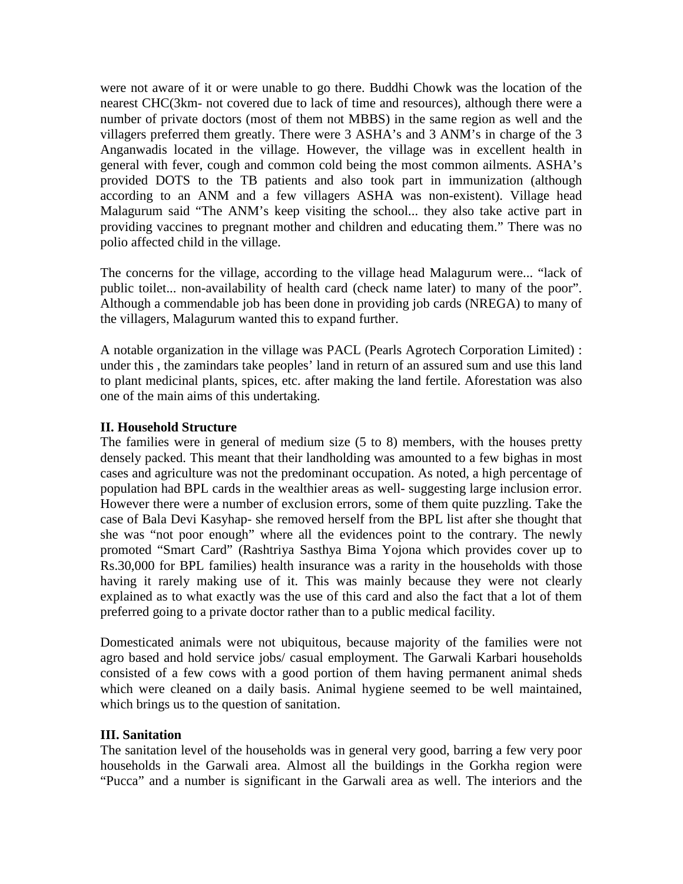were not aware of it or were unable to go there. Buddhi Chowk was the location of the nearest CHC(3km- not covered due to lack of time and resources), although there were a number of private doctors (most of them not MBBS) in the same region as well and the villagers preferred them greatly. There were 3 ASHA's and 3 ANM's in charge of the 3 Anganwadis located in the village. However, the village was in excellent health in general with fever, cough and common cold being the most common ailments. ASHA's provided DOTS to the TB patients and also took part in immunization (although according to an ANM and a few villagers ASHA was non-existent). Village head Malagurum said "The ANM's keep visiting the school... they also take active part in providing vaccines to pregnant mother and children and educating them." There was no polio affected child in the village.

The concerns for the village, according to the village head Malagurum were... "lack of public toilet... non-availability of health card (check name later) to many of the poor". Although a commendable job has been done in providing job cards (NREGA) to many of the villagers, Malagurum wanted this to expand further.

A notable organization in the village was PACL (Pearls Agrotech Corporation Limited) : under this , the zamindars take peoples' land in return of an assured sum and use this land to plant medicinal plants, spices, etc. after making the land fertile. Aforestation was also one of the main aims of this undertaking.

**II. Household Structure**

The families were in general of medium size (5 to 8) members, with the houses pretty densely packed. This meant that their landholding was amounted to a few bighas in most cases and agriculture was not the predominant occupation. As noted, a high percentage of population had BPL cards in the wealthier areas as well- suggesting large inclusion error. However there were a number of exclusion errors, some of them quite puzzling. Take the case of Bala Devi Kasyhap- she removed herself from the BPL list after she thought that she was "not poor enough" where all the evidences point to the contrary. The newly promoted "Smart Card" (Rashtriya Sasthya Bima Yojona which provides cover up to Rs.30,000 for BPL families) health insurance was a rarity in the households with those having it rarely making use of it. This was mainly because they were not clearly explained as to what exactly was the use of this card and also the fact that a lot of them preferred going to a private doctor rather than to a public medical facility.

Domesticated animals were not ubiquitous, because majority of the families were not agro based and hold service jobs/ casual employment. The Garwali Karbari households consisted of a few cows with a good portion of them having permanent animal sheds which were cleaned on a daily basis. Animal hygiene seemed to be well maintained, which brings us to the question of sanitation.

**III. Sanitation**

The sanitation level of the households was in general very good, barring a few very poor households in the Garwali area. Almost all the buildings in the Gorkha region were "Pucca" and a number is significant in the Garwali area as well. The interiors and the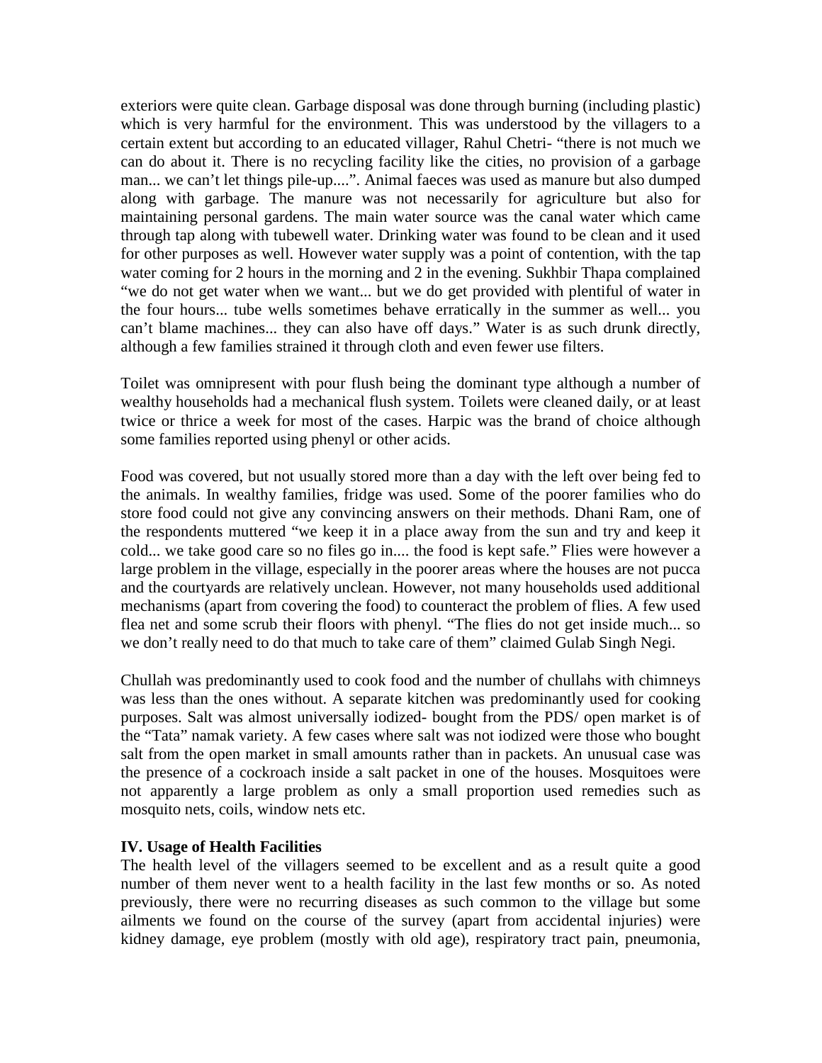exteriors were quite clean. Garbage disposal was done through burning (including plastic) which is very harmful for the environment. This was understood by the villagers to a certain extent but according to an educated villager, Rahul Chetri- "there is not much we can do about it. There is no recycling facility like the cities, no provision of a garbage man... we can't let things pile-up....". Animal faeces was used as manure but also dumped along with garbage. The manure was not necessarily for agriculture but also for maintaining personal gardens. The main water source was the canal water which came through tap along with tubewell water. Drinking water was found to be clean and it used for other purposes as well. However water supply was a point of contention, with the tap water coming for 2 hours in the morning and 2 in the evening. Sukhbir Thapa complained "we do not get water when we want... but we do get provided with plentiful of water in the four hours... tube wells sometimes behave erratically in the summer as well... you can't blame machines... they can also have off days." Water is as such drunk directly, although a few families strained it through cloth and even fewer use filters.

Toilet was omnipresent with pour flush being the dominant type although a number of wealthy households had a mechanical flush system. Toilets were cleaned daily, or at least twice or thrice a week for most of the cases. Harpic was the brand of choice although some families reported using phenyl or other acids.

Food was covered, but not usually stored more than a day with the left over being fed to the animals. In wealthy families, fridge was used. Some of the poorer families who do store food could not give any convincing answers on their methods. Dhani Ram, one of the respondents muttered "we keep it in a place away from the sun and try and keep it cold... we take good care so no files go in.... the food is kept safe." Flies were however a large problem in the village, especially in the poorer areas where the houses are not pucca and the courtyards are relatively unclean. However, not many households used additional mechanisms (apart from covering the food) to counteract the problem of flies. A few used flea net and some scrub their floors with phenyl. "The flies do not get inside much... so we don't really need to do that much to take care of them" claimed Gulab Singh Negi.

Chullah was predominantly used to cook food and the number of chullahs with chimneys was less than the ones without. A separate kitchen was predominantly used for cooking purposes. Salt was almost universally iodized- bought from the PDS/ open market is of the "Tata" namak variety. A few cases where salt was not iodized were those who bought salt from the open market in small amounts rather than in packets. An unusual case was the presence of a cockroach inside a salt packet in one of the houses. Mosquitoes were not apparently a large problem as only a small proportion used remedies such as mosquito nets, coils, window nets etc.

**IV. Usage of Health Facilities**

The health level of the villagers seemed to be excellent and as a result quite a good number of them never went to a health facility in the last few months or so. As noted previously, there were no recurring diseases as such common to the village but some ailments we found on the course of the survey (apart from accidental injuries) were kidney damage, eye problem (mostly with old age), respiratory tract pain, pneumonia,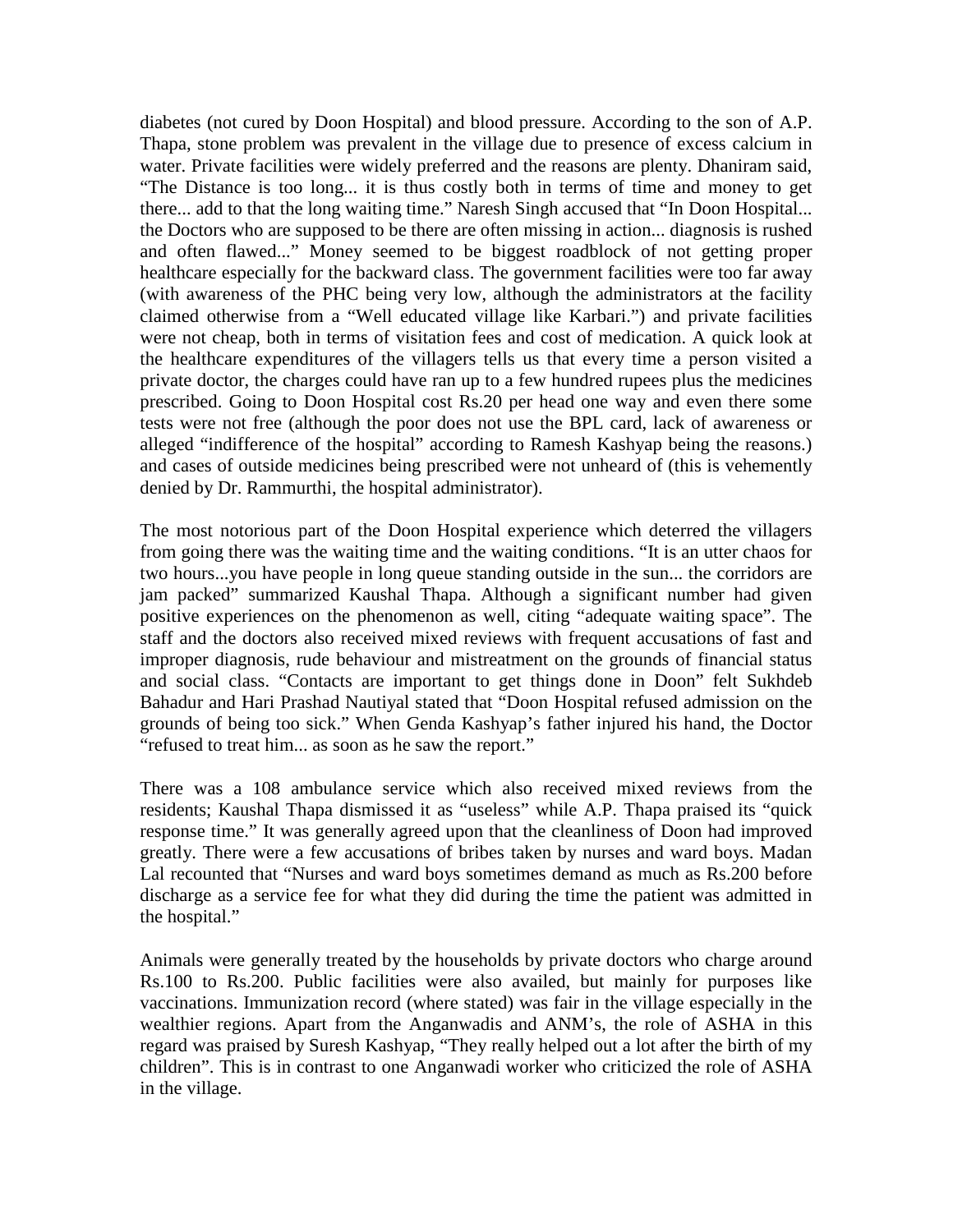diabetes (not cured by Doon Hospital) and blood pressure. According to the son of A.P. Thapa, stone problem was prevalent in the village due to presence of excess calcium in water. Private facilities were widely preferred and the reasons are plenty. Dhaniram said, "The Distance is too long... it is thus costly both in terms of time and money to get there... add to that the long waiting time." Naresh Singh accused that "In Doon Hospital... the Doctors who are supposed to be there are often missing in action... diagnosis is rushed and often flawed..." Money seemed to be biggest roadblock of not getting proper healthcare especially for the backward class. The government facilities were too far away (with awareness of the PHC being very low, although the administrators at the facility claimed otherwise from a "Well educated village like Karbari.") and private facilities were not cheap, both in terms of visitation fees and cost of medication. A quick look at the healthcare expenditures of the villagers tells us that every time a person visited a private doctor, the charges could have ran up to a few hundred rupees plus the medicines prescribed. Going to Doon Hospital cost Rs.20 per head one way and even there some tests were not free (although the poor does not use the BPL card, lack of awareness or alleged "indifference of the hospital" according to Ramesh Kashyap being the reasons.) and cases of outside medicines being prescribed were not unheard of (this is vehemently denied by Dr. Rammurthi, the hospital administrator).

The most notorious part of the Doon Hospital experience which deterred the villagers from going there was the waiting time and the waiting conditions. "It is an utter chaos for two hours...you have people in long queue standing outside in the sun... the corridors are jam packed" summarized Kaushal Thapa. Although a significant number had given positive experiences on the phenomenon as well, citing "adequate waiting space". The staff and the doctors also received mixed reviews with frequent accusations of fast and improper diagnosis, rude behaviour and mistreatment on the grounds of financial status and social class. "Contacts are important to get things done in Doon" felt Sukhdeb Bahadur and Hari Prashad Nautiyal stated that "Doon Hospital refused admission on the grounds of being too sick." When Genda Kashyap's father injured his hand, the Doctor "refused to treat him... as soon as he saw the report."

There was a 108 ambulance service which also received mixed reviews from the residents; Kaushal Thapa dismissed it as "useless" while A.P. Thapa praised its "quick response time." It was generally agreed upon that the cleanliness of Doon had improved greatly. There were a few accusations of bribes taken by nurses and ward boys. Madan Lal recounted that "Nurses and ward boys sometimes demand as much as Rs.200 before discharge as a service fee for what they did during the time the patient was admitted in the hospital."

Animals were generally treated by the households by private doctors who charge around Rs.100 to Rs.200. Public facilities were also availed, but mainly for purposes like vaccinations. Immunization record (where stated) was fair in the village especially in the wealthier regions. Apart from the Anganwadis and ANM's, the role of ASHA in this regard was praised by Suresh Kashyap, "They really helped out a lot after the birth of my children". This is in contrast to one Anganwadi worker who criticized the role of ASHA in the village.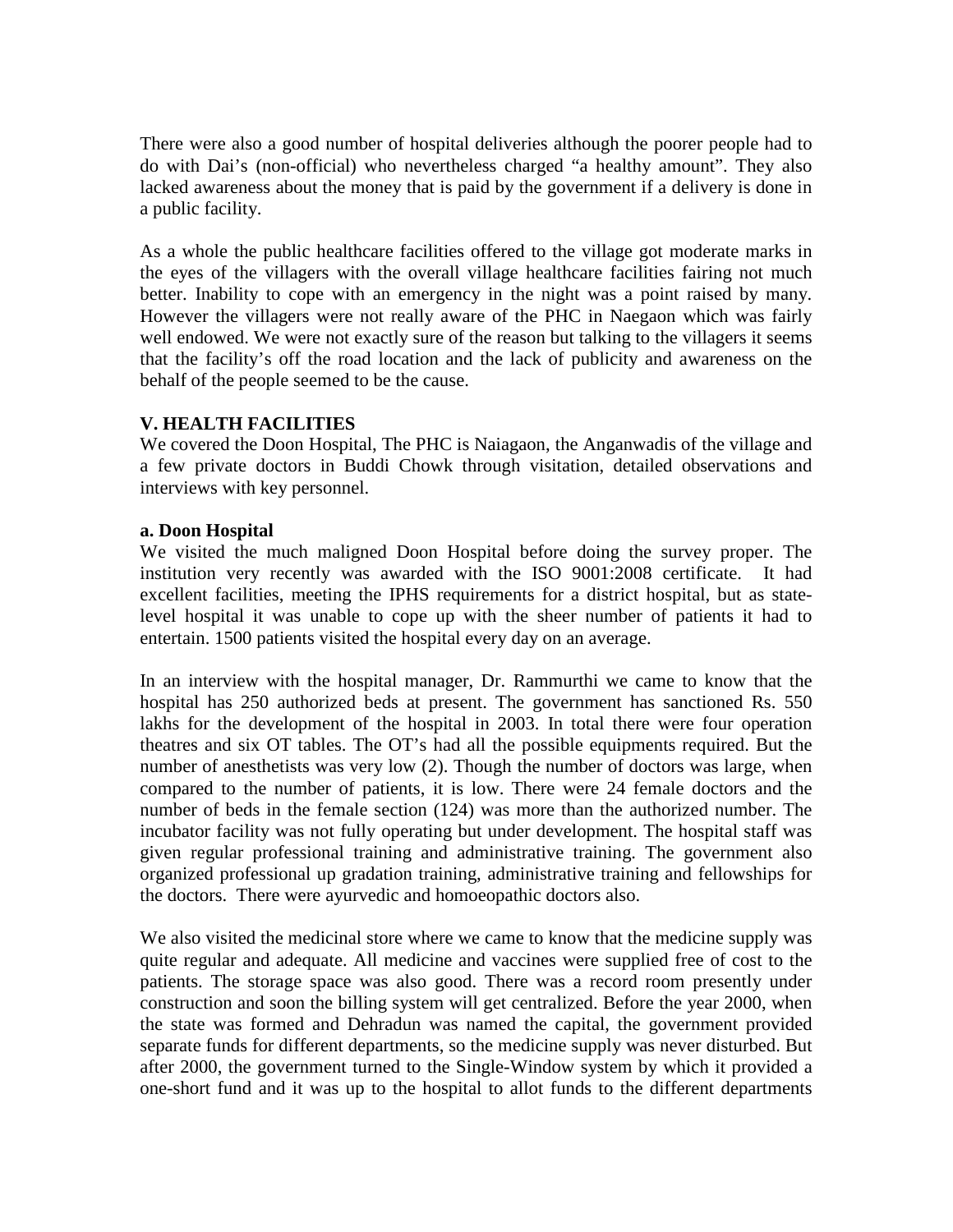There were also a good number of hospital deliveries although the poorer people had to do with Dai's (non-official) who nevertheless charged "a healthy amount". They also lacked awareness about the money that is paid by the government if a delivery is done in a public facility.

As a whole the public healthcare facilities offered to the village got moderate marks in the eyes of the villagers with the overall village healthcare facilities fairing not much better. Inability to cope with an emergency in the night was a point raised by many. However the villagers were not really aware of the PHC in Naegaon which was fairly well endowed. We were not exactly sure of the reason but talking to the villagers it seems that the facility's off the road location and the lack of publicity and awareness on the behalf of the people seemed to be the cause.

## V. HEALTH FACILITIES

We covered the Doon Hospital, The PHC is Naiagaon, the Anganwadis of the village and a few private doctors in Buddi Chowk through visitation, detailed observations and interviews with key personnel.

### a. Doon Hospital

We visited the much maligned Doon Hospital before doing the survey proper. The institution very recently was awarded with the ISO 9001:2008 certificate. It had excellent facilities, meeting the IPHS requirements for a district hospital, but as state-level hospital it was unable to cope up with the sheer number of patients it had to entertain. 1500 patients visited the hospital every day on an average.

In an interview with the hospital manager, Dr. Rammurthi we came to know that the hospital has 250 authorized beds at present. The government has sanctioned Rs. 550 lakhs for the development of the hospital in 2003. In total there were four operation theatres and six OT tables. The OT's had all the possible equipments required. But the number of anesthetists was very low (2). Though the number of doctors was large, when compared to the number of patients, it is low. There were 24 female doctors and the number of beds in the female section (124) was more than the authorized number. The incubator facility was not fully operating but under development. The hospital staff was given regular professional training and administrative training. The government also organized professional up gradation training, administrative training and fellowships for the doctors. There were ayurvedic and homoeopathic doctors also.

We also visited the medicinal store where we came to know that the medicine supply was quite regular and adequate. All medicine and vaccines were supplied free of cost to the patients. The storage space was also good. There was a record room presently under construction and soon the billing system will get centralized. Before the year 2000, when the state was formed and Dehradun was named the capital, the government provided separate funds for different departments, so the medicine supply was never disturbed. But after 2000, the government turned to the Single-Window system by which it provided a one-short fund and it was up to the hospital to allot funds to the different departments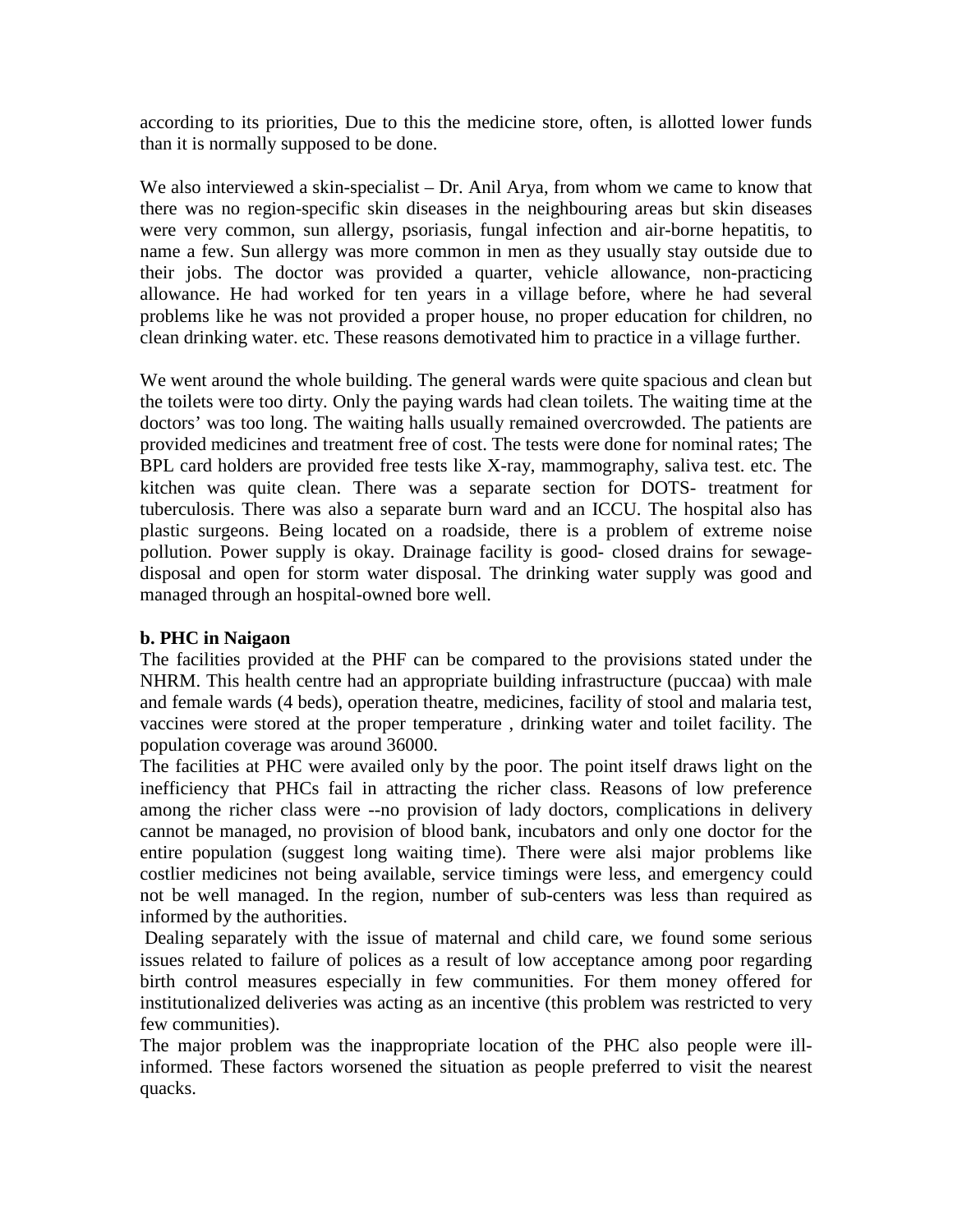according to its priorities, Due to this the medicine store, often, is allotted lower funds than it is normally supposed to be done.

We also interviewed a skin-specialist – Dr. Anil Arya, from whom we came to know that there was no region-specific skin diseases in the neighbouring areas but skin diseases were very common, sun allergy, psoriasis, fungal infection and air-borne hepatitis, to name a few. Sun allergy was more common in men as they usually stay outside due to their jobs. The doctor was provided a quarter, vehicle allowance, non-practicing allowance. He had worked for ten years in a village before, where he had several problems like he was not provided a proper house, no proper education for children, no clean drinking water. etc. These reasons demotivated him to practice in a village further.

We went around the whole building. The general wards were quite spacious and clean but the toilets were too dirty. Only the paying wards had clean toilets. The waiting time at the doctors' was too long. The waiting halls usually remained overcrowded. The patients are provided medicines and treatment free of cost. The tests were done for nominal rates; The BPL card holders are provided free tests like X-ray, mammography, saliva test. etc. The kitchen was quite clean. There was a separate section for DOTS- treatment for tuberculosis. There was also a separate burn ward and an ICCU. The hospital also has plastic surgeons. Being located on a roadside, there is a problem of extreme noise pollution. Power supply is okay. Drainage facility is good- closed drains for sewage-disposal and open for storm water disposal. The drinking water supply was good and managed through an hospital-owned bore well.

**b. PHC in Naigaon**

The facilities provided at the PHF can be compared to the provisions stated under the NHRM. This health centre had an appropriate building infrastructure (puccaa) with male and female wards (4 beds), operation theatre, medicines, facility of stool and malaria test, vaccines were stored at the proper temperature , drinking water and toilet facility. The population coverage was around 36000.

The facilities at PHC were availed only by the poor. The point itself draws light on the inefficiency that PHCs fail in attracting the richer class. Reasons of low preference among the richer class were --no provision of lady doctors, complications in delivery cannot be managed, no provision of blood bank, incubators and only one doctor for the entire population (suggest long waiting time). There were alsi major problems like costlier medicines not being available, service timings were less, and emergency could not be well managed. In the region, number of sub-centers was less than required as informed by the authorities.

Dealing separately with the issue of maternal and child care, we found some serious issues related to failure of polices as a result of low acceptance among poor regarding birth control measures especially in few communities. For them money offered for institutionalized deliveries was acting as an incentive (this problem was restricted to very few communities).

The major problem was the inappropriate location of the PHC also people were ill-informed. These factors worsened the situation as people preferred to visit the nearest quacks.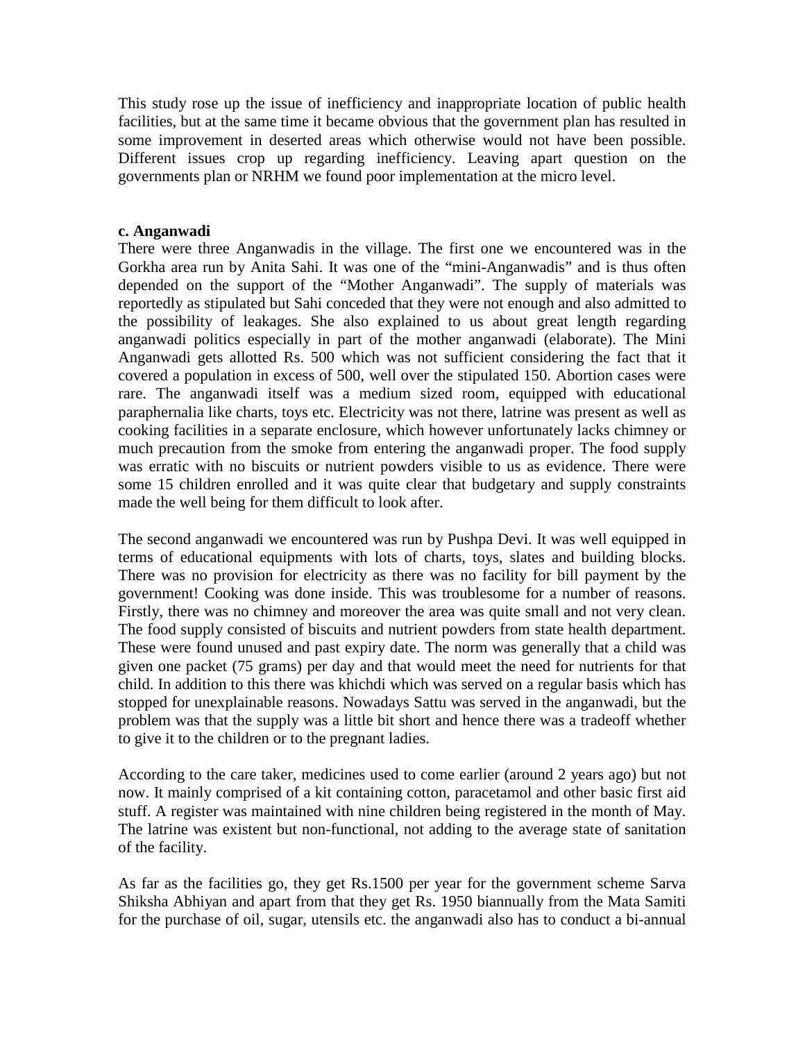This study rose up the issue of inefficiency and inappropriate location of public health facilities, but at the same time it became obvious that the government plan has resulted in some improvement in deserted areas which otherwise would not have been possible. Different issues crop up regarding inefficiency. Leaving apart question on the governments plan or NRHM we found poor implementation at the micro level.

**c. Anganwadi**

There were three Anganwadis in the village. The first one we encountered was in the Gorkha area run by Anita Sahi. It was one of the "mini-Anganwadis" and is thus often depended on the support of the "Mother Anganwadi". The supply of materials was reportedly as stipulated but Sahi conceded that they were not enough and also admitted to the possibility of leakages. She also explained to us about great length regarding anganwadi politics especially in part of the mother anganwadi (elaborate). The Mini Anganwadi gets allotted Rs. 500 which was not sufficient considering the fact that it covered a population in excess of 500, well over the stipulated 150. Abortion cases were rare. The anganwadi itself was a medium sized room, equipped with educational paraphernalia like charts, toys etc. Electricity was not there, latrine was present as well as cooking facilities in a separate enclosure, which however unfortunately lacks chimney or much precaution from the smoke from entering the anganwadi proper. The food supply was erratic with no biscuits or nutrient powders visible to us as evidence. There were some 15 children enrolled and it was quite clear that budgetary and supply constraints made the well being for them difficult to look after.

The second anganwadi we encountered was run by Pushpa Devi. It was well equipped in terms of educational equipments with lots of charts, toys, slates and building blocks. There was no provision for electricity as there was no facility for bill payment by the government! Cooking was done inside. This was troublesome for a number of reasons. Firstly, there was no chimney and moreover the area was quite small and not very clean. The food supply consisted of biscuits and nutrient powders from state health department. These were found unused and past expiry date. The norm was generally that a child was given one packet (75 grams) per day and that would meet the need for nutrients for that child. In addition to this there was khichdi which was served on a regular basis which has stopped for unexplainable reasons. Nowadays Sattu was served in the anganwadi, but the problem was that the supply was a little bit short and hence there was a tradeoff whether to give it to the children or to the pregnant ladies.

According to the care taker, medicines used to come earlier (around 2 years ago) but not now. It mainly comprised of a kit containing cotton, paracetamol and other basic first aid stuff. A register was maintained with nine children being registered in the month of May. The latrine was existent but non-functional, not adding to the average state of sanitation of the facility.

As far as the facilities go, they get Rs.1500 per year for the government scheme Sarva Shiksha Abhiyan and apart from that they get Rs. 1950 biannually from the Mata Samiti for the purchase of oil, sugar, utensils etc. the anganwadi also has to conduct a bi-annual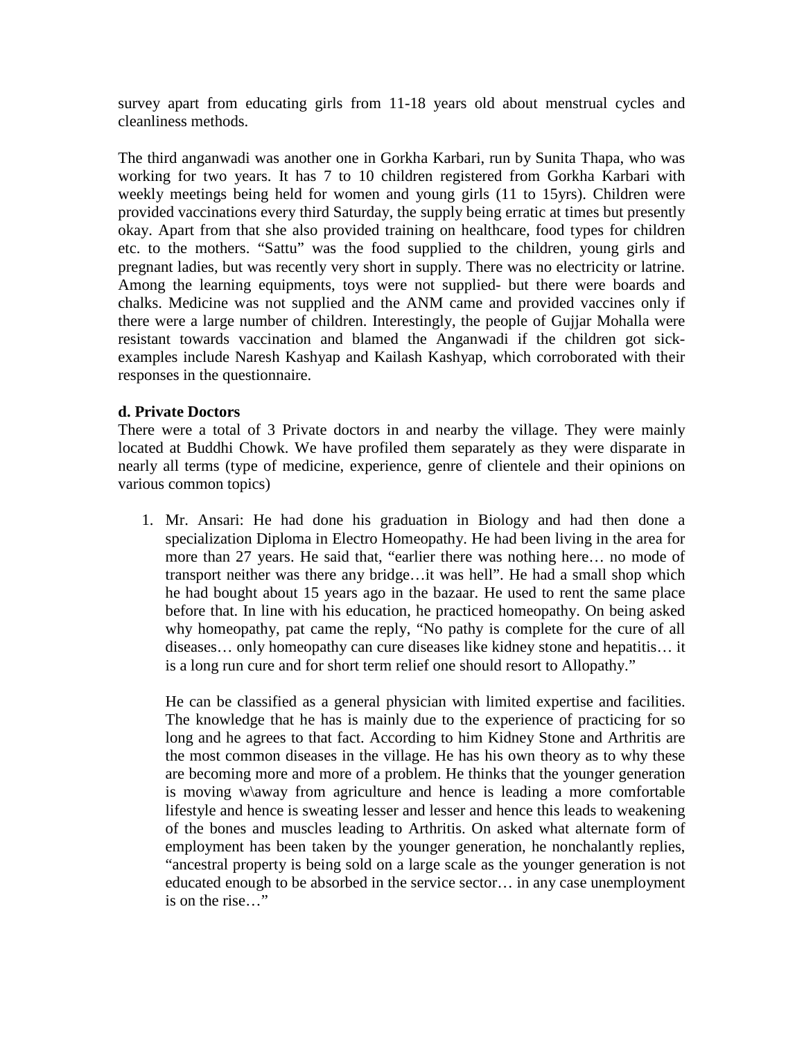survey apart from educating girls from 11-18 years old about menstrual cycles and cleanliness methods.

The third anganwadi was another one in Gorkha Karbari, run by Sunita Thapa, who was working for two years. It has 7 to 10 children registered from Gorkha Karbari with weekly meetings being held for women and young girls (11 to 15yrs). Children were provided vaccinations every third Saturday, the supply being erratic at times but presently okay. Apart from that she also provided training on healthcare, food types for children etc. to the mothers. "Sattu" was the food supplied to the children, young girls and pregnant ladies, but was recently very short in supply. There was no electricity or latrine. Among the learning equipments, toys were not supplied- but there were boards and chalks. Medicine was not supplied and the ANM came and provided vaccines only if there were a large number of children. Interestingly, the people of Gujjar Mohalla were resistant towards vaccination and blamed the Anganwadi if the children got sick- examples include Naresh Kashyap and Kailash Kashyap, which corroborated with their responses in the questionnaire.

**d. Private Doctors**

There were a total of 3 Private doctors in and nearby the village. They were mainly located at Buddhi Chowk. We have profiled them separately as they were disparate in nearly all terms (type of medicine, experience, genre of clientele and their opinions on various common topics)

1. Mr. Ansari: He had done his graduation in Biology and had then done a specialization Diploma in Electro Homeopathy. He had been living in the area for more than 27 years. He said that, "earlier there was nothing here… no mode of transport neither was there any bridge…it was hell". He had a small shop which he had bought about 15 years ago in the bazaar. He used to rent the same place before that. In line with his education, he practiced homeopathy. On being asked why homeopathy, pat came the reply, "No pathy is complete for the cure of all diseases… only homeopathy can cure diseases like kidney stone and hepatitis… it is a long run cure and for short term relief one should resort to Allopathy."

   He can be classified as a general physician with limited expertise and facilities. The knowledge that he has is mainly due to the experience of practicing for so long and he agrees to that fact. According to him Kidney Stone and Arthritis are the most common diseases in the village. He has his own theory as to why these are becoming more and more of a problem. He thinks that the younger generation is moving w\away from agriculture and hence is leading a more comfortable lifestyle and hence is sweating lesser and lesser and hence this leads to weakening of the bones and muscles leading to Arthritis. On asked what alternate form of employment has been taken by the younger generation, he nonchalantly replies, "ancestral property is being sold on a large scale as the younger generation is not educated enough to be absorbed in the service sector… in any case unemployment is on the rise…"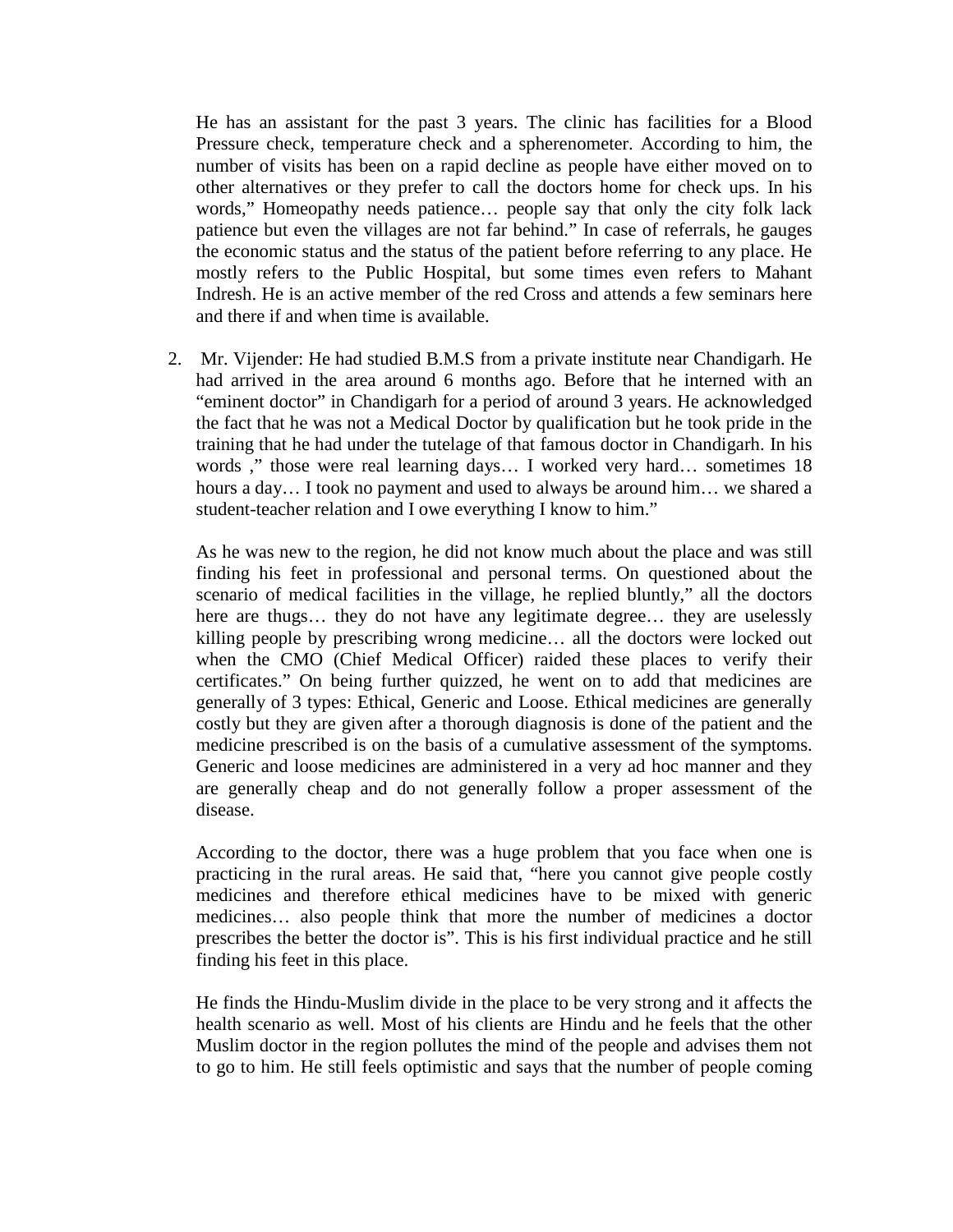He has an assistant for the past 3 years. The clinic has facilities for a Blood Pressure check, temperature check and a spherenometer. According to him, the number of visits has been on a rapid decline as people have either moved on to other alternatives or they prefer to call the doctors home for check ups. In his words," Homeopathy needs patience… people say that only the city folk lack patience but even the villages are not far behind." In case of referrals, he gauges the economic status and the status of the patient before referring to any place. He mostly refers to the Public Hospital, but some times even refers to Mahant Indresh. He is an active member of the red Cross and attends a few seminars here and there if and when time is available.

2. Mr. Vijender: He had studied B.M.S from a private institute near Chandigarh. He had arrived in the area around 6 months ago. Before that he interned with an "eminent doctor" in Chandigarh for a period of around 3 years. He acknowledged the fact that he was not a Medical Doctor by qualification but he took pride in the training that he had under the tutelage of that famous doctor in Chandigarh. In his words ," those were real learning days… I worked very hard… sometimes 18 hours a day… I took no payment and used to always be around him… we shared a student-teacher relation and I owe everything I know to him."

   As he was new to the region, he did not know much about the place and was still finding his feet in professional and personal terms. On questioned about the scenario of medical facilities in the village, he replied bluntly," all the doctors here are thugs… they do not have any legitimate degree… they are uselessly killing people by prescribing wrong medicine… all the doctors were locked out when the CMO (Chief Medical Officer) raided these places to verify their certificates." On being further quizzed, he went on to add that medicines are generally of 3 types: Ethical, Generic and Loose. Ethical medicines are generally costly but they are given after a thorough diagnosis is done of the patient and the medicine prescribed is on the basis of a cumulative assessment of the symptoms. Generic and loose medicines are administered in a very ad hoc manner and they are generally cheap and do not generally follow a proper assessment of the disease.

   According to the doctor, there was a huge problem that you face when one is practicing in the rural areas. He said that, "here you cannot give people costly medicines and therefore ethical medicines have to be mixed with generic medicines… also people think that more the number of medicines a doctor prescribes the better the doctor is". This is his first individual practice and he still finding his feet in this place.

   He finds the Hindu-Muslim divide in the place to be very strong and it affects the health scenario as well. Most of his clients are Hindu and he feels that the other Muslim doctor in the region pollutes the mind of the people and advises them not to go to him. He still feels optimistic and says that the number of people coming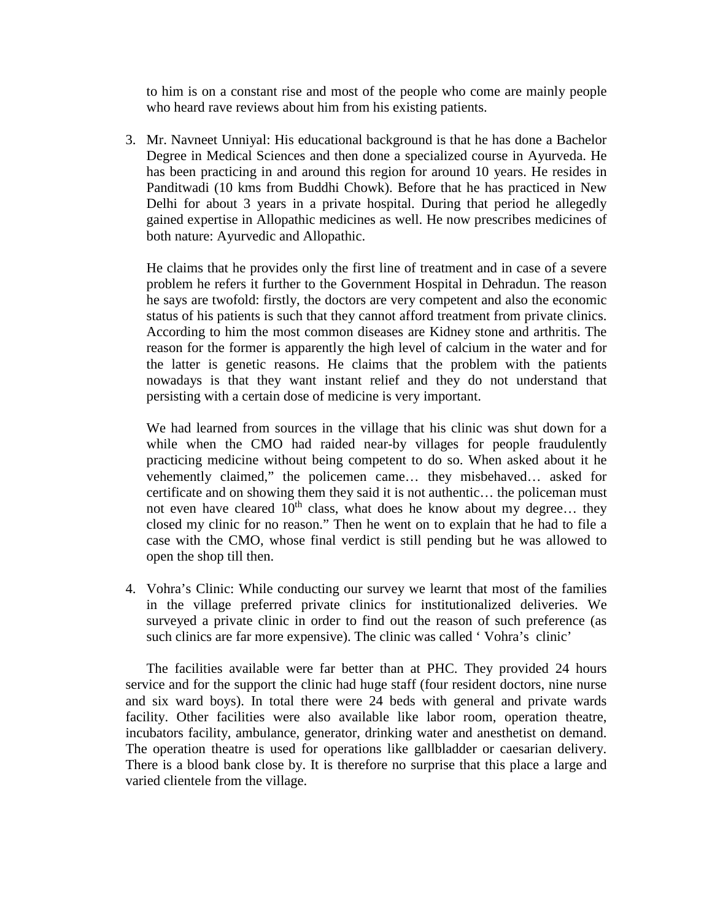to him is on a constant rise and most of the people who come are mainly people who heard rave reviews about him from his existing patients.

3. Mr. Navneet Unniyal: His educational background is that he has done a Bachelor Degree in Medical Sciences and then done a specialized course in Ayurveda. He has been practicing in and around this region for around 10 years. He resides in Panditwadi (10 kms from Buddhi Chowk). Before that he has practiced in New Delhi for about 3 years in a private hospital. During that period he allegedly gained expertise in Allopathic medicines as well. He now prescribes medicines of both nature: Ayurvedic and Allopathic.

   He claims that he provides only the first line of treatment and in case of a severe problem he refers it further to the Government Hospital in Dehradun. The reason he says are twofold: firstly, the doctors are very competent and also the economic status of his patients is such that they cannot afford treatment from private clinics. According to him the most common diseases are Kidney stone and arthritis. The reason for the former is apparently the high level of calcium in the water and for the latter is genetic reasons. He claims that the problem with the patients nowadays is that they want instant relief and they do not understand that persisting with a certain dose of medicine is very important.

   We had learned from sources in the village that his clinic was shut down for a while when the CMO had raided near-by villages for people fraudulently practicing medicine without being competent to do so. When asked about it he vehemently claimed," the policemen came… they misbehaved… asked for certificate and on showing them they said it is not authentic… the policeman must not even have cleared 10th class, what does he know about my degree… they closed my clinic for no reason." Then he went on to explain that he had to file a case with the CMO, whose final verdict is still pending but he was allowed to open the shop till then.

4. Vohra's Clinic: While conducting our survey we learnt that most of the families in the village preferred private clinics for institutionalized deliveries. We surveyed a private clinic in order to find out the reason of such preference (as such clinics are far more expensive). The clinic was called ' Vohra's clinic'

The facilities available were far better than at PHC. They provided 24 hours service and for the support the clinic had huge staff (four resident doctors, nine nurse and six ward boys). In total there were 24 beds with general and private wards facility. Other facilities were also available like labor room, operation theatre, incubators facility, ambulance, generator, drinking water and anesthetist on demand. The operation theatre is used for operations like gallbladder or caesarian delivery. There is a blood bank close by. It is therefore no surprise that this place a large and varied clientele from the village.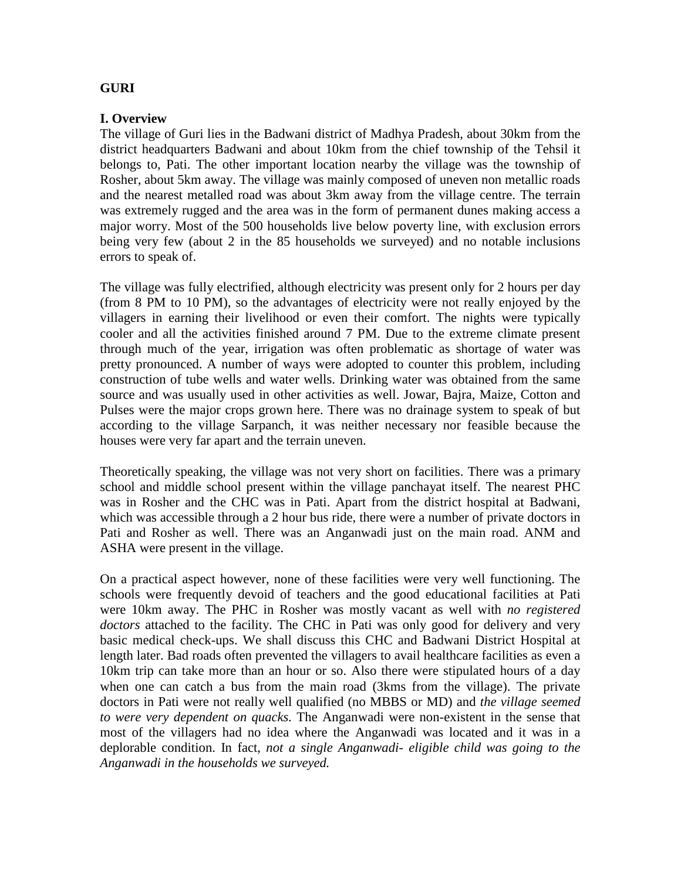**GURI**

**I. Overview**

The village of Guri lies in the Badwani district of Madhya Pradesh, about 30km from the district headquarters Badwani and about 10km from the chief township of the Tehsil it belongs to, Pati. The other important location nearby the village was the township of Rosher, about 5km away. The village was mainly composed of uneven non metallic roads and the nearest metalled road was about 3km away from the village centre. The terrain was extremely rugged and the area was in the form of permanent dunes making access a major worry. Most of the 500 households live below poverty line, with exclusion errors being very few (about 2 in the 85 households we surveyed) and no notable inclusions errors to speak of.

The village was fully electrified, although electricity was present only for 2 hours per day (from 8 PM to 10 PM), so the advantages of electricity were not really enjoyed by the villagers in earning their livelihood or even their comfort. The nights were typically cooler and all the activities finished around 7 PM. Due to the extreme climate present through much of the year, irrigation was often problematic as shortage of water was pretty pronounced. A number of ways were adopted to counter this problem, including construction of tube wells and water wells. Drinking water was obtained from the same source and was usually used in other activities as well. Jowar, Bajra, Maize, Cotton and Pulses were the major crops grown here. There was no drainage system to speak of but according to the village Sarpanch, it was neither necessary nor feasible because the houses were very far apart and the terrain uneven.

Theoretically speaking, the village was not very short on facilities. There was a primary school and middle school present within the village panchayat itself. The nearest PHC was in Rosher and the CHC was in Pati. Apart from the district hospital at Badwani, which was accessible through a 2 hour bus ride, there were a number of private doctors in Pati and Rosher as well. There was an Anganwadi just on the main road. ANM and ASHA were present in the village.

On a practical aspect however, none of these facilities were very well functioning. The schools were frequently devoid of teachers and the good educational facilities at Pati were 10km away. The PHC in Rosher was mostly vacant as well with *no registered doctors* attached to the facility. The CHC in Pati was only good for delivery and very basic medical check-ups. We shall discuss this CHC and Badwani District Hospital at length later. Bad roads often prevented the villagers to avail healthcare facilities as even a 10km trip can take more than an hour or so. Also there were stipulated hours of a day when one can catch a bus from the main road (3kms from the village). The private doctors in Pati were not really well qualified (no MBBS or MD) and *the village seemed to were very dependent on quacks.* The Anganwadi were non-existent in the sense that most of the villagers had no idea where the Anganwadi was located and it was in a deplorable condition. In fact, *not a single Anganwadi- eligible child was going to the Anganwadi in the households we surveyed.*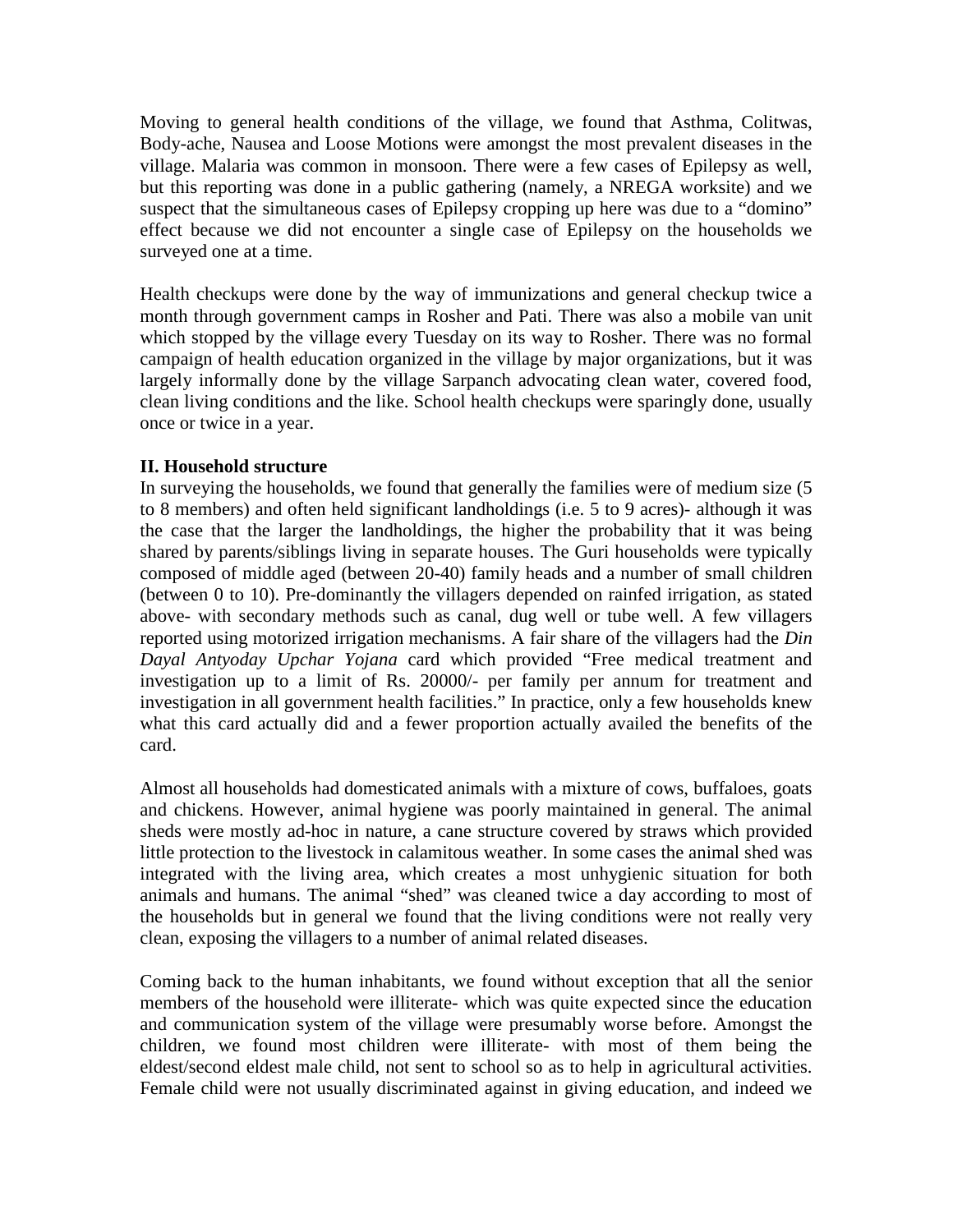Moving to general health conditions of the village, we found that Asthma, Colitwas, Body-ache, Nausea and Loose Motions were amongst the most prevalent diseases in the village. Malaria was common in monsoon. There were a few cases of Epilepsy as well, but this reporting was done in a public gathering (namely, a NREGA worksite) and we suspect that the simultaneous cases of Epilepsy cropping up here was due to a "domino" effect because we did not encounter a single case of Epilepsy on the households we surveyed one at a time.

Health checkups were done by the way of immunizations and general checkup twice a month through government camps in Rosher and Pati. There was also a mobile van unit which stopped by the village every Tuesday on its way to Rosher. There was no formal campaign of health education organized in the village by major organizations, but it was largely informally done by the village Sarpanch advocating clean water, covered food, clean living conditions and the like. School health checkups were sparingly done, usually once or twice in a year.

**II. Household structure**

In surveying the households, we found that generally the families were of medium size (5 to 8 members) and often held significant landholdings (i.e. 5 to 9 acres)- although it was the case that the larger the landholdings, the higher the probability that it was being shared by parents/siblings living in separate houses. The Guri households were typically composed of middle aged (between 20-40) family heads and a number of small children (between 0 to 10). Pre-dominantly the villagers depended on rainfed irrigation, as stated above- with secondary methods such as canal, dug well or tube well. A few villagers reported using motorized irrigation mechanisms. A fair share of the villagers had the *Din Dayal Antyoday Upchar Yojana* card which provided "Free medical treatment and investigation up to a limit of Rs. 20000/- per family per annum for treatment and investigation in all government health facilities." In practice, only a few households knew what this card actually did and a fewer proportion actually availed the benefits of the card.

Almost all households had domesticated animals with a mixture of cows, buffaloes, goats and chickens. However, animal hygiene was poorly maintained in general. The animal sheds were mostly ad-hoc in nature, a cane structure covered by straws which provided little protection to the livestock in calamitous weather. In some cases the animal shed was integrated with the living area, which creates a most unhygienic situation for both animals and humans. The animal "shed" was cleaned twice a day according to most of the households but in general we found that the living conditions were not really very clean, exposing the villagers to a number of animal related diseases.

Coming back to the human inhabitants, we found without exception that all the senior members of the household were illiterate- which was quite expected since the education and communication system of the village were presumably worse before. Amongst the children, we found most children were illiterate- with most of them being the eldest/second eldest male child, not sent to school so as to help in agricultural activities. Female child were not usually discriminated against in giving education, and indeed we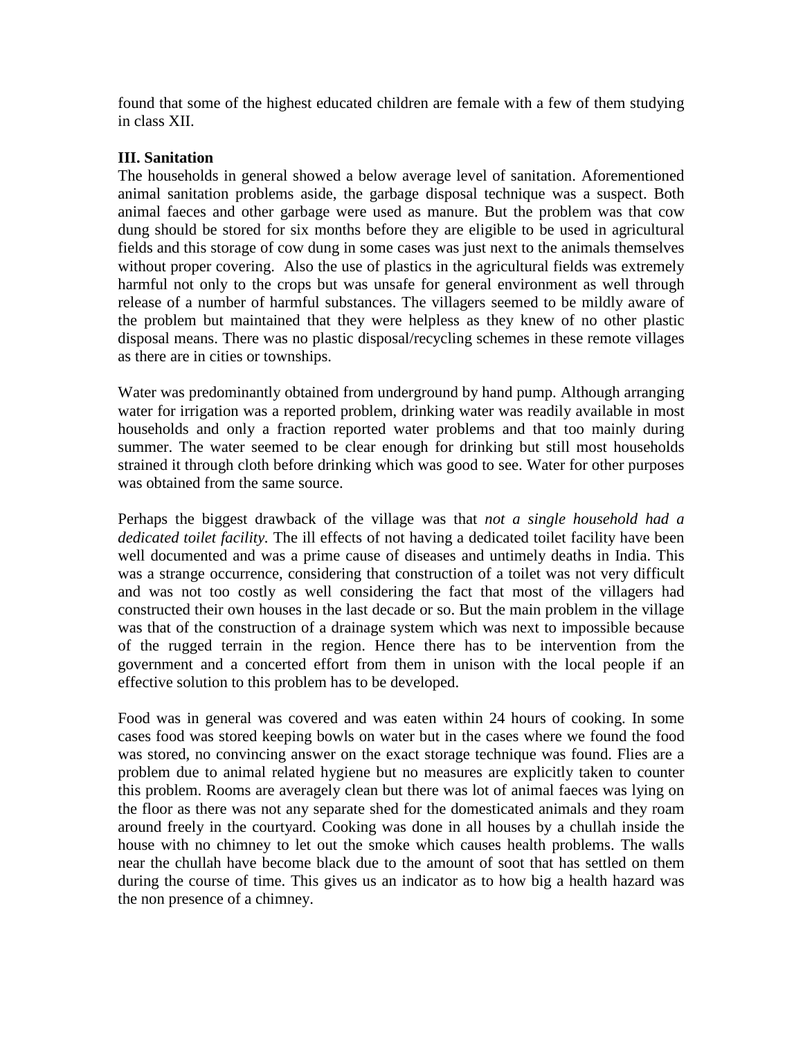found that some of the highest educated children are female with a few of them studying in class XII.

**III. Sanitation**

The households in general showed a below average level of sanitation. Aforementioned animal sanitation problems aside, the garbage disposal technique was a suspect. Both animal faeces and other garbage were used as manure. But the problem was that cow dung should be stored for six months before they are eligible to be used in agricultural fields and this storage of cow dung in some cases was just next to the animals themselves without proper covering. Also the use of plastics in the agricultural fields was extremely harmful not only to the crops but was unsafe for general environment as well through release of a number of harmful substances. The villagers seemed to be mildly aware of the problem but maintained that they were helpless as they knew of no other plastic disposal means. There was no plastic disposal/recycling schemes in these remote villages as there are in cities or townships.

Water was predominantly obtained from underground by hand pump. Although arranging water for irrigation was a reported problem, drinking water was readily available in most households and only a fraction reported water problems and that too mainly during summer. The water seemed to be clear enough for drinking but still most households strained it through cloth before drinking which was good to see. Water for other purposes was obtained from the same source.

Perhaps the biggest drawback of the village was that *not a single household had a dedicated toilet facility.* The ill effects of not having a dedicated toilet facility have been well documented and was a prime cause of diseases and untimely deaths in India. This was a strange occurrence, considering that construction of a toilet was not very difficult and was not too costly as well considering the fact that most of the villagers had constructed their own houses in the last decade or so. But the main problem in the village was that of the construction of a drainage system which was next to impossible because of the rugged terrain in the region. Hence there has to be intervention from the government and a concerted effort from them in unison with the local people if an effective solution to this problem has to be developed.

Food was in general was covered and was eaten within 24 hours of cooking. In some cases food was stored keeping bowls on water but in the cases where we found the food was stored, no convincing answer on the exact storage technique was found. Flies are a problem due to animal related hygiene but no measures are explicitly taken to counter this problem. Rooms are averagely clean but there was lot of animal faeces was lying on the floor as there was not any separate shed for the domesticated animals and they roam around freely in the courtyard. Cooking was done in all houses by a chullah inside the house with no chimney to let out the smoke which causes health problems. The walls near the chullah have become black due to the amount of soot that has settled on them during the course of time. This gives us an indicator as to how big a health hazard was the non presence of a chimney.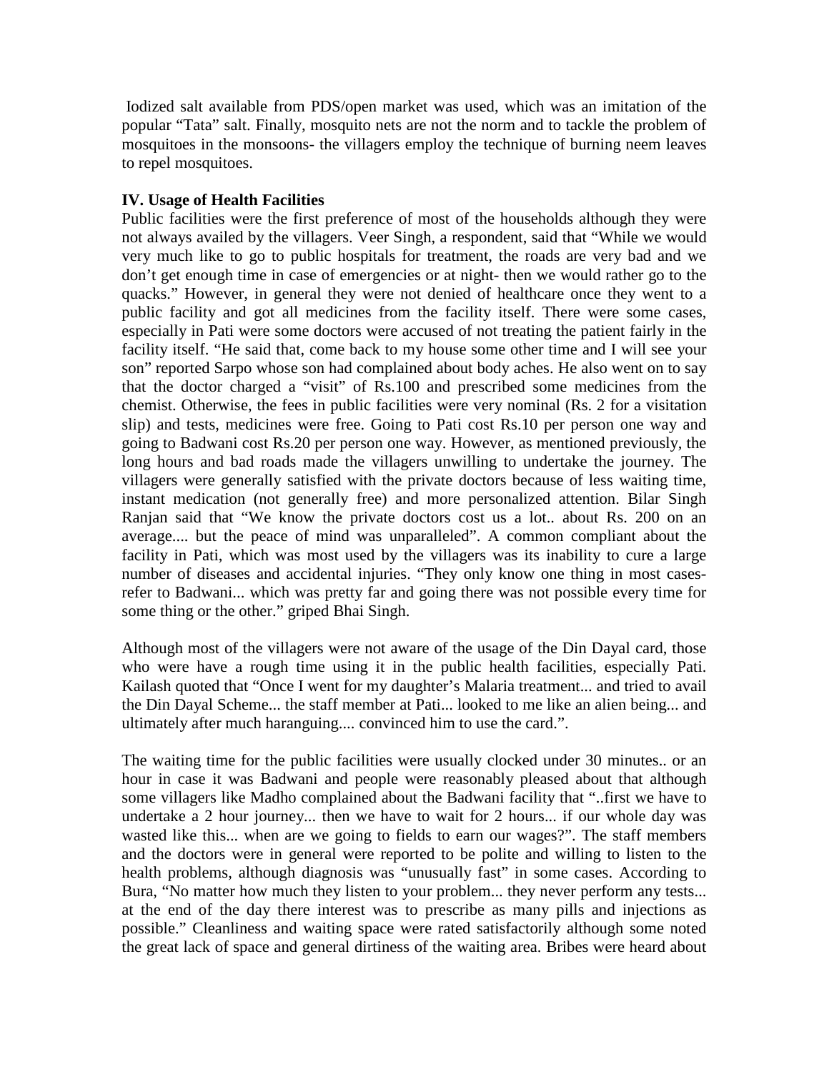Iodized salt available from PDS/open market was used, which was an imitation of the popular "Tata" salt. Finally, mosquito nets are not the norm and to tackle the problem of mosquitoes in the monsoons- the villagers employ the technique of burning neem leaves to repel mosquitoes.

**IV. Usage of Health Facilities**

Public facilities were the first preference of most of the households although they were not always availed by the villagers. Veer Singh, a respondent, said that "While we would very much like to go to public hospitals for treatment, the roads are very bad and we don't get enough time in case of emergencies or at night- then we would rather go to the quacks." However, in general they were not denied of healthcare once they went to a public facility and got all medicines from the facility itself. There were some cases, especially in Pati were some doctors were accused of not treating the patient fairly in the facility itself. "He said that, come back to my house some other time and I will see your son" reported Sarpo whose son had complained about body aches. He also went on to say that the doctor charged a "visit" of Rs.100 and prescribed some medicines from the chemist. Otherwise, the fees in public facilities were very nominal (Rs. 2 for a visitation slip) and tests, medicines were free. Going to Pati cost Rs.10 per person one way and going to Badwani cost Rs.20 per person one way. However, as mentioned previously, the long hours and bad roads made the villagers unwilling to undertake the journey. The villagers were generally satisfied with the private doctors because of less waiting time, instant medication (not generally free) and more personalized attention. Bilar Singh Ranjan said that "We know the private doctors cost us a lot.. about Rs. 200 on an average.... but the peace of mind was unparalleled". A common compliant about the facility in Pati, which was most used by the villagers was its inability to cure a large number of diseases and accidental injuries. "They only know one thing in most cases- refer to Badwani... which was pretty far and going there was not possible every time for some thing or the other." griped Bhai Singh.

Although most of the villagers were not aware of the usage of the Din Dayal card, those who were have a rough time using it in the public health facilities, especially Pati. Kailash quoted that "Once I went for my daughter's Malaria treatment... and tried to avail the Din Dayal Scheme... the staff member at Pati... looked to me like an alien being... and ultimately after much haranguing.... convinced him to use the card.".

The waiting time for the public facilities were usually clocked under 30 minutes.. or an hour in case it was Badwani and people were reasonably pleased about that although some villagers like Madho complained about the Badwani facility that "..first we have to undertake a 2 hour journey... then we have to wait for 2 hours... if our whole day was wasted like this... when are we going to fields to earn our wages?". The staff members and the doctors were in general were reported to be polite and willing to listen to the health problems, although diagnosis was "unusually fast" in some cases. According to Bura, "No matter how much they listen to your problem... they never perform any tests... at the end of the day there interest was to prescribe as many pills and injections as possible." Cleanliness and waiting space were rated satisfactorily although some noted the great lack of space and general dirtiness of the waiting area. Bribes were heard about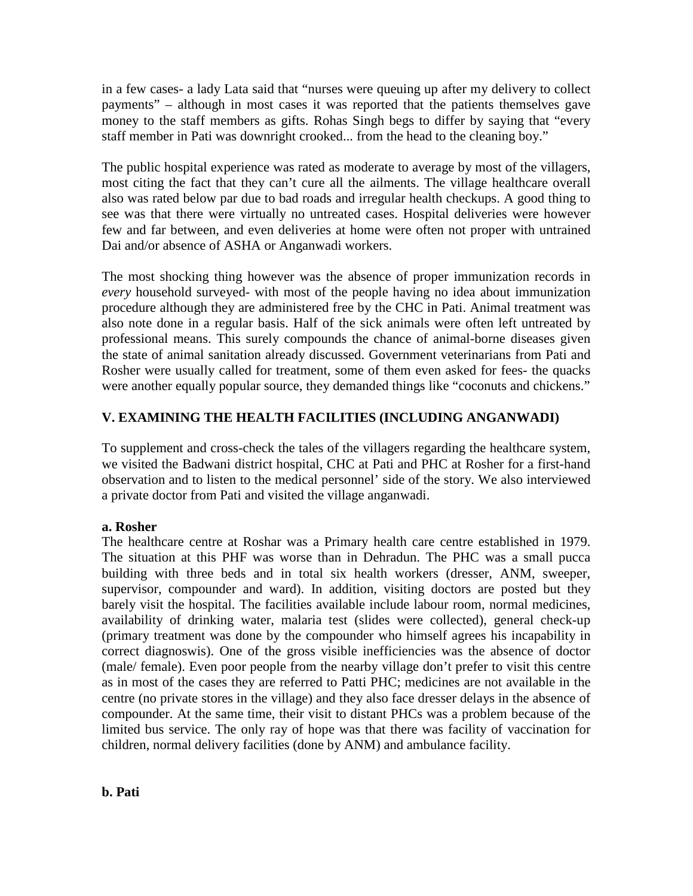in a few cases- a lady Lata said that "nurses were queuing up after my delivery to collect payments" – although in most cases it was reported that the patients themselves gave money to the staff members as gifts. Rohas Singh begs to differ by saying that "every staff member in Pati was downright crooked... from the head to the cleaning boy."

The public hospital experience was rated as moderate to average by most of the villagers, most citing the fact that they can't cure all the ailments. The village healthcare overall also was rated below par due to bad roads and irregular health checkups. A good thing to see was that there were virtually no untreated cases. Hospital deliveries were however few and far between, and even deliveries at home were often not proper with untrained Dai and/or absence of ASHA or Anganwadi workers.

The most shocking thing however was the absence of proper immunization records in *every* household surveyed- with most of the people having no idea about immunization procedure although they are administered free by the CHC in Pati. Animal treatment was also note done in a regular basis. Half of the sick animals were often left untreated by professional means. This surely compounds the chance of animal-borne diseases given the state of animal sanitation already discussed. Government veterinarians from Pati and Rosher were usually called for treatment, some of them even asked for fees- the quacks were another equally popular source, they demanded things like "coconuts and chickens."

## V. EXAMINING THE HEALTH FACILITIES (INCLUDING ANGANWADI)

To supplement and cross-check the tales of the villagers regarding the healthcare system, we visited the Badwani district hospital, CHC at Pati and PHC at Rosher for a first-hand observation and to listen to the medical personnel' side of the story. We also interviewed a private doctor from Pati and visited the village anganwadi.

### a. Rosher

The healthcare centre at Roshar was a Primary health care centre established in 1979. The situation at this PHF was worse than in Dehradun. The PHC was a small pucca building with three beds and in total six health workers (dresser, ANM, sweeper, supervisor, compounder and ward). In addition, visiting doctors are posted but they barely visit the hospital. The facilities available include labour room, normal medicines, availability of drinking water, malaria test (slides were collected), general check-up (primary treatment was done by the compounder who himself agrees his incapability in correct diagnoswis). One of the gross visible inefficiencies was the absence of doctor (male/ female). Even poor people from the nearby village don't prefer to visit this centre as in most of the cases they are referred to Patti PHC; medicines are not available in the centre (no private stores in the village) and they also face dresser delays in the absence of compounder. At the same time, their visit to distant PHCs was a problem because of the limited bus service. The only ray of hope was that there was facility of vaccination for children, normal delivery facilities (done by ANM) and ambulance facility.

### b. Pati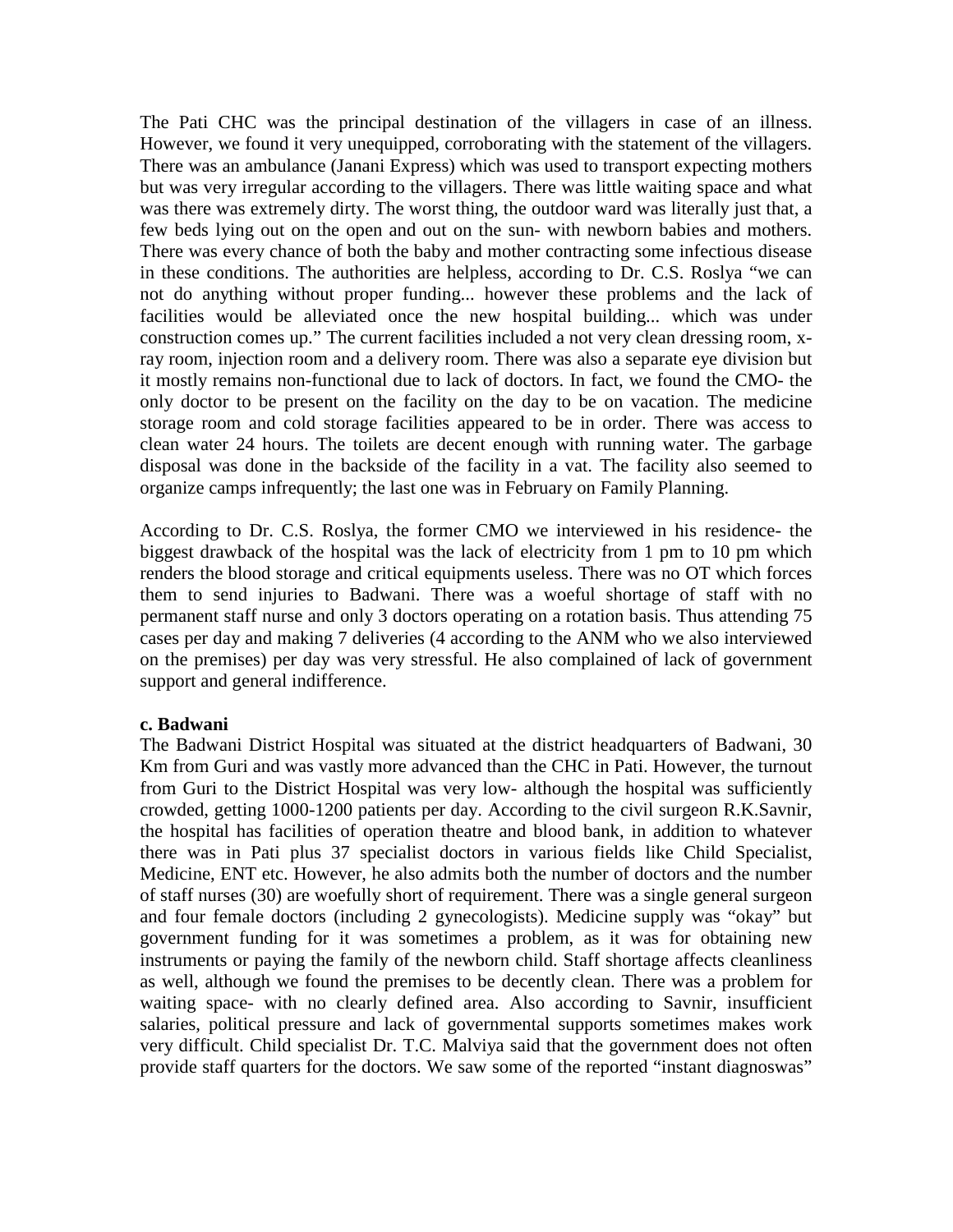The Pati CHC was the principal destination of the villagers in case of an illness. However, we found it very unequipped, corroborating with the statement of the villagers. There was an ambulance (Janani Express) which was used to transport expecting mothers but was very irregular according to the villagers. There was little waiting space and what was there was extremely dirty. The worst thing, the outdoor ward was literally just that, a few beds lying out on the open and out on the sun- with newborn babies and mothers. There was every chance of both the baby and mother contracting some infectious disease in these conditions. The authorities are helpless, according to Dr. C.S. Roslya "we can not do anything without proper funding... however these problems and the lack of facilities would be alleviated once the new hospital building... which was under construction comes up." The current facilities included a not very clean dressing room, x-ray room, injection room and a delivery room. There was also a separate eye division but it mostly remains non-functional due to lack of doctors. In fact, we found the CMO- the only doctor to be present on the facility on the day to be on vacation. The medicine storage room and cold storage facilities appeared to be in order. There was access to clean water 24 hours. The toilets are decent enough with running water. The garbage disposal was done in the backside of the facility in a vat. The facility also seemed to organize camps infrequently; the last one was in February on Family Planning.

According to Dr. C.S. Roslya, the former CMO we interviewed in his residence- the biggest drawback of the hospital was the lack of electricity from 1 pm to 10 pm which renders the blood storage and critical equipments useless. There was no OT which forces them to send injuries to Badwani. There was a woeful shortage of staff with no permanent staff nurse and only 3 doctors operating on a rotation basis. Thus attending 75 cases per day and making 7 deliveries (4 according to the ANM who we also interviewed on the premises) per day was very stressful. He also complained of lack of government support and general indifference.

**c. Badwani**

The Badwani District Hospital was situated at the district headquarters of Badwani, 30 Km from Guri and was vastly more advanced than the CHC in Pati. However, the turnout from Guri to the District Hospital was very low- although the hospital was sufficiently crowded, getting 1000-1200 patients per day. According to the civil surgeon R.K.Savnir, the hospital has facilities of operation theatre and blood bank, in addition to whatever there was in Pati plus 37 specialist doctors in various fields like Child Specialist, Medicine, ENT etc. However, he also admits both the number of doctors and the number of staff nurses (30) are woefully short of requirement. There was a single general surgeon and four female doctors (including 2 gynecologists). Medicine supply was "okay" but government funding for it was sometimes a problem, as it was for obtaining new instruments or paying the family of the newborn child. Staff shortage affects cleanliness as well, although we found the premises to be decently clean. There was a problem for waiting space- with no clearly defined area. Also according to Savnir, insufficient salaries, political pressure and lack of governmental supports sometimes makes work very difficult. Child specialist Dr. T.C. Malviya said that the government does not often provide staff quarters for the doctors. We saw some of the reported "instant diagnoswas"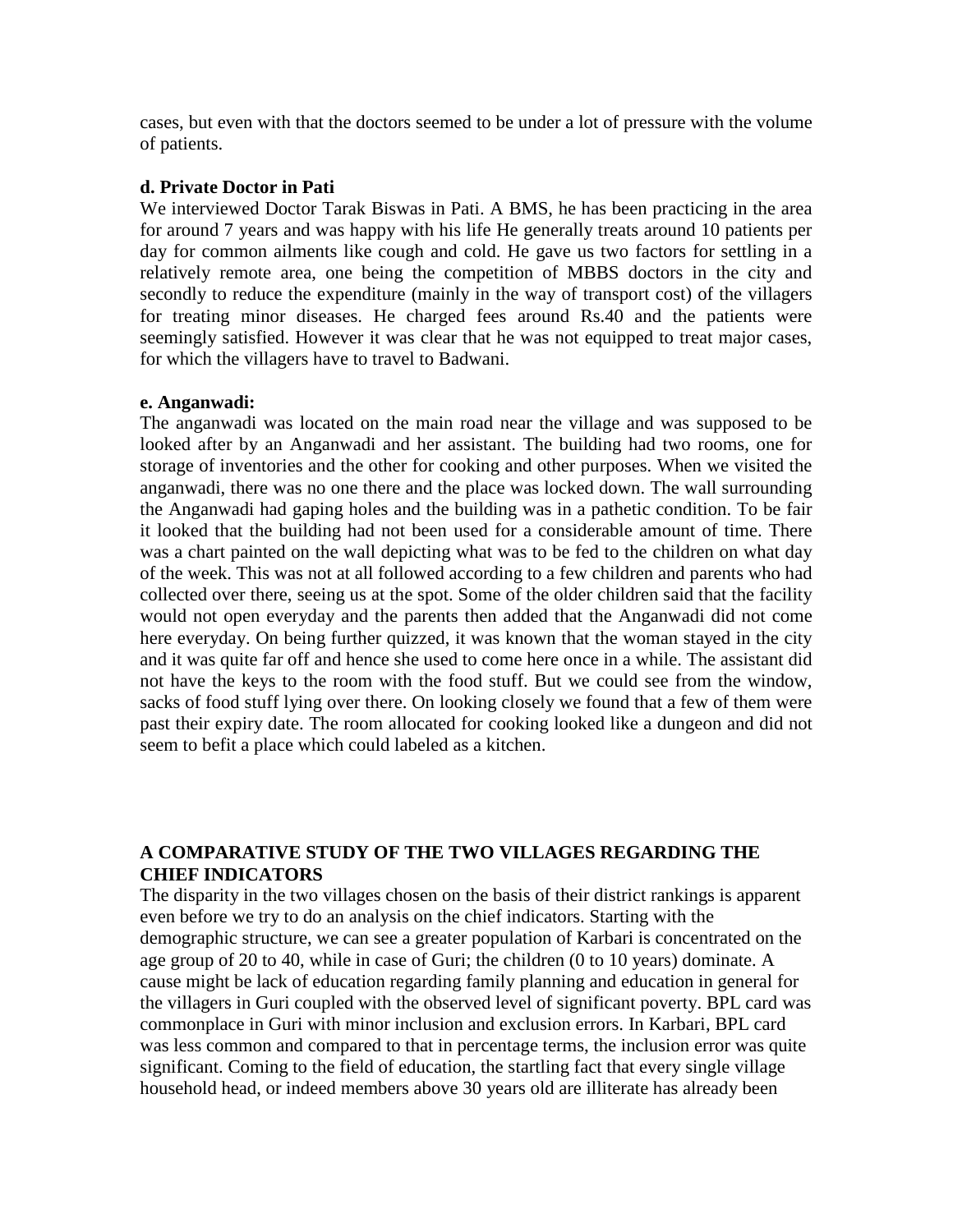cases, but even with that the doctors seemed to be under a lot of pressure with the volume of patients.

**d. Private Doctor in Pati**

We interviewed Doctor Tarak Biswas in Pati. A BMS, he has been practicing in the area for around 7 years and was happy with his life He generally treats around 10 patients per day for common ailments like cough and cold. He gave us two factors for settling in a relatively remote area, one being the competition of MBBS doctors in the city and secondly to reduce the expenditure (mainly in the way of transport cost) of the villagers for treating minor diseases. He charged fees around Rs.40 and the patients were seemingly satisfied. However it was clear that he was not equipped to treat major cases, for which the villagers have to travel to Badwani.

**e. Anganwadi:**

The anganwadi was located on the main road near the village and was supposed to be looked after by an Anganwadi and her assistant. The building had two rooms, one for storage of inventories and the other for cooking and other purposes. When we visited the anganwadi, there was no one there and the place was locked down. The wall surrounding the Anganwadi had gaping holes and the building was in a pathetic condition. To be fair it looked that the building had not been used for a considerable amount of time. There was a chart painted on the wall depicting what was to be fed to the children on what day of the week. This was not at all followed according to a few children and parents who had collected over there, seeing us at the spot. Some of the older children said that the facility would not open everyday and the parents then added that the Anganwadi did not come here everyday. On being further quizzed, it was known that the woman stayed in the city and it was quite far off and hence she used to come here once in a while. The assistant did not have the keys to the room with the food stuff. But we could see from the window, sacks of food stuff lying over there. On looking closely we found that a few of them were past their expiry date. The room allocated for cooking looked like a dungeon and did not seem to befit a place which could labeled as a kitchen.

**A COMPARATIVE STUDY OF THE TWO VILLAGES REGARDING THE CHIEF INDICATORS**

The disparity in the two villages chosen on the basis of their district rankings is apparent even before we try to do an analysis on the chief indicators. Starting with the demographic structure, we can see a greater population of Karbari is concentrated on the age group of 20 to 40, while in case of Guri; the children (0 to 10 years) dominate. A cause might be lack of education regarding family planning and education in general for the villagers in Guri coupled with the observed level of significant poverty. BPL card was commonplace in Guri with minor inclusion and exclusion errors. In Karbari, BPL card was less common and compared to that in percentage terms, the inclusion error was quite significant. Coming to the field of education, the startling fact that every single village household head, or indeed members above 30 years old are illiterate has already been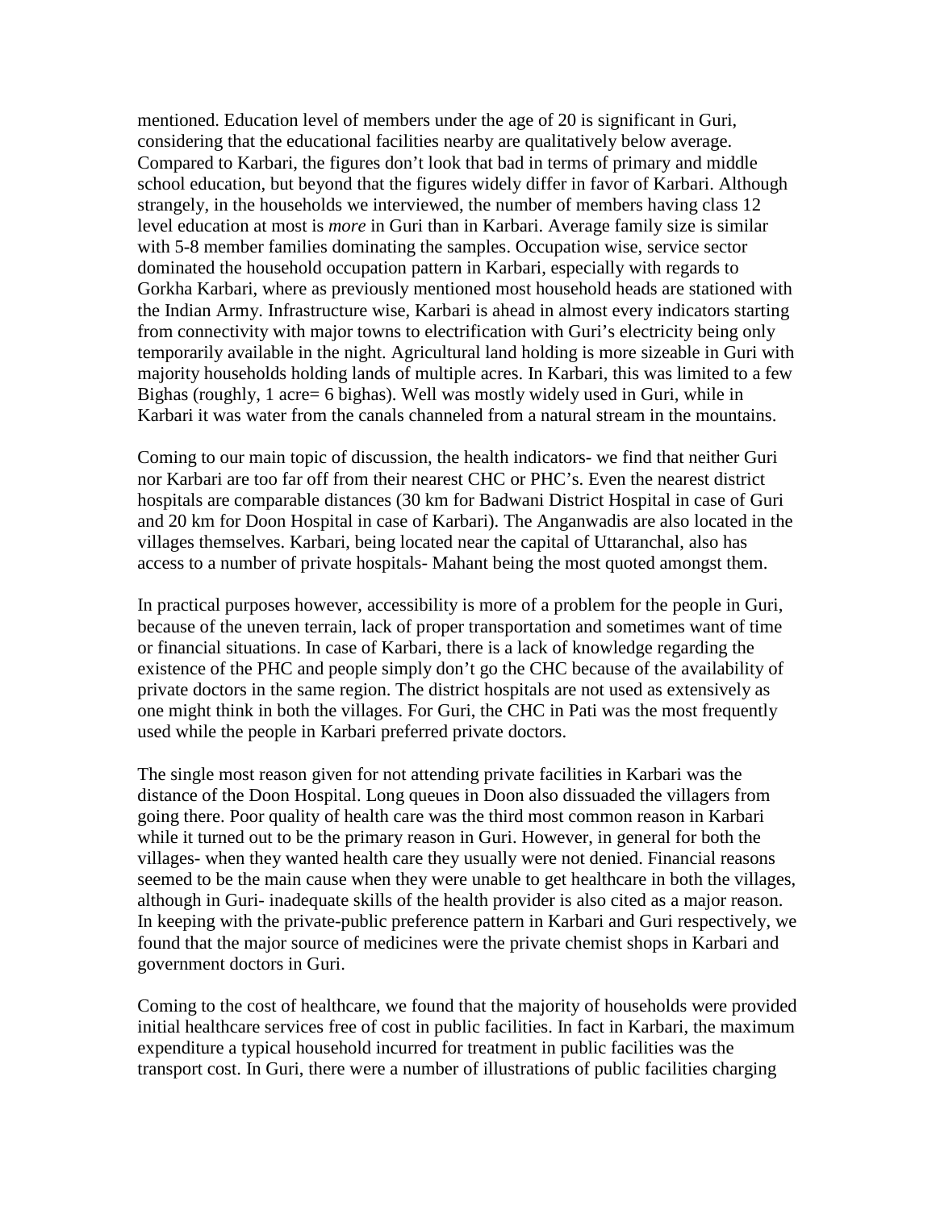mentioned. Education level of members under the age of 20 is significant in Guri, considering that the educational facilities nearby are qualitatively below average. Compared to Karbari, the figures don't look that bad in terms of primary and middle school education, but beyond that the figures widely differ in favor of Karbari. Although strangely, in the households we interviewed, the number of members having class 12 level education at most is *more* in Guri than in Karbari. Average family size is similar with 5-8 member families dominating the samples. Occupation wise, service sector dominated the household occupation pattern in Karbari, especially with regards to Gorkha Karbari, where as previously mentioned most household heads are stationed with the Indian Army. Infrastructure wise, Karbari is ahead in almost every indicators starting from connectivity with major towns to electrification with Guri's electricity being only temporarily available in the night. Agricultural land holding is more sizeable in Guri with majority households holding lands of multiple acres. In Karbari, this was limited to a few Bighas (roughly, 1 acre= 6 bighas). Well was mostly widely used in Guri, while in Karbari it was water from the canals channeled from a natural stream in the mountains.

Coming to our main topic of discussion, the health indicators- we find that neither Guri nor Karbari are too far off from their nearest CHC or PHC's. Even the nearest district hospitals are comparable distances (30 km for Badwani District Hospital in case of Guri and 20 km for Doon Hospital in case of Karbari). The Anganwadis are also located in the villages themselves. Karbari, being located near the capital of Uttaranchal, also has access to a number of private hospitals- Mahant being the most quoted amongst them.

In practical purposes however, accessibility is more of a problem for the people in Guri, because of the uneven terrain, lack of proper transportation and sometimes want of time or financial situations. In case of Karbari, there is a lack of knowledge regarding the existence of the PHC and people simply don't go the CHC because of the availability of private doctors in the same region. The district hospitals are not used as extensively as one might think in both the villages. For Guri, the CHC in Pati was the most frequently used while the people in Karbari preferred private doctors.

The single most reason given for not attending private facilities in Karbari was the distance of the Doon Hospital. Long queues in Doon also dissuaded the villagers from going there. Poor quality of health care was the third most common reason in Karbari while it turned out to be the primary reason in Guri. However, in general for both the villages- when they wanted health care they usually were not denied. Financial reasons seemed to be the main cause when they were unable to get healthcare in both the villages, although in Guri- inadequate skills of the health provider is also cited as a major reason. In keeping with the private-public preference pattern in Karbari and Guri respectively, we found that the major source of medicines were the private chemist shops in Karbari and government doctors in Guri.

Coming to the cost of healthcare, we found that the majority of households were provided initial healthcare services free of cost in public facilities. In fact in Karbari, the maximum expenditure a typical household incurred for treatment in public facilities was the transport cost. In Guri, there were a number of illustrations of public facilities charging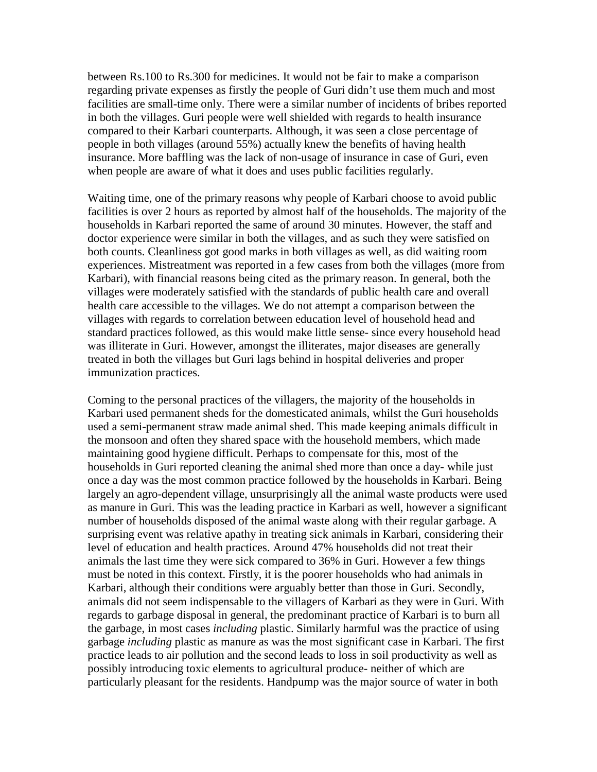between Rs.100 to Rs.300 for medicines. It would not be fair to make a comparison regarding private expenses as firstly the people of Guri didn't use them much and most facilities are small-time only. There were a similar number of incidents of bribes reported in both the villages. Guri people were well shielded with regards to health insurance compared to their Karbari counterparts. Although, it was seen a close percentage of people in both villages (around 55%) actually knew the benefits of having health insurance. More baffling was the lack of non-usage of insurance in case of Guri, even when people are aware of what it does and uses public facilities regularly.

Waiting time, one of the primary reasons why people of Karbari choose to avoid public facilities is over 2 hours as reported by almost half of the households. The majority of the households in Karbari reported the same of around 30 minutes. However, the staff and doctor experience were similar in both the villages, and as such they were satisfied on both counts. Cleanliness got good marks in both villages as well, as did waiting room experiences. Mistreatment was reported in a few cases from both the villages (more from Karbari), with financial reasons being cited as the primary reason. In general, both the villages were moderately satisfied with the standards of public health care and overall health care accessible to the villages. We do not attempt a comparison between the villages with regards to correlation between education level of household head and standard practices followed, as this would make little sense- since every household head was illiterate in Guri. However, amongst the illiterates, major diseases are generally treated in both the villages but Guri lags behind in hospital deliveries and proper immunization practices.

Coming to the personal practices of the villagers, the majority of the households in Karbari used permanent sheds for the domesticated animals, whilst the Guri households used a semi-permanent straw made animal shed. This made keeping animals difficult in the monsoon and often they shared space with the household members, which made maintaining good hygiene difficult. Perhaps to compensate for this, most of the households in Guri reported cleaning the animal shed more than once a day- while just once a day was the most common practice followed by the households in Karbari. Being largely an agro-dependent village, unsurprisingly all the animal waste products were used as manure in Guri. This was the leading practice in Karbari as well, however a significant number of households disposed of the animal waste along with their regular garbage. A surprising event was relative apathy in treating sick animals in Karbari, considering their level of education and health practices. Around 47% households did not treat their animals the last time they were sick compared to 36% in Guri. However a few things must be noted in this context. Firstly, it is the poorer households who had animals in Karbari, although their conditions were arguably better than those in Guri. Secondly, animals did not seem indispensable to the villagers of Karbari as they were in Guri. With regards to garbage disposal in general, the predominant practice of Karbari is to burn all the garbage, in most cases *including* plastic. Similarly harmful was the practice of using garbage *including* plastic as manure as was the most significant case in Karbari. The first practice leads to air pollution and the second leads to loss in soil productivity as well as possibly introducing toxic elements to agricultural produce- neither of which are particularly pleasant for the residents. Handpump was the major source of water in both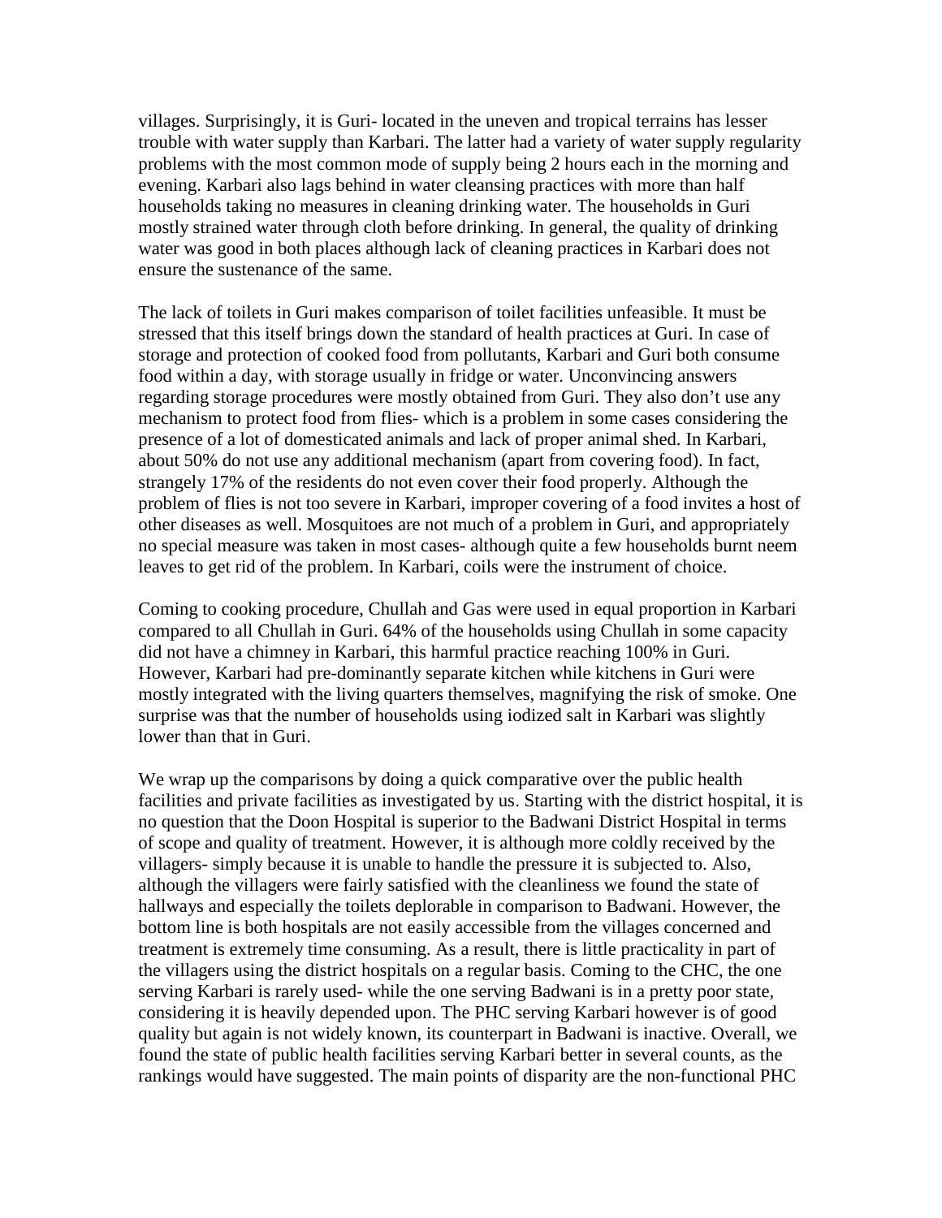villages. Surprisingly, it is Guri- located in the uneven and tropical terrains has lesser trouble with water supply than Karbari. The latter had a variety of water supply regularity problems with the most common mode of supply being 2 hours each in the morning and evening. Karbari also lags behind in water cleansing practices with more than half households taking no measures in cleaning drinking water. The households in Guri mostly strained water through cloth before drinking. In general, the quality of drinking water was good in both places although lack of cleaning practices in Karbari does not ensure the sustenance of the same.

The lack of toilets in Guri makes comparison of toilet facilities unfeasible. It must be stressed that this itself brings down the standard of health practices at Guri. In case of storage and protection of cooked food from pollutants, Karbari and Guri both consume food within a day, with storage usually in fridge or water. Unconvincing answers regarding storage procedures were mostly obtained from Guri. They also don't use any mechanism to protect food from flies- which is a problem in some cases considering the presence of a lot of domesticated animals and lack of proper animal shed. In Karbari, about 50% do not use any additional mechanism (apart from covering food). In fact, strangely 17% of the residents do not even cover their food properly. Although the problem of flies is not too severe in Karbari, improper covering of a food invites a host of other diseases as well. Mosquitoes are not much of a problem in Guri, and appropriately no special measure was taken in most cases- although quite a few households burnt neem leaves to get rid of the problem. In Karbari, coils were the instrument of choice.

Coming to cooking procedure, Chullah and Gas were used in equal proportion in Karbari compared to all Chullah in Guri. 64% of the households using Chullah in some capacity did not have a chimney in Karbari, this harmful practice reaching 100% in Guri. However, Karbari had pre-dominantly separate kitchen while kitchens in Guri were mostly integrated with the living quarters themselves, magnifying the risk of smoke. One surprise was that the number of households using iodized salt in Karbari was slightly lower than that in Guri.

We wrap up the comparisons by doing a quick comparative over the public health facilities and private facilities as investigated by us. Starting with the district hospital, it is no question that the Doon Hospital is superior to the Badwani District Hospital in terms of scope and quality of treatment. However, it is although more coldly received by the villagers- simply because it is unable to handle the pressure it is subjected to. Also, although the villagers were fairly satisfied with the cleanliness we found the state of hallways and especially the toilets deplorable in comparison to Badwani. However, the bottom line is both hospitals are not easily accessible from the villages concerned and treatment is extremely time consuming. As a result, there is little practicality in part of the villagers using the district hospitals on a regular basis. Coming to the CHC, the one serving Karbari is rarely used- while the one serving Badwani is in a pretty poor state, considering it is heavily depended upon. The PHC serving Karbari however is of good quality but again is not widely known, its counterpart in Badwani is inactive. Overall, we found the state of public health facilities serving Karbari better in several counts, as the rankings would have suggested. The main points of disparity are the non-functional PHC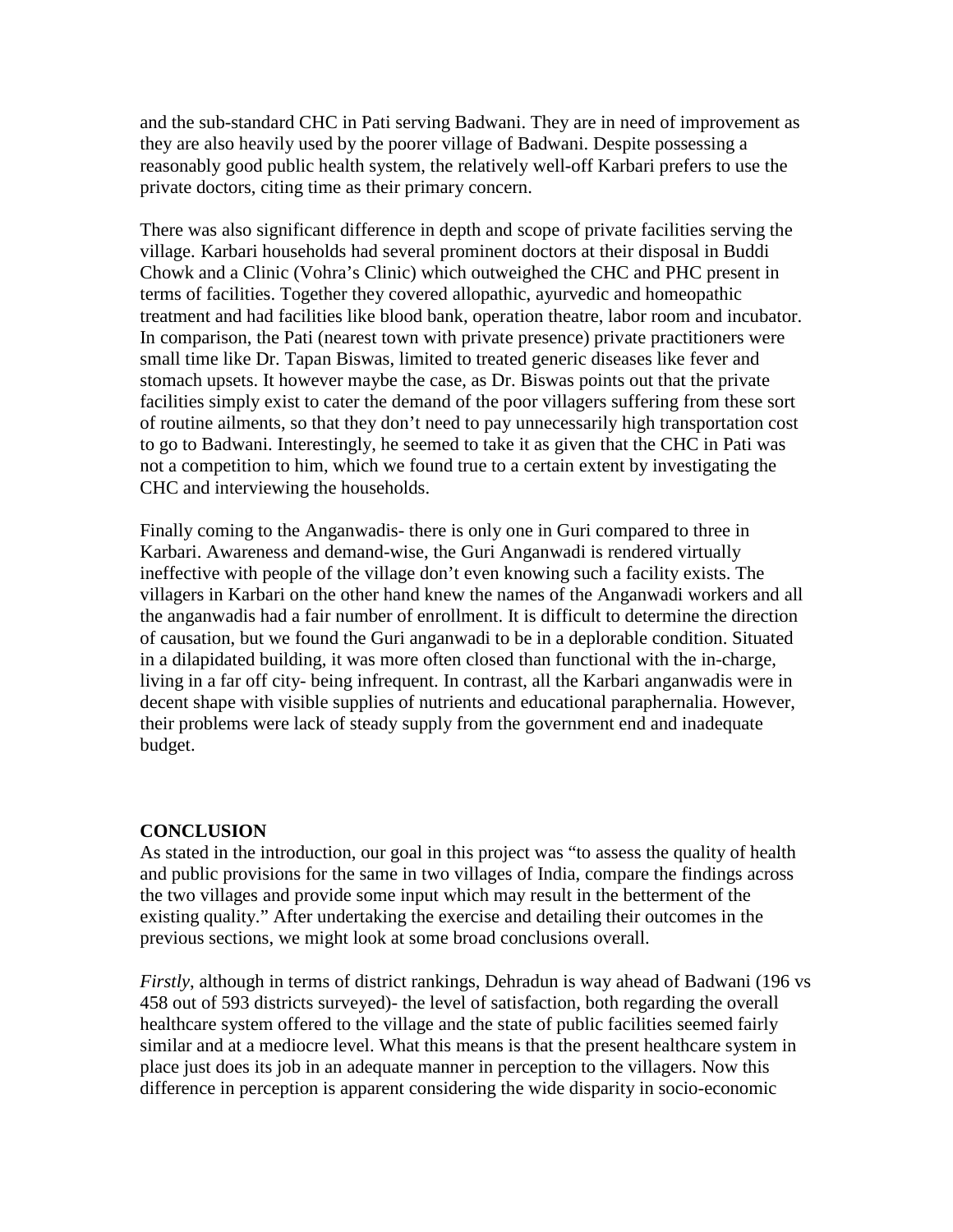and the sub-standard CHC in Pati serving Badwani. They are in need of improvement as they are also heavily used by the poorer village of Badwani. Despite possessing a reasonably good public health system, the relatively well-off Karbari prefers to use the private doctors, citing time as their primary concern.

There was also significant difference in depth and scope of private facilities serving the village. Karbari households had several prominent doctors at their disposal in Buddi Chowk and a Clinic (Vohra's Clinic) which outweighed the CHC and PHC present in terms of facilities. Together they covered allopathic, ayurvedic and homeopathic treatment and had facilities like blood bank, operation theatre, labor room and incubator. In comparison, the Pati (nearest town with private presence) private practitioners were small time like Dr. Tapan Biswas, limited to treated generic diseases like fever and stomach upsets. It however maybe the case, as Dr. Biswas points out that the private facilities simply exist to cater the demand of the poor villagers suffering from these sort of routine ailments, so that they don't need to pay unnecessarily high transportation cost to go to Badwani. Interestingly, he seemed to take it as given that the CHC in Pati was not a competition to him, which we found true to a certain extent by investigating the CHC and interviewing the households.

Finally coming to the Anganwadis- there is only one in Guri compared to three in Karbari. Awareness and demand-wise, the Guri Anganwadi is rendered virtually ineffective with people of the village don't even knowing such a facility exists. The villagers in Karbari on the other hand knew the names of the Anganwadi workers and all the anganwadis had a fair number of enrollment. It is difficult to determine the direction of causation, but we found the Guri anganwadi to be in a deplorable condition. Situated in a dilapidated building, it was more often closed than functional with the in-charge, living in a far off city- being infrequent. In contrast, all the Karbari anganwadis were in decent shape with visible supplies of nutrients and educational paraphernalia. However, their problems were lack of steady supply from the government end and inadequate budget.

**CONCLUSION**

As stated in the introduction, our goal in this project was "to assess the quality of health and public provisions for the same in two villages of India, compare the findings across the two villages and provide some input which may result in the betterment of the existing quality." After undertaking the exercise and detailing their outcomes in the previous sections, we might look at some broad conclusions overall.

*Firstly*, although in terms of district rankings, Dehradun is way ahead of Badwani (196 vs 458 out of 593 districts surveyed)- the level of satisfaction, both regarding the overall healthcare system offered to the village and the state of public facilities seemed fairly similar and at a mediocre level. What this means is that the present healthcare system in place just does its job in an adequate manner in perception to the villagers. Now this difference in perception is apparent considering the wide disparity in socio-economic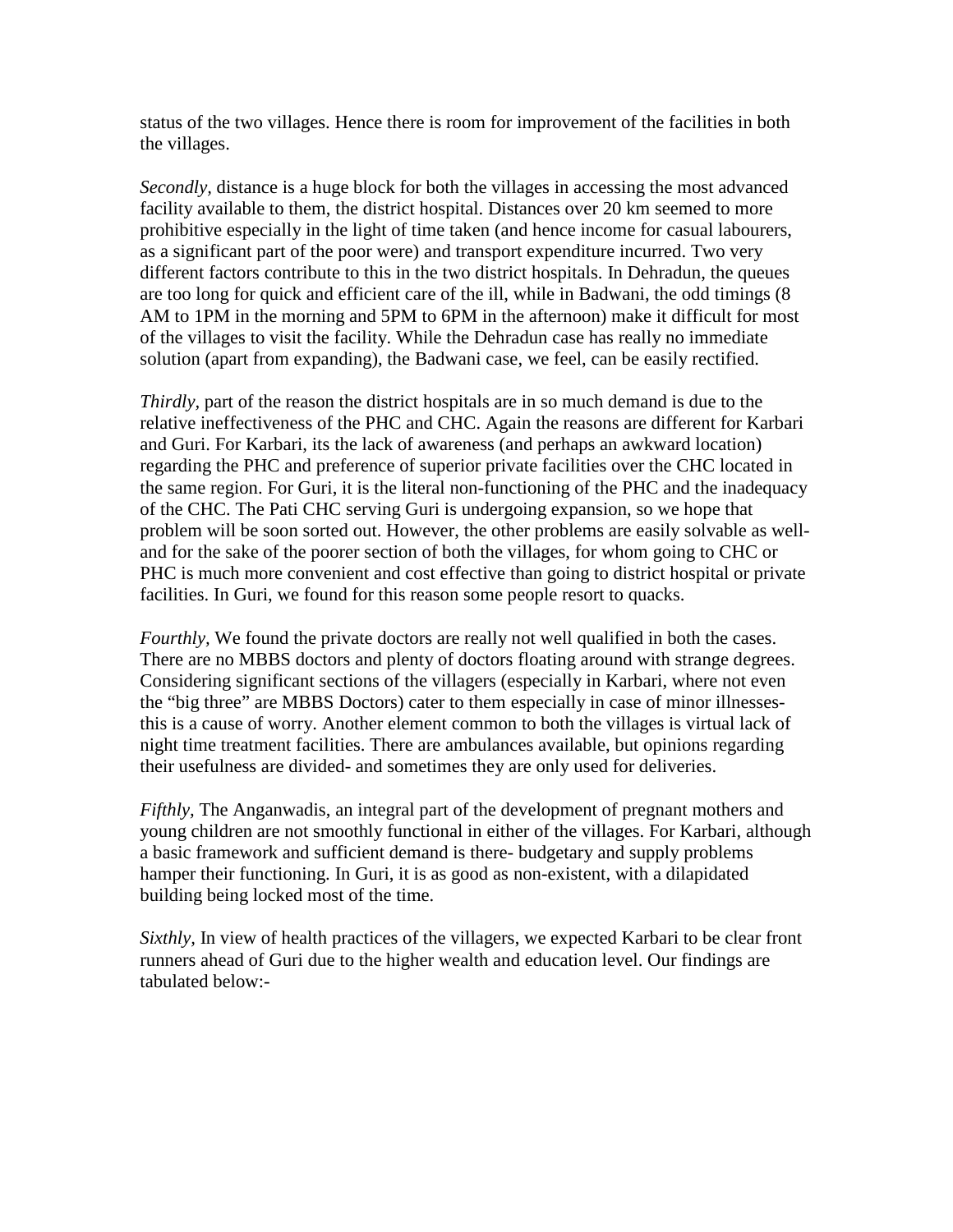status of the two villages. Hence there is room for improvement of the facilities in both the villages.

*Secondly*, distance is a huge block for both the villages in accessing the most advanced facility available to them, the district hospital. Distances over 20 km seemed to more prohibitive especially in the light of time taken (and hence income for casual labourers, as a significant part of the poor were) and transport expenditure incurred. Two very different factors contribute to this in the two district hospitals. In Dehradun, the queues are too long for quick and efficient care of the ill, while in Badwani, the odd timings (8 AM to 1PM in the morning and 5PM to 6PM in the afternoon) make it difficult for most of the villages to visit the facility. While the Dehradun case has really no immediate solution (apart from expanding), the Badwani case, we feel, can be easily rectified.

*Thirdly*, part of the reason the district hospitals are in so much demand is due to the relative ineffectiveness of the PHC and CHC. Again the reasons are different for Karbari and Guri. For Karbari, its the lack of awareness (and perhaps an awkward location) regarding the PHC and preference of superior private facilities over the CHC located in the same region. For Guri, it is the literal non-functioning of the PHC and the inadequacy of the CHC. The Pati CHC serving Guri is undergoing expansion, so we hope that problem will be soon sorted out. However, the other problems are easily solvable as well- and for the sake of the poorer section of both the villages, for whom going to CHC or PHC is much more convenient and cost effective than going to district hospital or private facilities. In Guri, we found for this reason some people resort to quacks.

*Fourthly*, We found the private doctors are really not well qualified in both the cases. There are no MBBS doctors and plenty of doctors floating around with strange degrees. Considering significant sections of the villagers (especially in Karbari, where not even the "big three" are MBBS Doctors) cater to them especially in case of minor illnesses- this is a cause of worry. Another element common to both the villages is virtual lack of night time treatment facilities. There are ambulances available, but opinions regarding their usefulness are divided- and sometimes they are only used for deliveries.

*Fifthly*, The Anganwadis, an integral part of the development of pregnant mothers and young children are not smoothly functional in either of the villages. For Karbari, although a basic framework and sufficient demand is there- budgetary and supply problems hamper their functioning. In Guri, it is as good as non-existent, with a dilapidated building being locked most of the time.

*Sixthly*, In view of health practices of the villagers, we expected Karbari to be clear front runners ahead of Guri due to the higher wealth and education level. Our findings are tabulated below:-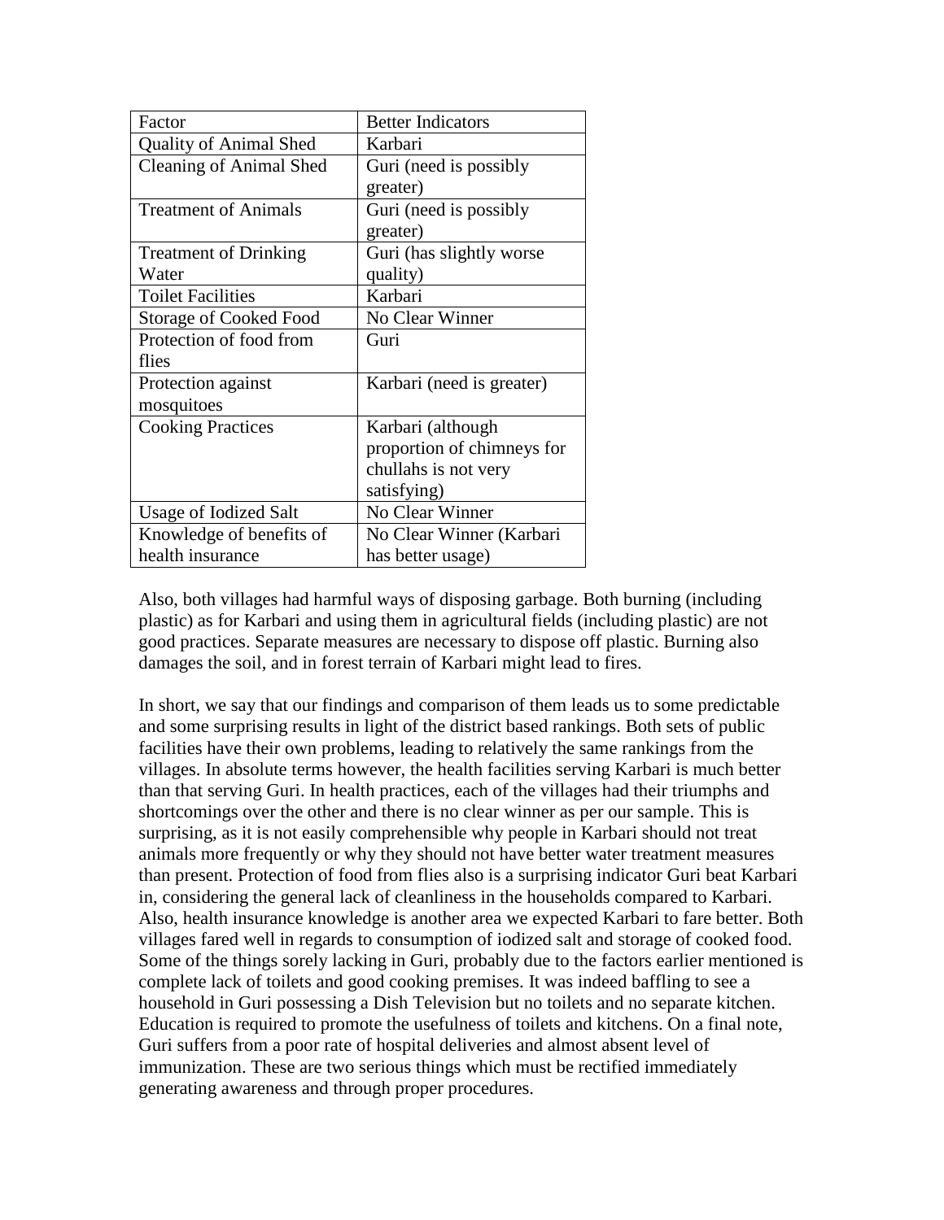| Factor | Better Indicators |
| --- | --- |
| Quality of Animal Shed | Karbari |
| Cleaning of Animal Shed | Guri (need is possibly greater) |
| Treatment of Animals | Guri (need is possibly greater) |
| Treatment of Drinking Water | Guri (has slightly worse quality) |
| Toilet Facilities | Karbari |
| Storage of Cooked Food | No Clear Winner |
| Protection of food from flies | Guri |
| Protection against mosquitoes | Karbari (need is greater) |
| Cooking Practices | Karbari (although proportion of chimneys for chullahs is not very satisfying) |
| Usage of Iodized Salt | No Clear Winner |
| Knowledge of benefits of health insurance | No Clear Winner (Karbari has better usage) |

Also, both villages had harmful ways of disposing garbage. Both burning (including plastic) as for Karbari and using them in agricultural fields (including plastic) are not good practices. Separate measures are necessary to dispose off plastic. Burning also damages the soil, and in forest terrain of Karbari might lead to fires.

In short, we say that our findings and comparison of them leads us to some predictable and some surprising results in light of the district based rankings. Both sets of public facilities have their own problems, leading to relatively the same rankings from the villages. In absolute terms however, the health facilities serving Karbari is much better than that serving Guri. In health practices, each of the villages had their triumphs and shortcomings over the other and there is no clear winner as per our sample. This is surprising, as it is not easily comprehensible why people in Karbari should not treat animals more frequently or why they should not have better water treatment measures than present. Protection of food from flies also is a surprising indicator Guri beat Karbari in, considering the general lack of cleanliness in the households compared to Karbari. Also, health insurance knowledge is another area we expected Karbari to fare better. Both villages fared well in regards to consumption of iodized salt and storage of cooked food. Some of the things sorely lacking in Guri, probably due to the factors earlier mentioned is complete lack of toilets and good cooking premises. It was indeed baffling to see a household in Guri possessing a Dish Television but no toilets and no separate kitchen. Education is required to promote the usefulness of toilets and kitchens. On a final note, Guri suffers from a poor rate of hospital deliveries and almost absent level of immunization. These are two serious things which must be rectified immediately generating awareness and through proper procedures.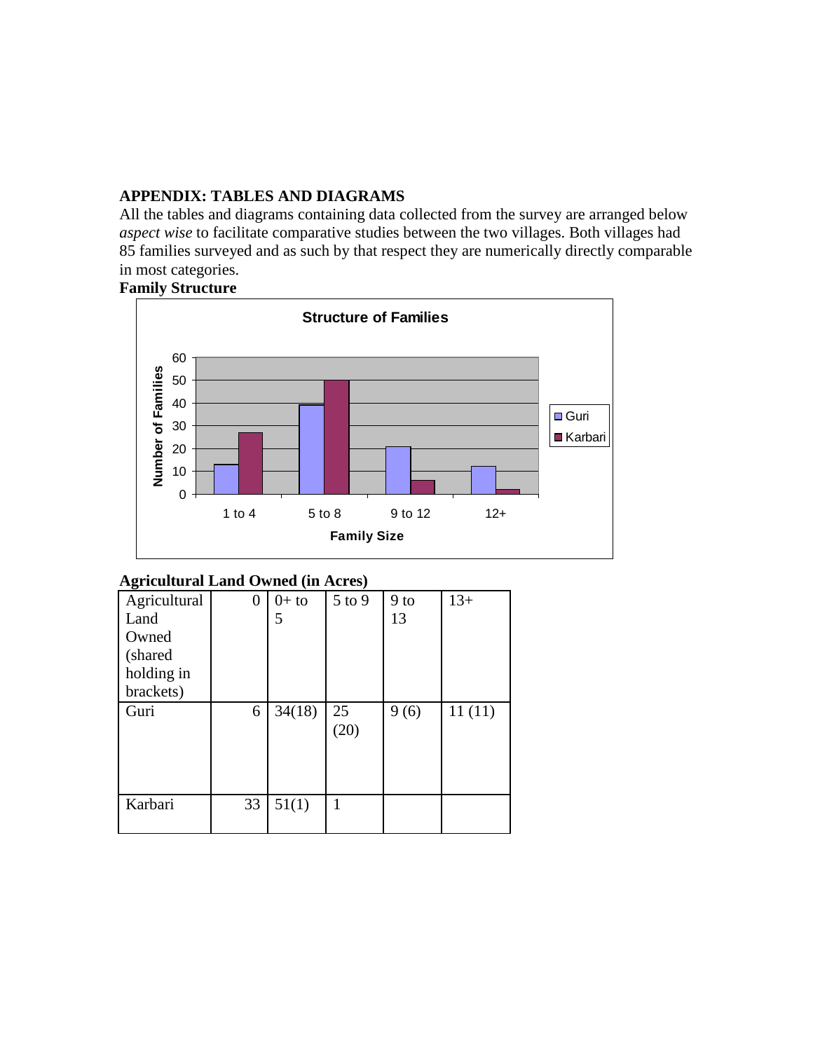## APPENDIX: TABLES AND DIAGRAMS

All the tables and diagrams containing data collected from the survey are arranged below *aspect wise* to facilitate comparative studies between the two villages. Both villages had 85 families surveyed and as such by that respect they are numerically directly comparable in most categories.

### Family Structure

**Structure of Families**

| Family Size | Guri | Karbari |
|---|---|---|
| 1 to 4 | 13 | 27 |
| 5 to 8 | 39 | 50 |
| 9 to 12 | 21 | 6 |
| 12+ | 12 | 2 |

### Agricultural Land Owned (in Acres)

| Agricultural Land Owned (shared holding in brackets) | 0 | 0+ to 5 | 5 to 9 | 9 to 13 | 13+ |
|---|---|---|---|---|---|
| Guri | 6 | 34(18) | 25 (20) | 9 (6) | 11 (11) |
| Karbari | 33 | 51(1) | 1 | | |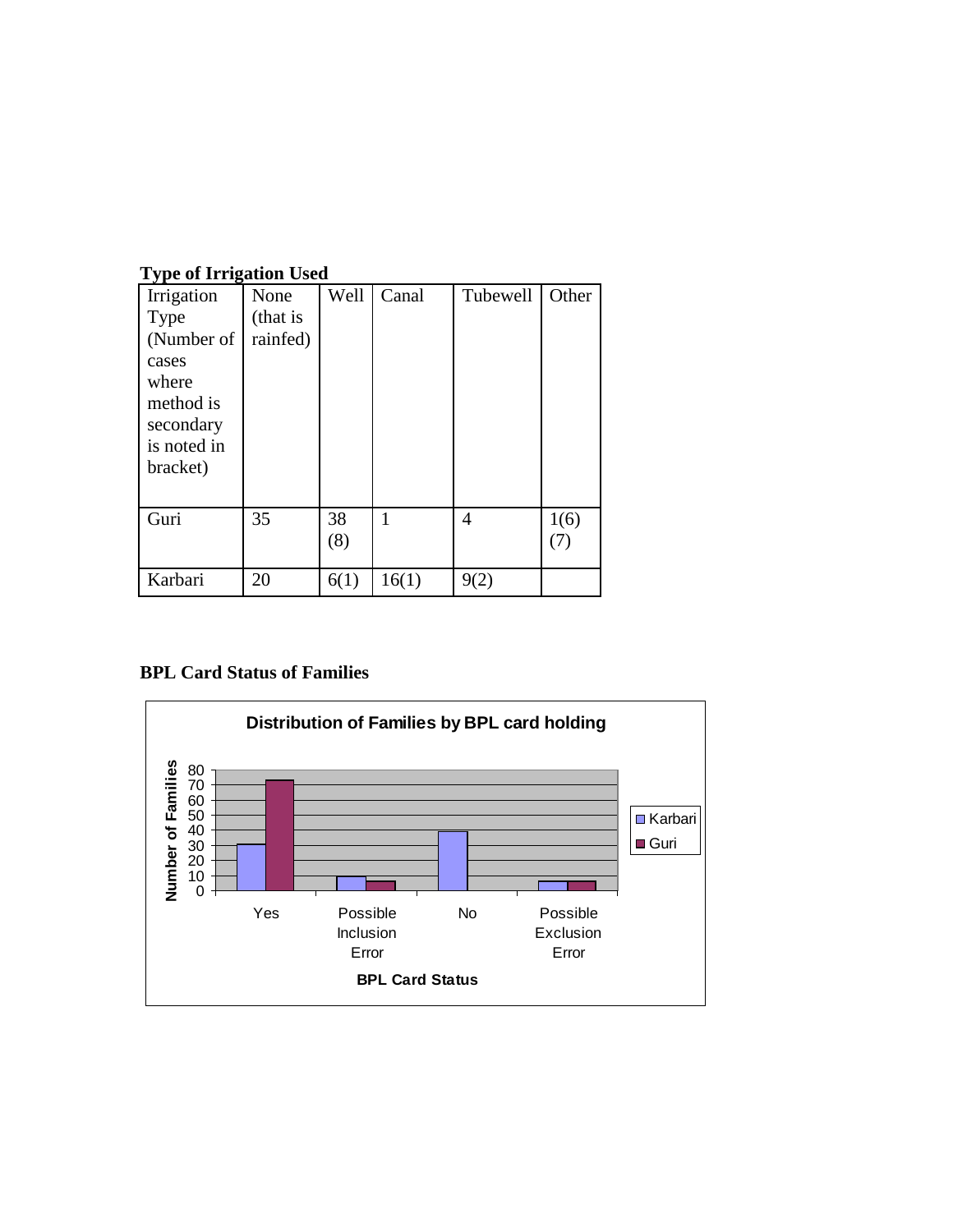**Type of Irrigation Used**

| Irrigation Type (Number of cases where method is secondary is noted in bracket) | None (that is rainfed) | Well | Canal | Tubewell | Other |
|---|---|---|---|---|---|
| Guri | 35 | 38 (8) | 1 | 4 | 1(6) (7) |
| Karbari | 20 | 6(1) | 16(1) | 9(2) | |

**BPL Card Status of Families**

Distribution of Families by BPL card holding

Number of Families

| BPL Card Status | Karbari | Guri |
|---|---|---|
| Yes | 30 | 72 |
| Possible Inclusion Error | 9 | 6 |
| No | 39 | 0 |
| Possible Exclusion Error | 6 | 6 |

BPL Card Status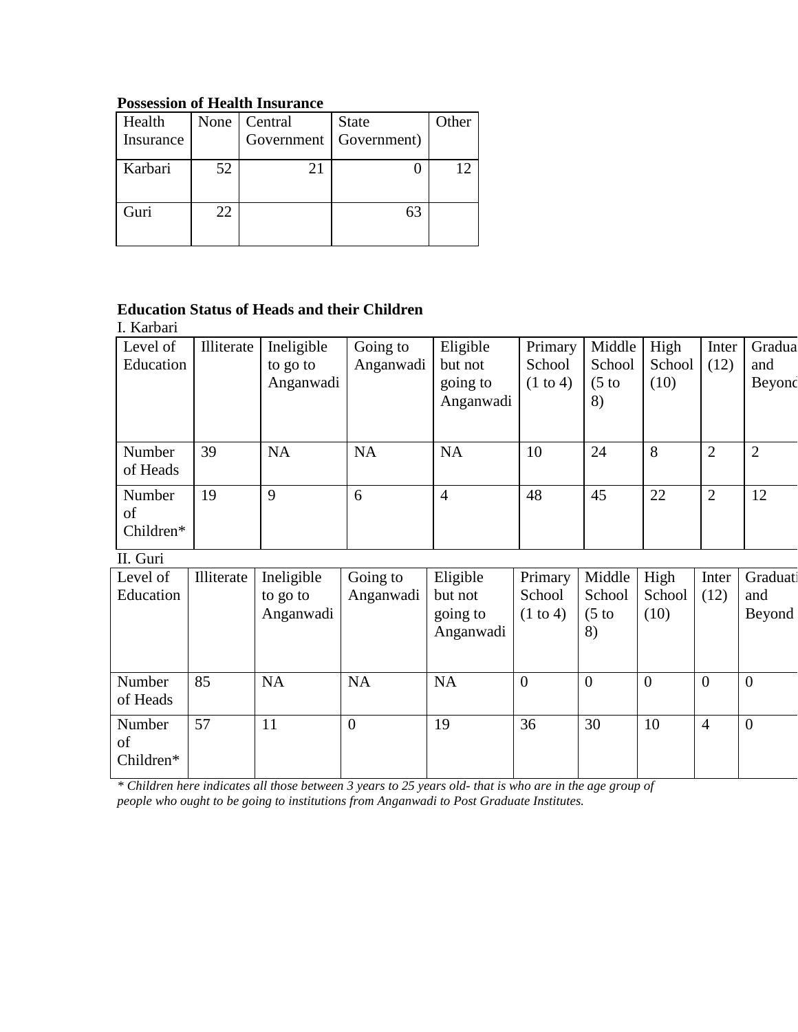**Possession of Health Insurance**

| Health Insurance | None | Central Government | State Government) | Other |
|---|---|---|---|---|
| Karbari | 52 | 21 | 0 | 12 |
| Guri | 22 | | 63 | |

**Education Status of Heads and their Children**

I. Karbari

| Level of Education | Illiterate | Ineligible to go to Anganwadi | Going to Anganwadi | Eligible but not going to Anganwadi | Primary School (1 to 4) | Middle School (5 to 8) | High School (10) | Inter (12) | Graduate and Beyond |
|---|---|---|---|---|---|---|---|---|---|
| Number of Heads | 39 | NA | NA | NA | 10 | 24 | 8 | 2 | 2 |
| Number of Children* | 19 | 9 | 6 | 4 | 48 | 45 | 22 | 2 | 12 |

II. Guri

| Level of Education | Illiterate | Ineligible to go to Anganwadi | Going to Anganwadi | Eligible but not going to Anganwadi | Primary School (1 to 4) | Middle School (5 to 8) | High School (10) | Inter (12) | Graduation and Beyond |
|---|---|---|---|---|---|---|---|---|---|
| Number of Heads | 85 | NA | NA | NA | 0 | 0 | 0 | 0 | 0 |
| Number of Children* | 57 | 11 | 0 | 19 | 36 | 30 | 10 | 4 | 0 |

*\* Children here indicates all those between 3 years to 25 years old- that is who are in the age group of people who ought to be going to institutions from Anganwadi to Post Graduate Institutes.*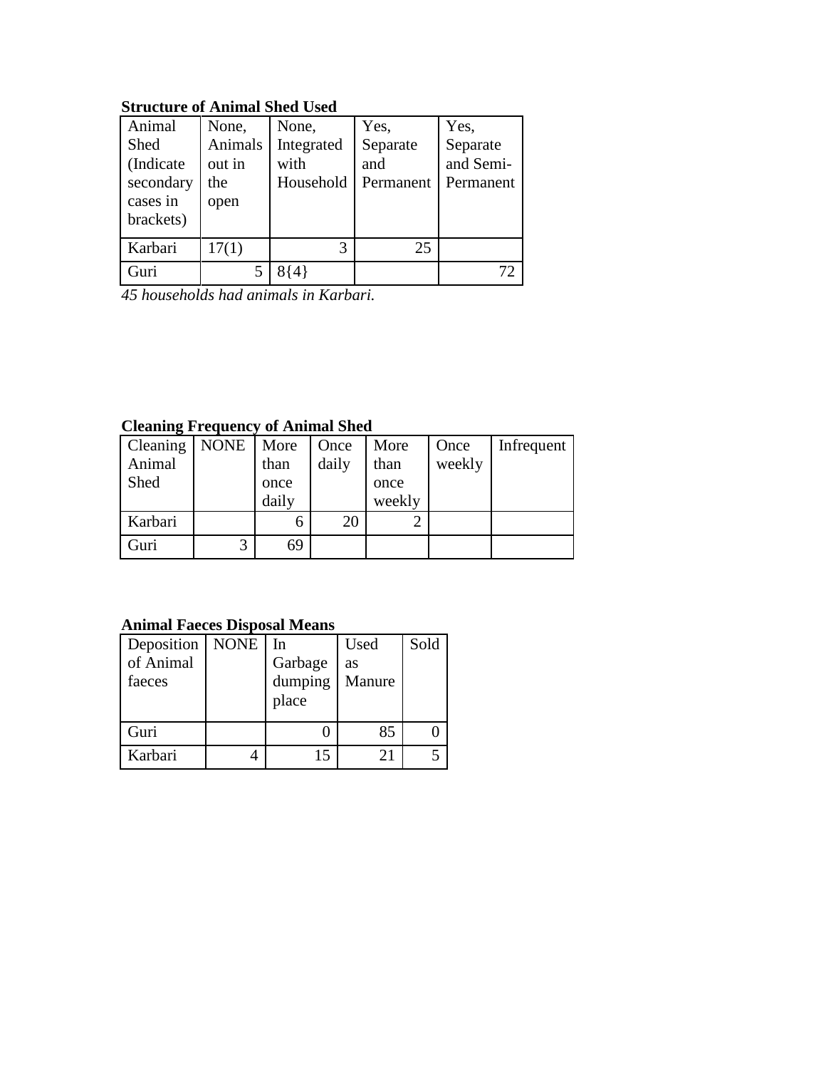**Structure of Animal Shed Used**

| Animal Shed (Indicate secondary cases in brackets) | None, Animals out in the open | None, Integrated with Household | Yes, Separate and Permanent | Yes, Separate and Semi-Permanent |
|---|---|---|---|---|
| Karbari | 17(1) | 3 | 25 | |
| Guri | 5 | 8{4} | | 72 |

*45 households had animals in Karbari.*

**Cleaning Frequency of Animal Shed**

| Cleaning Animal Shed | NONE | More than once daily | Once daily | More than once weekly | Once weekly | Infrequent |
|---|---|---|---|---|---|---|
| Karbari | | 6 | 20 | 2 | | |
| Guri | 3 | 69 | | | | |

**Animal Faeces Disposal Means**

| Deposition of Animal faeces | NONE | In Garbage dumping place | Used as Manure | Sold |
|---|---|---|---|---|
| Guri | | 0 | 85 | 0 |
| Karbari | 4 | 15 | 21 | 5 |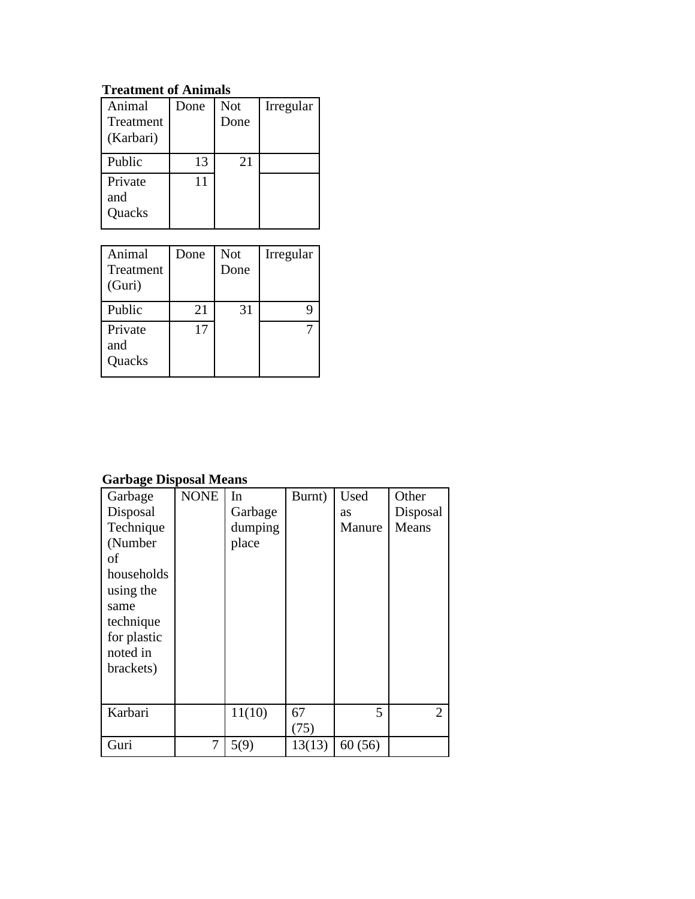**Treatment of Animals**

| Animal Treatment (Karbari) | Done | Not Done | Irregular |
|---|---|---|---|
| Public | 13 | 21 | |
| Private and Quacks | 11 | | |

| Animal Treatment (Guri) | Done | Not Done | Irregular |
|---|---|---|---|
| Public | 21 | 31 | 9 |
| Private and Quacks | 17 | | 7 |

**Garbage Disposal Means**

| Garbage Disposal Technique (Number of households using the same technique for plastic noted in brackets) | NONE | In Garbage dumping place | Burnt) | Used as Manure | Other Disposal Means |
|---|---|---|---|---|---|
| Karbari | | 11(10) | 67 (75) | 5 | 2 |
| Guri | 7 | 5(9) | 13(13) | 60 (56) | |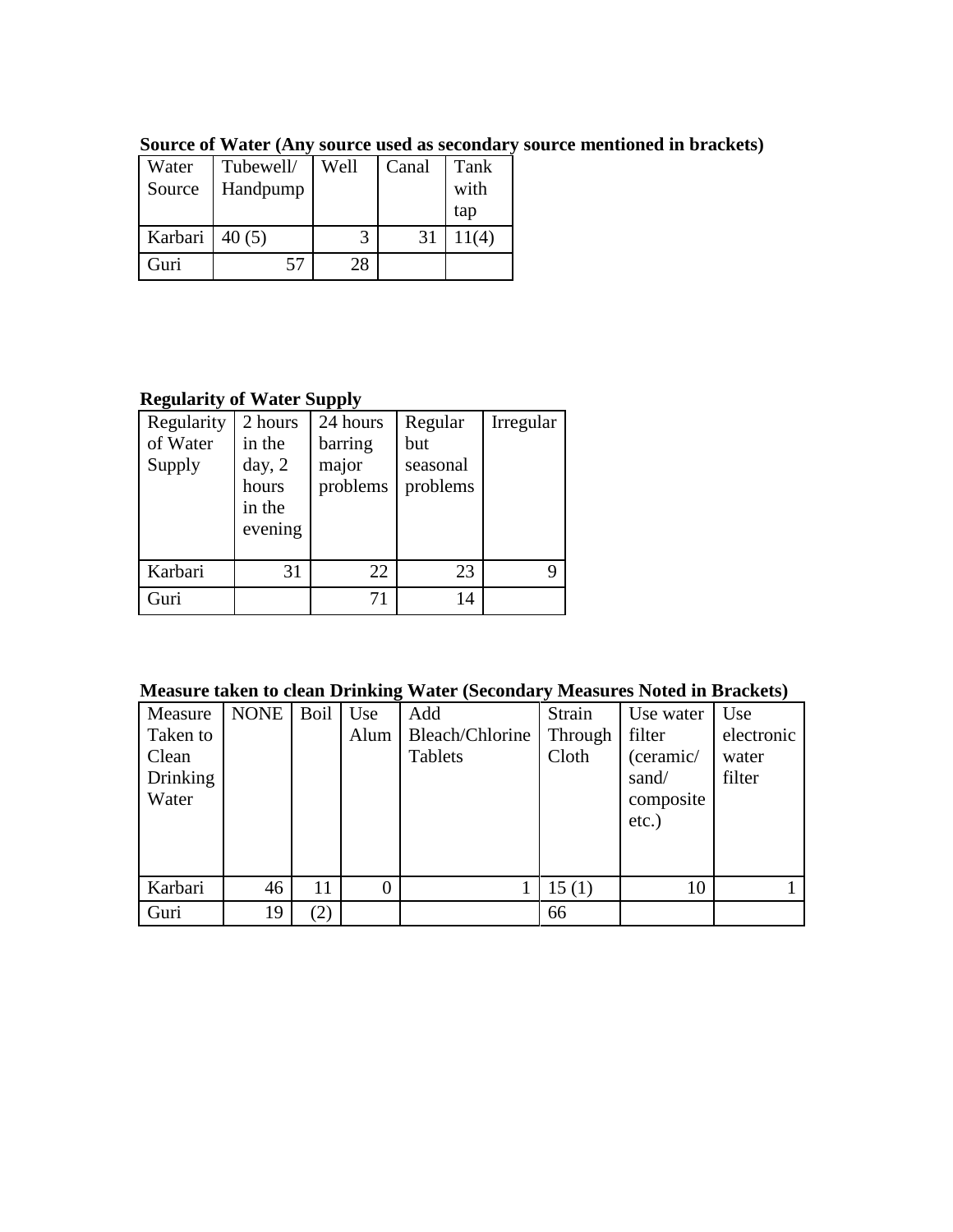**Source of Water (Any source used as secondary source mentioned in brackets)**

| Water Source | Tubewell/ Handpump | Well | Canal | Tank with tap |
|---|---|---|---|---|
| Karbari | 40 (5) | 3 | 31 | 11(4) |
| Guri | 57 | 28 | | |

**Regularity of Water Supply**

| Regularity of Water Supply | 2 hours in the day, 2 hours in the evening | 24 hours barring major problems | Regular but seasonal problems | Irregular |
|---|---|---|---|---|
| Karbari | 31 | 22 | 23 | 9 |
| Guri | | 71 | 14 | |

**Measure taken to clean Drinking Water (Secondary Measures Noted in Brackets)**

| Measure Taken to Clean Drinking Water | NONE | Boil | Use Alum | Add Bleach/Chlorine Tablets | Strain Through Cloth | Use water filter (ceramic/ sand/ composite etc.) | Use electronic water filter |
|---|---|---|---|---|---|---|---|
| Karbari | 46 | 11 | 0 | 1 | 15 (1) | 10 | 1 |
| Guri | 19 | (2) | | | 66 | | |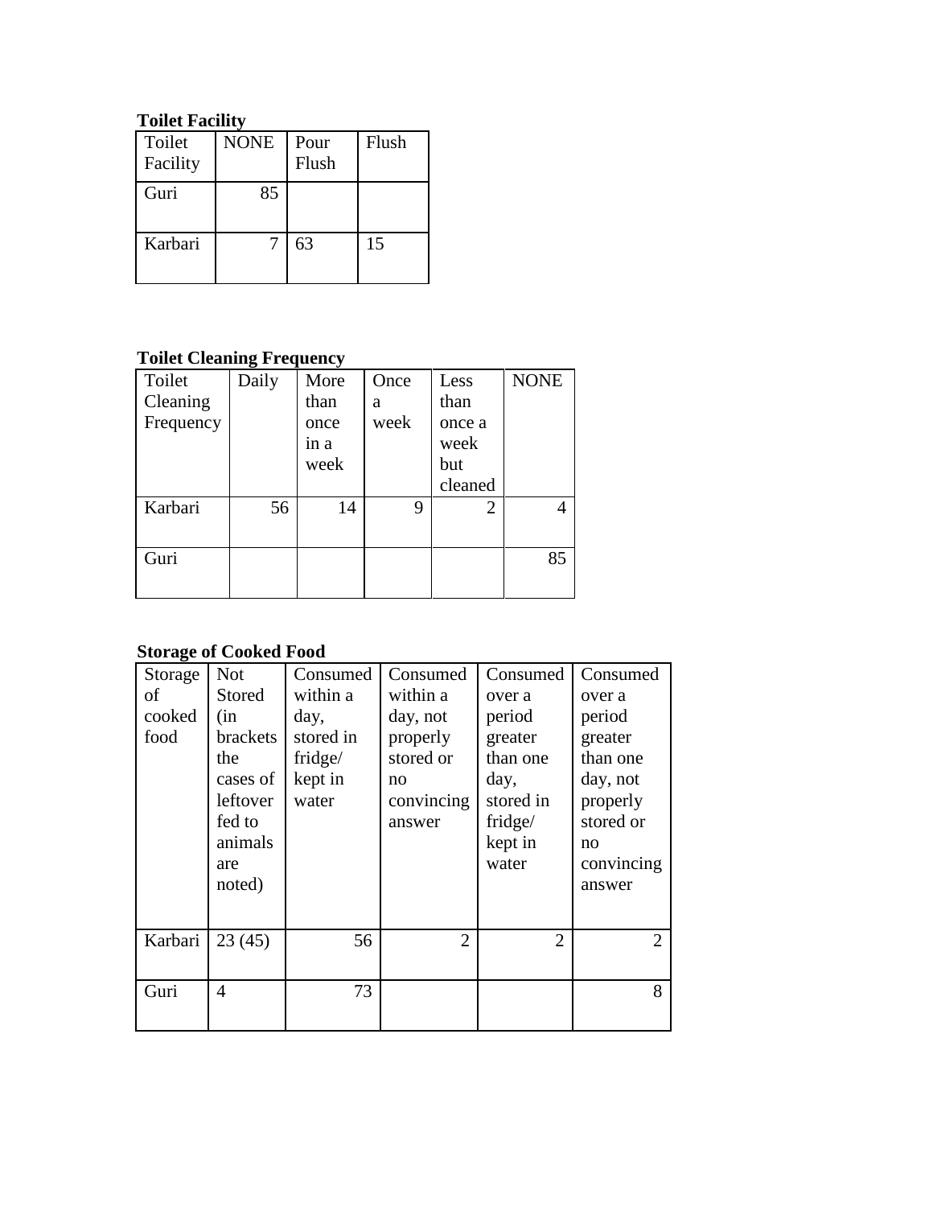**Toilet Facility**

| Toilet Facility | NONE | Pour Flush | Flush |
|---|---|---|---|
| Guri | 85 | | |
| Karbari | 7 | 63 | 15 |

**Toilet Cleaning Frequency**

| Toilet Cleaning Frequency | Daily | More than once in a week | Once a week | Less than once a week but cleaned | NONE |
|---|---|---|---|---|---|
| Karbari | 56 | 14 | 9 | 2 | 4 |
| Guri | | | | | 85 |

**Storage of Cooked Food**

| Storage of cooked food | Not Stored (in brackets the cases of leftover fed to animals are noted) | Consumed within a day, stored in fridge/ kept in water | Consumed within a day, not properly stored or no convincing answer | Consumed over a period greater than one day, stored in fridge/ kept in water | Consumed over a period greater than one day, not properly stored or no convincing answer |
|---|---|---|---|---|---|
| Karbari | 23 (45) | 56 | 2 | 2 | 2 |
| Guri | 4 | 73 | | | 8 |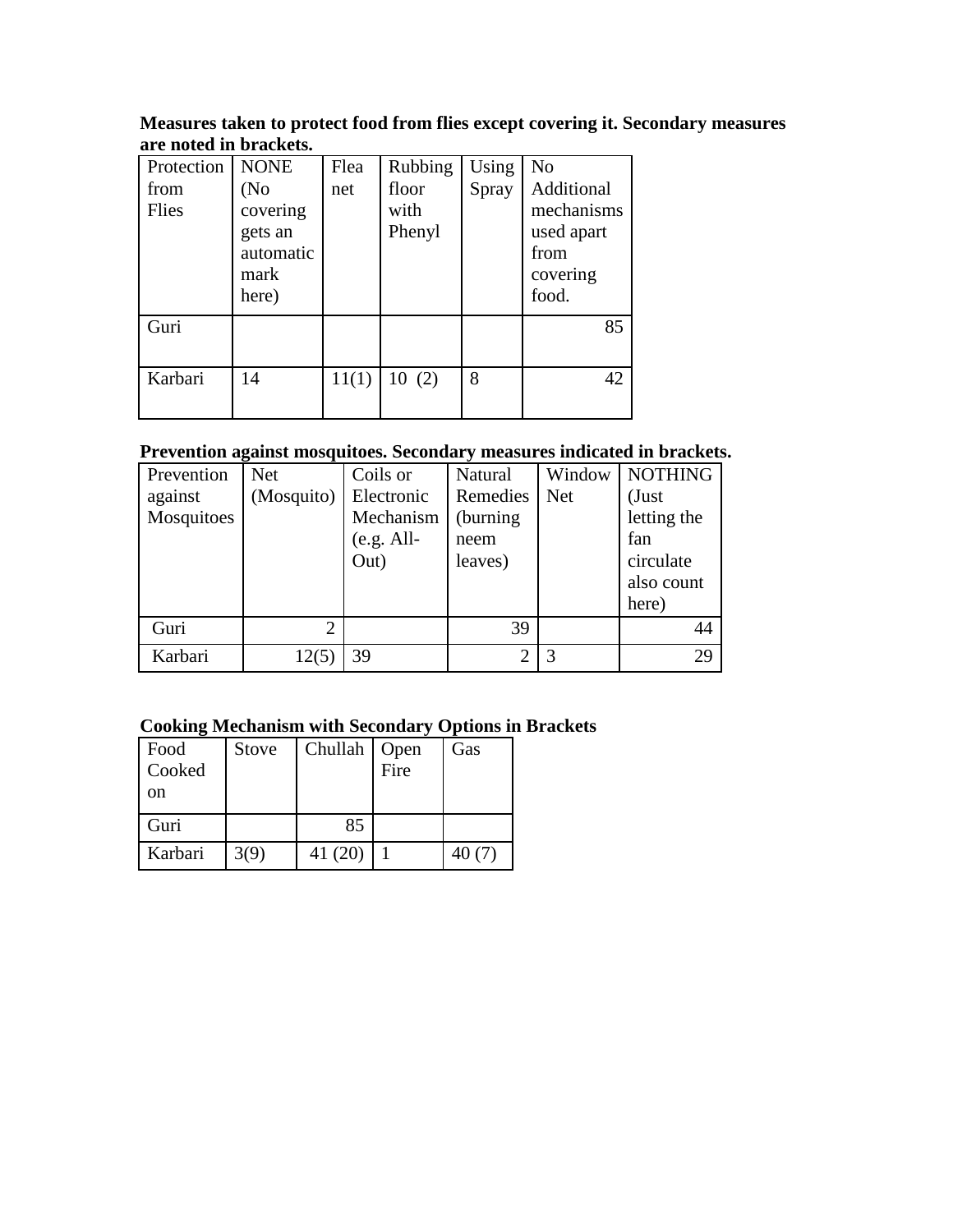**Measures taken to protect food from flies except covering it. Secondary measures are noted in brackets.**

| Protection from Flies | NONE (No covering gets an automatic mark here) | Flea net | Rubbing floor with Phenyl | Using Spray | No Additional mechanisms used apart from covering food. |
| --- | --- | --- | --- | --- | --- |
| Guri | | | | | 85 |
| Karbari | 14 | 11(1) | 10 (2) | 8 | 42 |

**Prevention against mosquitoes. Secondary measures indicated in brackets.**

| Prevention against Mosquitoes | Net (Mosquito) | Coils or Electronic Mechanism (e.g. All-Out) | Natural Remedies (burning neem leaves) | Window Net | NOTHING (Just letting the fan circulate also count here) |
| --- | --- | --- | --- | --- | --- |
| Guri | 2 | | 39 | | 44 |
| Karbari | 12(5) | 39 | 2 | 3 | 29 |

**Cooking Mechanism with Secondary Options in Brackets**

| Food Cooked on | Stove | Chullah | Open Fire | Gas |
| --- | --- | --- | --- | --- |
| Guri | | 85 | | |
| Karbari | 3(9) | 41 (20) | 1 | 40 (7) |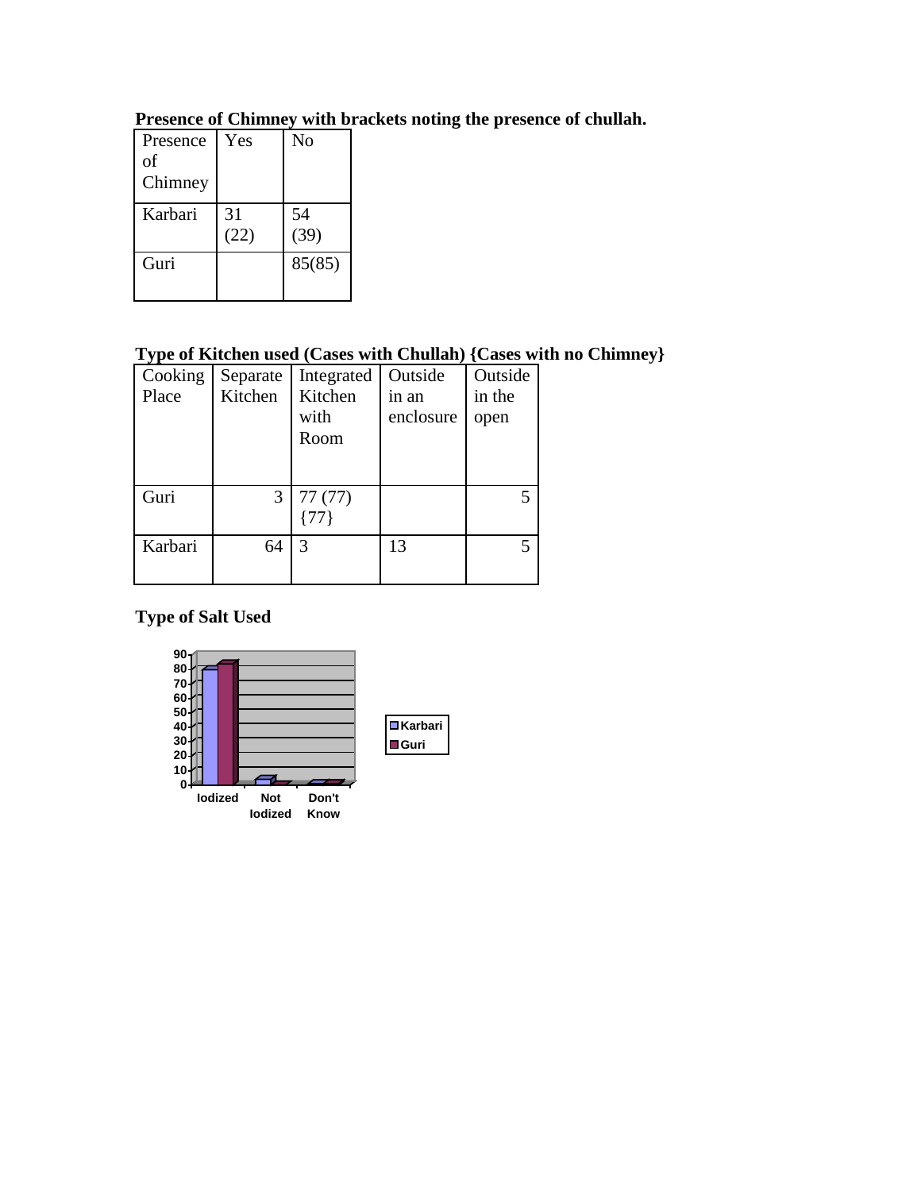**Presence of Chimney with brackets noting the presence of chullah.**

| Presence of Chimney | Yes | No |
|---|---|---|
| Karbari | 31 (22) | 54 (39) |
| Guri | | 85(85) |

**Type of Kitchen used (Cases with Chullah) {Cases with no Chimney}**

| Cooking Place | Separate Kitchen | Integrated Kitchen with Room | Outside in an enclosure | Outside in the open |
|---|---|---|---|---|
| Guri | 3 | 77 (77) {77} | | 5 |
| Karbari | 64 | 3 | 13 | 5 |

**Type of Salt Used**

| | Karbari | Guri |
|---|---|---|
| Iodized | ~80 | ~83 |
| Not Iodized | ~4 | ~0 |
| Don't Know | ~1 | ~1 |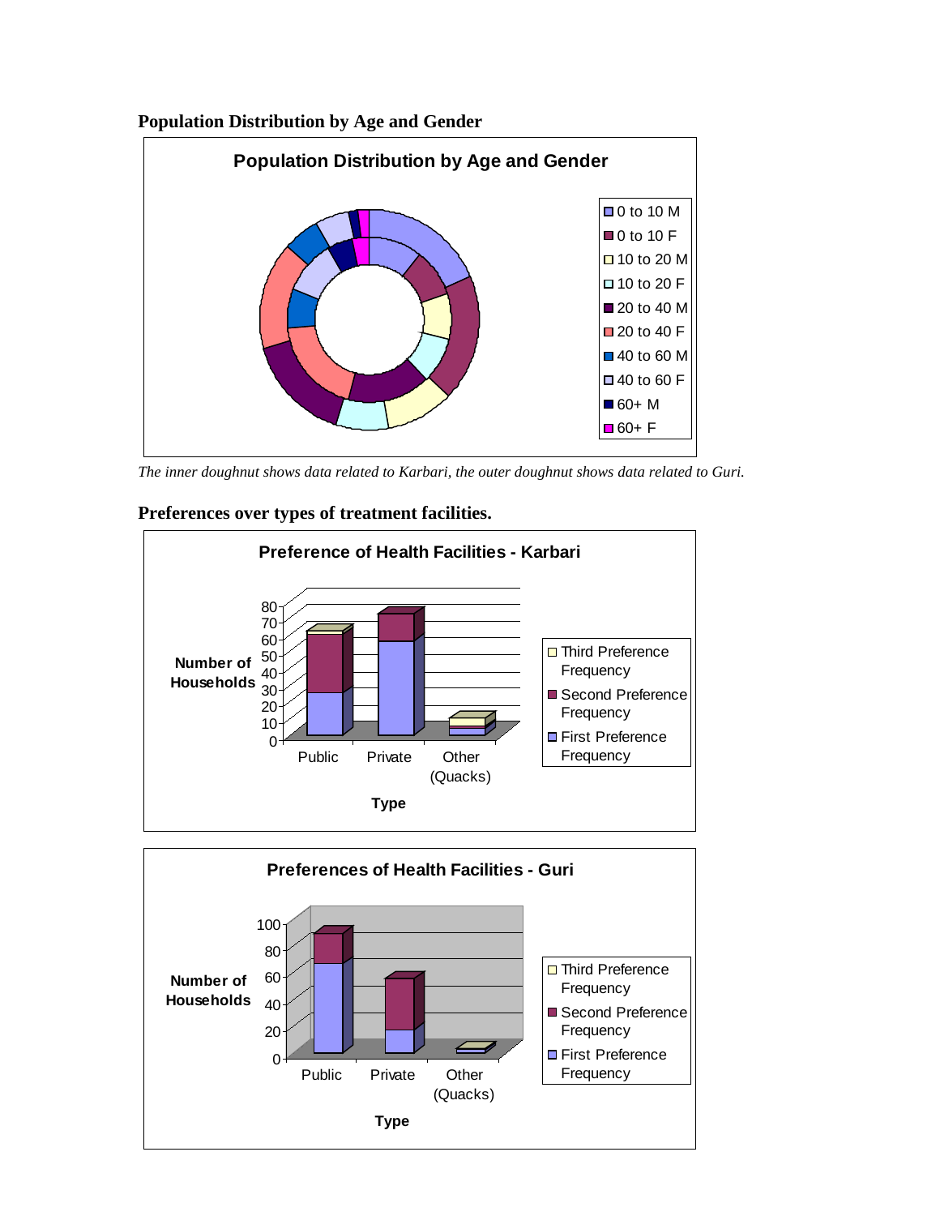**Population Distribution by Age and Gender**

*The inner doughnut shows data related to Karbari, the outer doughnut shows data related to Guri.*

**Preferences over types of treatment facilities.**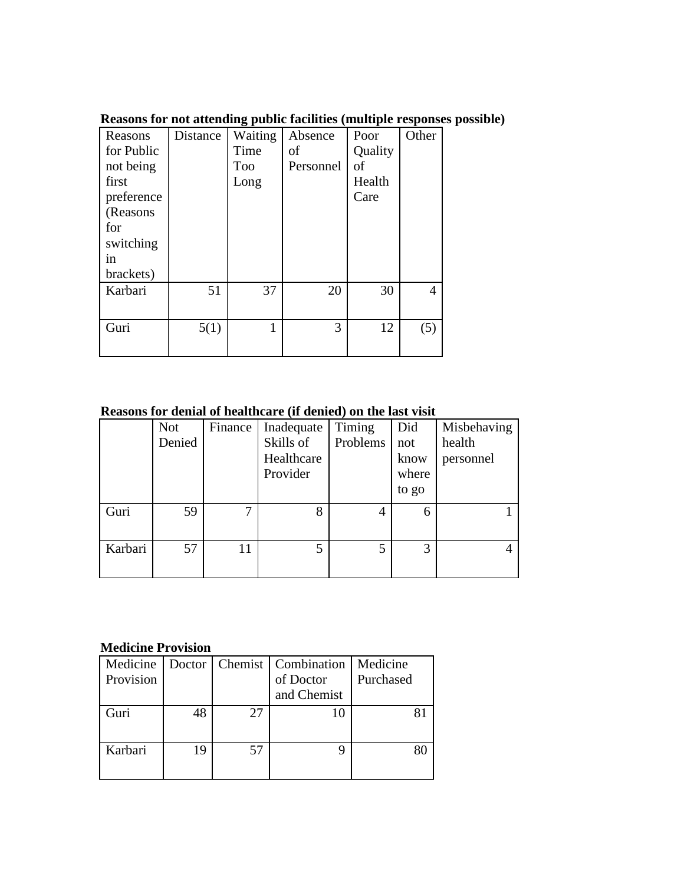**Reasons for not attending public facilities (multiple responses possible)**

| Reasons for Public not being first preference (Reasons for switching in brackets) | Distance | Waiting Time Too Long | Absence of Personnel | Poor Quality of Health Care | Other |
|---|---|---|---|---|---|
| Karbari | 51 | 37 | 20 | 30 | 4 |
| Guri | 5(1) | 1 | 3 | 12 | (5) |

**Reasons for denial of healthcare (if denied) on the last visit**

| | Not Denied | Finance | Inadequate Skills of Healthcare Provider | Timing Problems | Did not know where to go | Misbehaving health personnel |
|---|---|---|---|---|---|---|
| Guri | 59 | 7 | 8 | 4 | 6 | 1 |
| Karbari | 57 | 11 | 5 | 5 | 3 | 4 |

**Medicine Provision**

| Medicine Provision | Doctor | Chemist | Combination of Doctor and Chemist | Medicine Purchased |
|---|---|---|---|---|
| Guri | 48 | 27 | 10 | 81 |
| Karbari | 19 | 57 | 9 | 80 |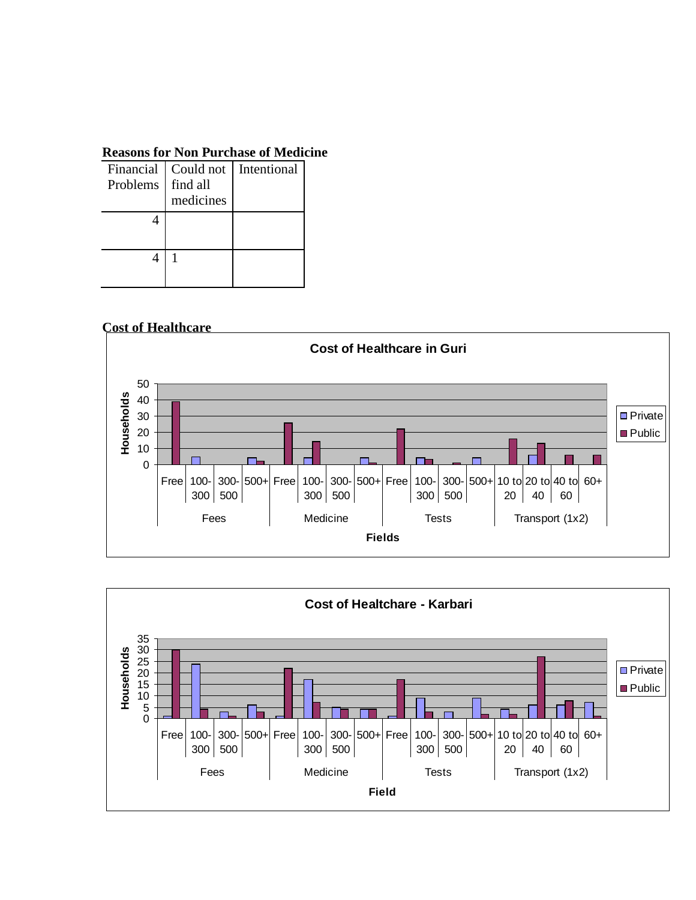**Reasons for Non Purchase of Medicine**

| Financial Problems | Could not find all medicines | Intentional |
|---|---|---|
| 4 | | |
| 4 | 1 | |

**Cost of Healthcare**

**Cost of Healthcare in Guri**

Households

| Field | Category | Private | Public |
|---|---|---|---|
| Fees | Free | | 39 |
| | 100-300 | 5 | |
| | 300-500 | | |
| | 500+ | 4 | 2 |
| Medicine | Free | | 26 |
| | 100-300 | 4 | 14 |
| | 300-500 | | |
| | 500+ | 4 | 1 |
| Tests | Free | | 22 |
| | 100-300 | 4 | 3 |
| | 300-500 | | 1 |
| | 500+ | 4 | |
| Transport (1x2) | 10 to 20 | | 16 |
| | 20 to 40 | 6 | 13 |
| | 40 to 60 | | 6 |
| | 60+ | | 6 |

Fields

**Cost of Healtchare - Karbari**

Households

| Field | Category | Private | Public |
|---|---|---|---|
| Fees | Free | 1 | 30 |
| | 100-300 | 24 | 4 |
| | 300-500 | 3 | 1 |
| | 500+ | 6 | 3 |
| Medicine | Free | 1 | 22 |
| | 100-300 | 17 | 7 |
| | 300-500 | 5 | 4 |
| | 500+ | 4 | 4 |
| Tests | Free | 1 | 17 |
| | 100-300 | 9 | 3 |
| | 300-500 | 3 | |
| | 500+ | 9 | 2 |
| Transport (1x2) | 10 to 20 | 4 | 2 |
| | 20 to 40 | 6 | 27 |
| | 40 to 60 | 6 | 8 |
| | 60+ | 7 | 1 |

Field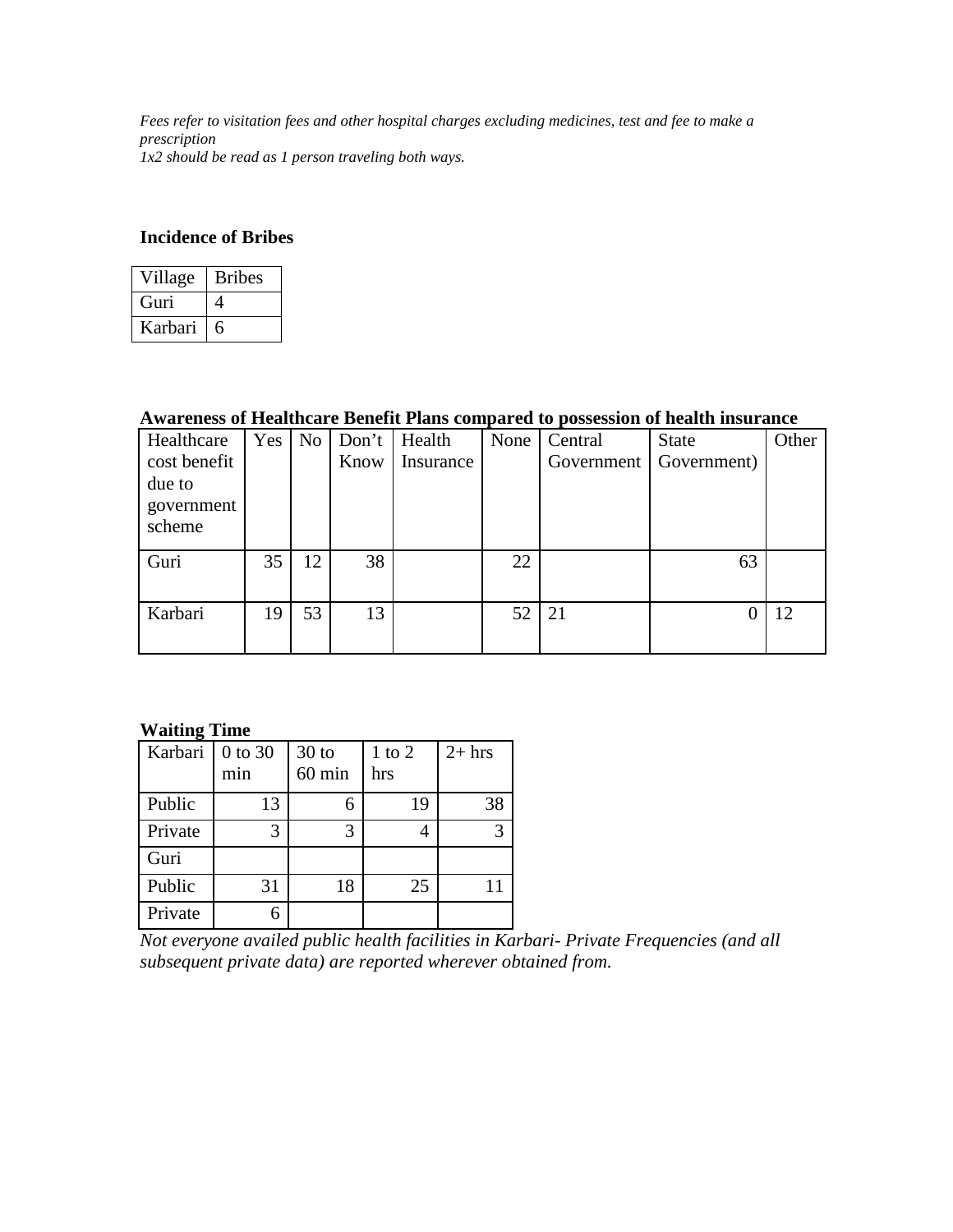*Fees refer to visitation fees and other hospital charges excluding medicines, test and fee to make a prescription*
*1x2 should be read as 1 person traveling both ways.*

**Incidence of Bribes**

| Village | Bribes |
|---|---|
| Guri | 4 |
| Karbari | 6 |

**Awareness of Healthcare Benefit Plans compared to possession of health insurance**

| Healthcare cost benefit due to government scheme | Yes | No | Don't Know | Health Insurance | None | Central Government | State Government) | Other |
|---|---|---|---|---|---|---|---|---|
| Guri | 35 | 12 | 38 | | 22 | | 63 | |
| Karbari | 19 | 53 | 13 | | 52 | 21 | 0 | 12 |

**Waiting Time**

| Karbari | 0 to 30 min | 30 to 60 min | 1 to 2 hrs | 2+ hrs |
|---|---|---|---|---|
| Public | 13 | 6 | 19 | 38 |
| Private | 3 | 3 | 4 | 3 |
| Guri | | | | |
| Public | 31 | 18 | 25 | 11 |
| Private | 6 | | | |

*Not everyone availed public health facilities in Karbari- Private Frequencies (and all subsequent private data) are reported wherever obtained from.*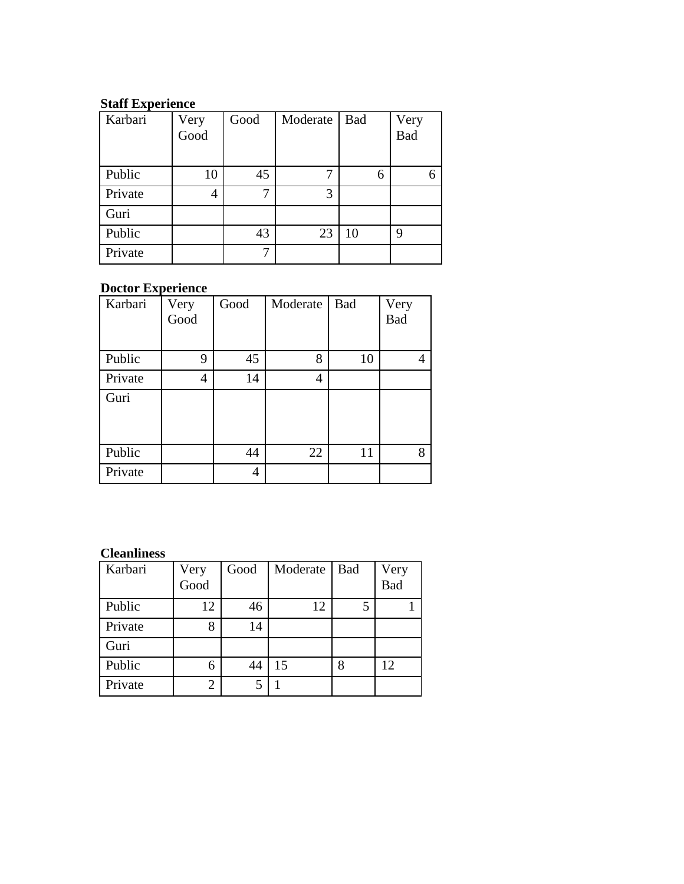**Staff Experience**

| Karbari | Very Good | Good | Moderate | Bad | Very Bad |
|---|---|---|---|---|---|
| Public | 10 | 45 | 7 | 6 | 6 |
| Private | 4 | 7 | 3 | | |
| Guri | | | | | |
| Public | | 43 | 23 | 10 | 9 |
| Private | | 7 | | | |

**Doctor Experience**

| Karbari | Very Good | Good | Moderate | Bad | Very Bad |
|---|---|---|---|---|---|
| Public | 9 | 45 | 8 | 10 | 4 |
| Private | 4 | 14 | 4 | | |
| Guri | | | | | |
| Public | | 44 | 22 | 11 | 8 |
| Private | | 4 | | | |

**Cleanliness**

| Karbari | Very Good | Good | Moderate | Bad | Very Bad |
|---|---|---|---|---|---|
| Public | 12 | 46 | 12 | 5 | 1 |
| Private | 8 | 14 | | | |
| Guri | | | | | |
| Public | 6 | 44 | 15 | 8 | 12 |
| Private | 2 | 5 | 1 | | |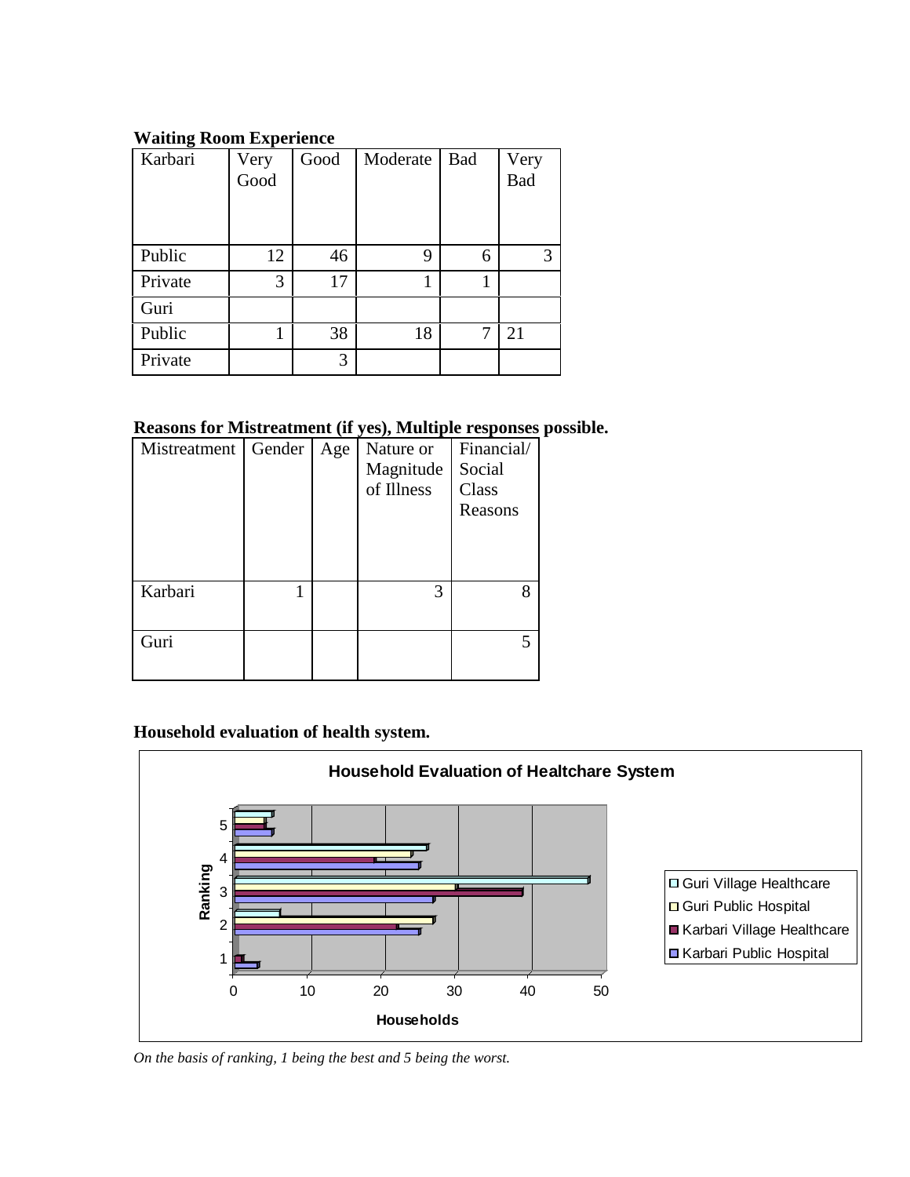**Waiting Room Experience**

| Karbari | Very Good | Good | Moderate | Bad | Very Bad |
|---|---|---|---|---|---|
| Public | 12 | 46 | 9 | 6 | 3 |
| Private | 3 | 17 | 1 | 1 | |
| Guri | | | | | |
| Public | 1 | 38 | 18 | 7 | 21 |
| Private | | 3 | | | |

**Reasons for Mistreatment (if yes), Multiple responses possible.**

| Mistreatment | Gender | Age | Nature or Magnitude of Illness | Financial/ Social Class Reasons |
|---|---|---|---|---|
| Karbari | 1 | | 3 | 8 |
| Guri | | | | 5 |

**Household evaluation of health system.**

Household Evaluation of Healtchare System

*On the basis of ranking, 1 being the best and 5 being the worst.*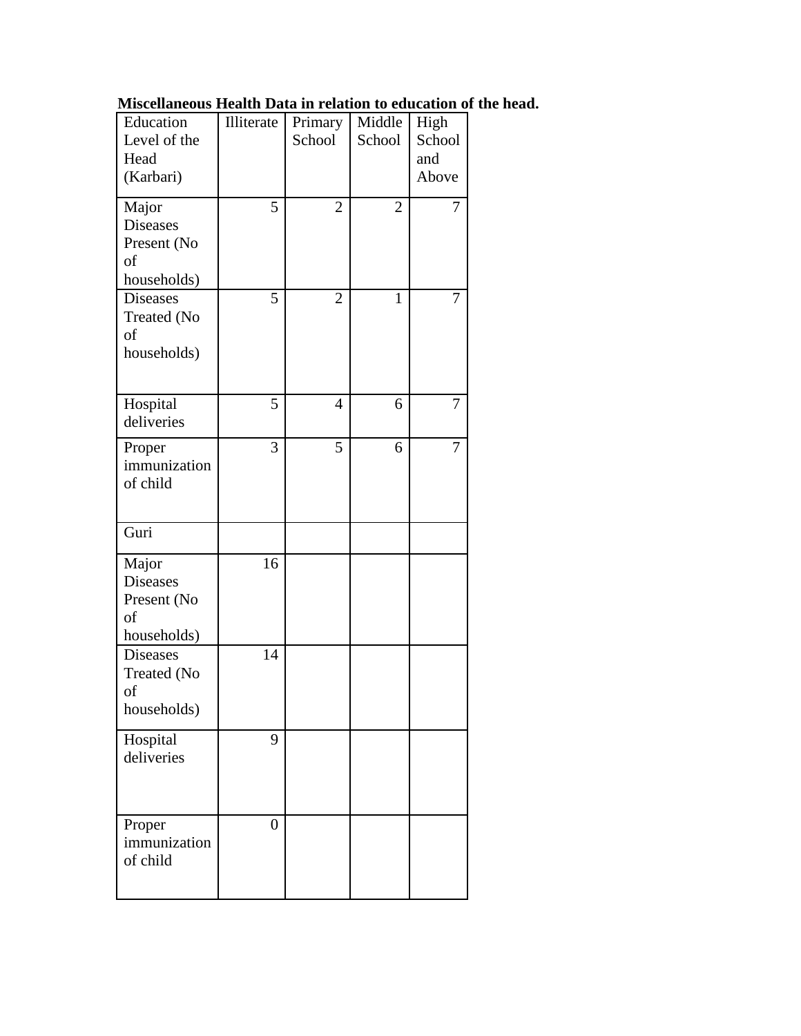**Miscellaneous Health Data in relation to education of the head.**

| Education Level of the Head (Karbari) | Illiterate | Primary School | Middle School | High School and Above |
|---|---|---|---|---|
| Major Diseases Present (No of households) | 5 | 2 | 2 | 7 |
| Diseases Treated (No of households) | 5 | 2 | 1 | 7 |
| Hospital deliveries | 5 | 4 | 6 | 7 |
| Proper immunization of child | 3 | 5 | 6 | 7 |
| Guri | | | | |
| Major Diseases Present (No of households) | 16 | | | |
| Diseases Treated (No of households) | 14 | | | |
| Hospital deliveries | 9 | | | |
| Proper immunization of child | 0 | | | |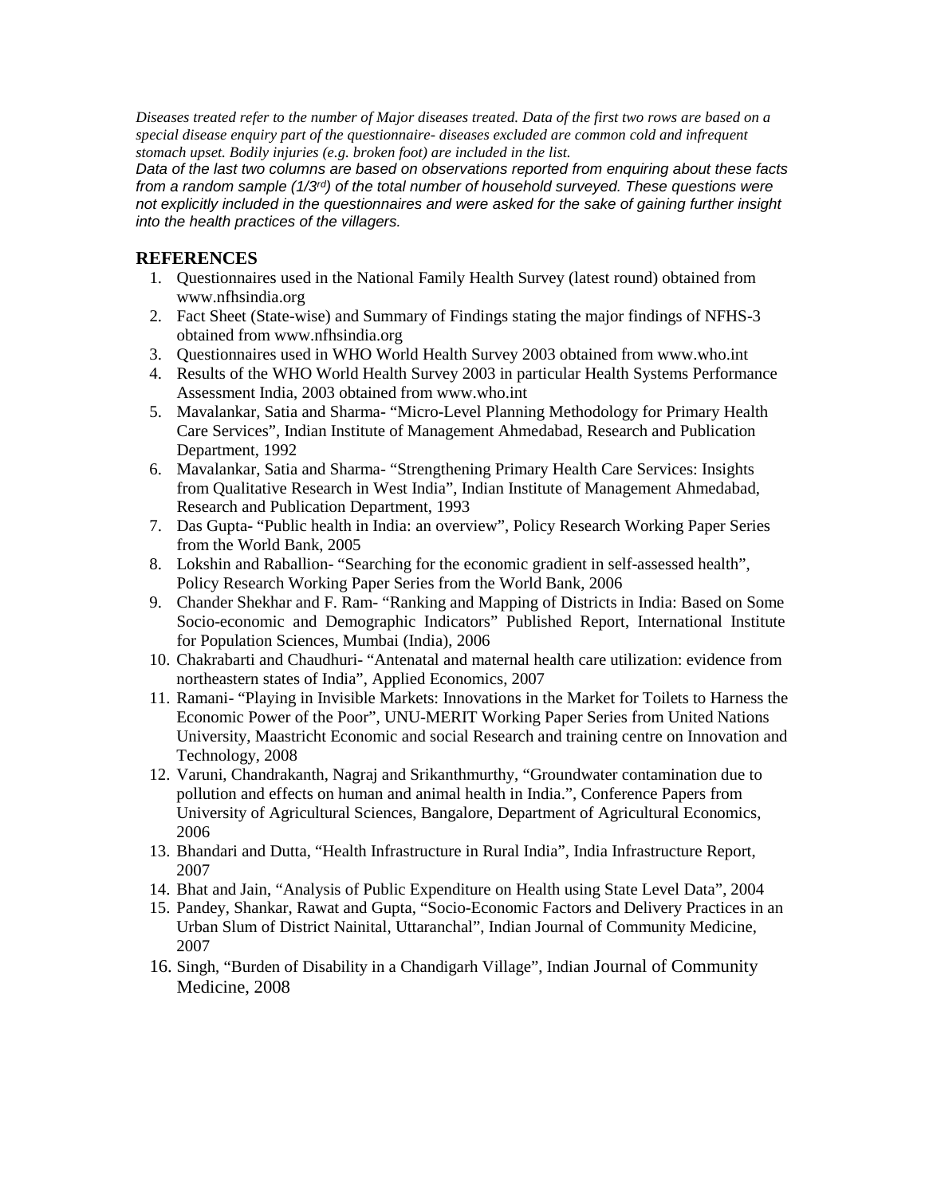*Diseases treated refer to the number of Major diseases treated. Data of the first two rows are based on a special disease enquiry part of the questionnaire- diseases excluded are common cold and infrequent stomach upset. Bodily injuries (e.g. broken foot) are included in the list.*

*Data of the last two columns are based on observations reported from enquiring about these facts from a random sample (1/3rd) of the total number of household surveyed. These questions were not explicitly included in the questionnaires and were asked for the sake of gaining further insight into the health practices of the villagers.*

## REFERENCES

1. Questionnaires used in the National Family Health Survey (latest round) obtained from www.nfhsindia.org
2. Fact Sheet (State-wise) and Summary of Findings stating the major findings of NFHS-3 obtained from www.nfhsindia.org
3. Questionnaires used in WHO World Health Survey 2003 obtained from www.who.int
4. Results of the WHO World Health Survey 2003 in particular Health Systems Performance Assessment India, 2003 obtained from www.who.int
5. Mavalankar, Satia and Sharma- "Micro-Level Planning Methodology for Primary Health Care Services", Indian Institute of Management Ahmedabad, Research and Publication Department, 1992
6. Mavalankar, Satia and Sharma- "Strengthening Primary Health Care Services: Insights from Qualitative Research in West India", Indian Institute of Management Ahmedabad, Research and Publication Department, 1993
7. Das Gupta- "Public health in India: an overview", Policy Research Working Paper Series from the World Bank, 2005
8. Lokshin and Raballion- "Searching for the economic gradient in self-assessed health", Policy Research Working Paper Series from the World Bank, 2006
9. Chander Shekhar and F. Ram- "Ranking and Mapping of Districts in India: Based on Some Socio-economic and Demographic Indicators" Published Report, International Institute for Population Sciences, Mumbai (India), 2006
10. Chakrabarti and Chaudhuri- "Antenatal and maternal health care utilization: evidence from northeastern states of India", Applied Economics, 2007
11. Ramani- "Playing in Invisible Markets: Innovations in the Market for Toilets to Harness the Economic Power of the Poor", UNU-MERIT Working Paper Series from United Nations University, Maastricht Economic and social Research and training centre on Innovation and Technology, 2008
12. Varuni, Chandrakanth, Nagraj and Srikanthmurthy, "Groundwater contamination due to pollution and effects on human and animal health in India.", Conference Papers from University of Agricultural Sciences, Bangalore, Department of Agricultural Economics, 2006
13. Bhandari and Dutta, "Health Infrastructure in Rural India", India Infrastructure Report, 2007
14. Bhat and Jain, "Analysis of Public Expenditure on Health using State Level Data", 2004
15. Pandey, Shankar, Rawat and Gupta, "Socio-Economic Factors and Delivery Practices in an Urban Slum of District Nainital, Uttaranchal", Indian Journal of Community Medicine, 2007
16. Singh, "Burden of Disability in a Chandigarh Village", Indian Journal of Community Medicine, 2008